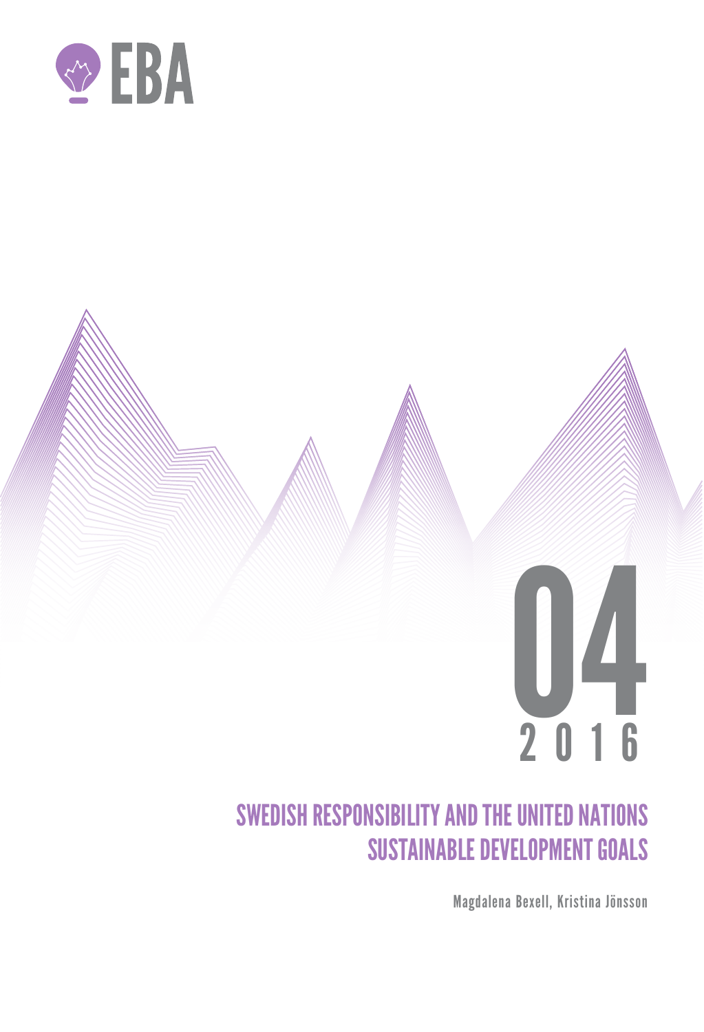EBA

04

2016

# SWEDISH RESPONSIBILITY AND THE UNITED NATIONS SUSTAINABLE DEVELOPMENT GOALS

Magdalena Bexell, Kristina Jönsson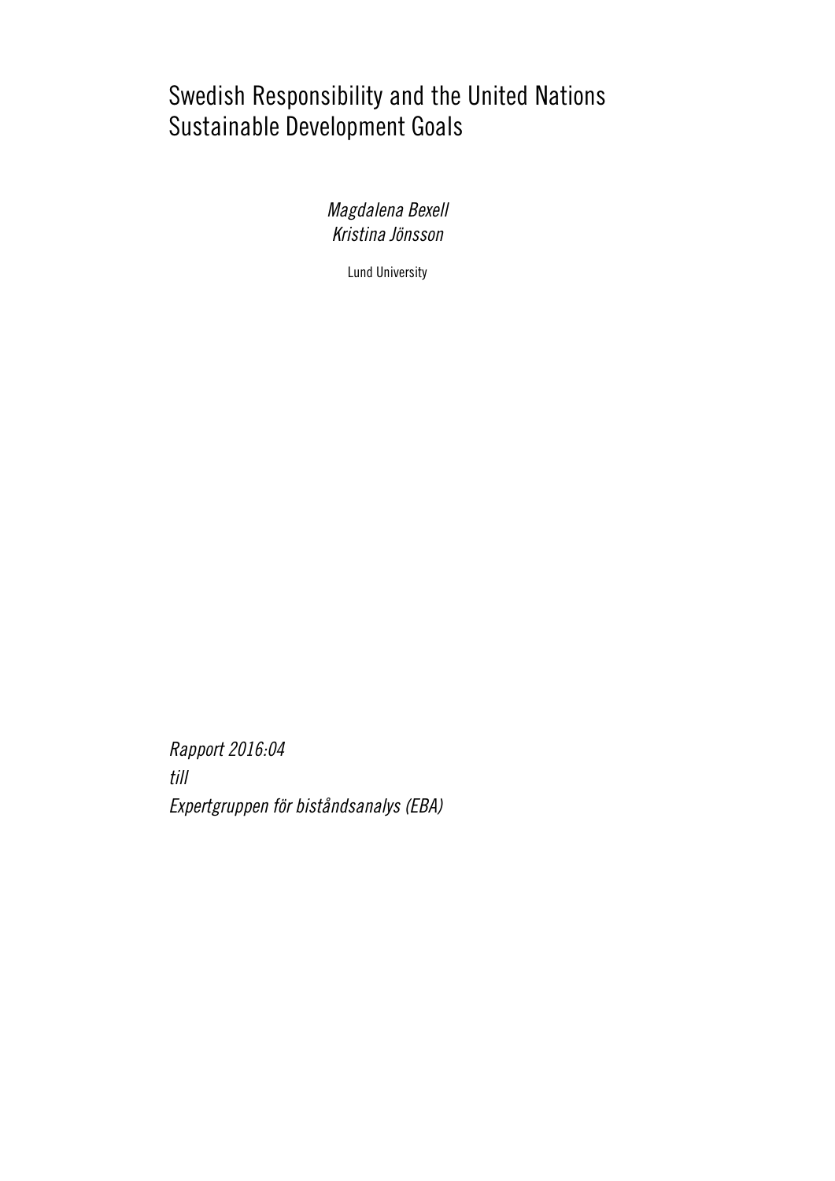# Swedish Responsibility and the United Nations Sustainable Development Goals

*Magdalena Bexell*
*Kristina Jönsson*

Lund University

*Rapport 2016:04*
*till*
*Expertgruppen för biståndsanalys (EBA)*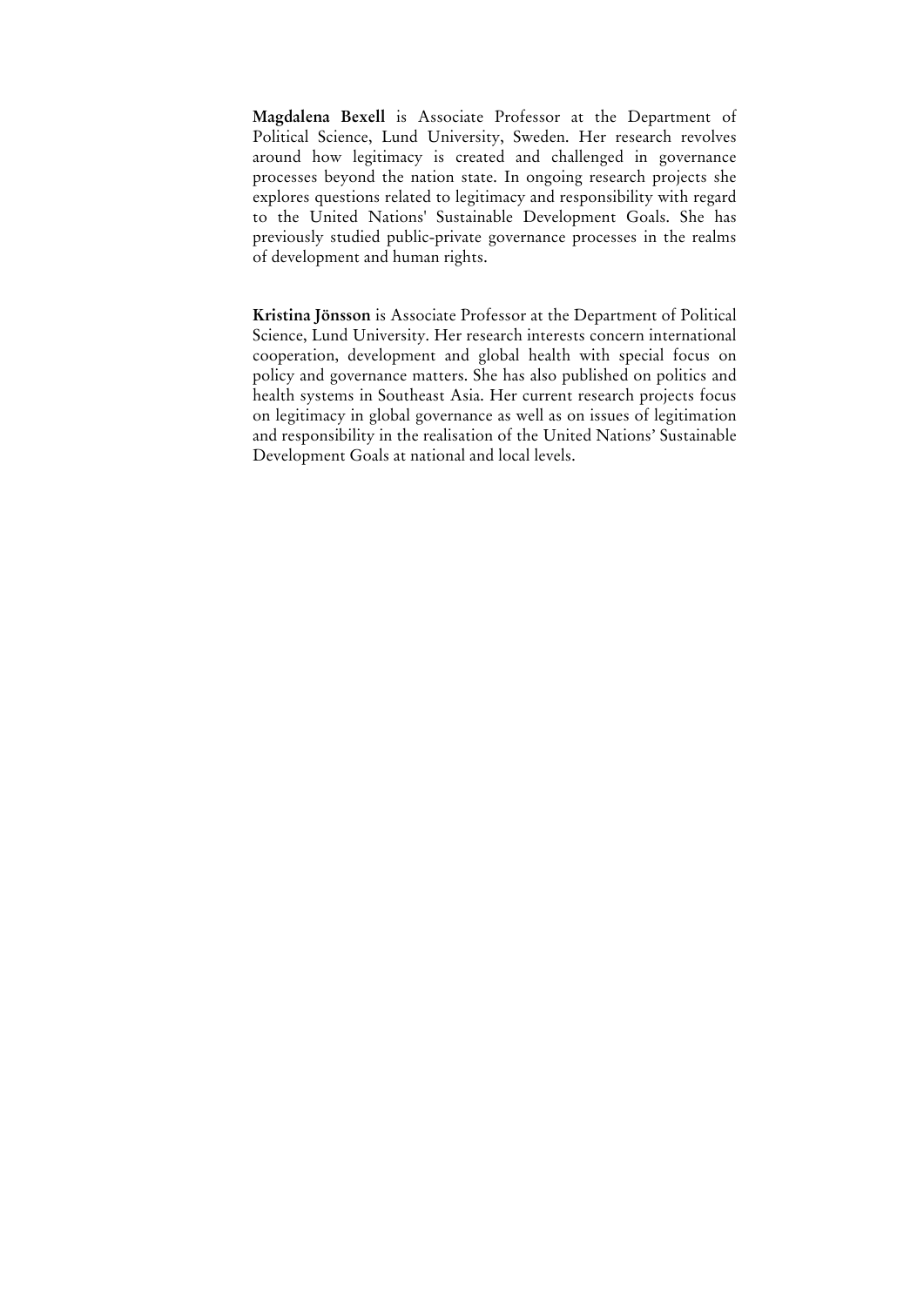**Magdalena Bexell** is Associate Professor at the Department of Political Science, Lund University, Sweden. Her research revolves around how legitimacy is created and challenged in governance processes beyond the nation state. In ongoing research projects she explores questions related to legitimacy and responsibility with regard to the United Nations' Sustainable Development Goals. She has previously studied public-private governance processes in the realms of development and human rights.

**Kristina Jönsson** is Associate Professor at the Department of Political Science, Lund University. Her research interests concern international cooperation, development and global health with special focus on policy and governance matters. She has also published on politics and health systems in Southeast Asia. Her current research projects focus on legitimacy in global governance as well as on issues of legitimation and responsibility in the realisation of the United Nations' Sustainable Development Goals at national and local levels.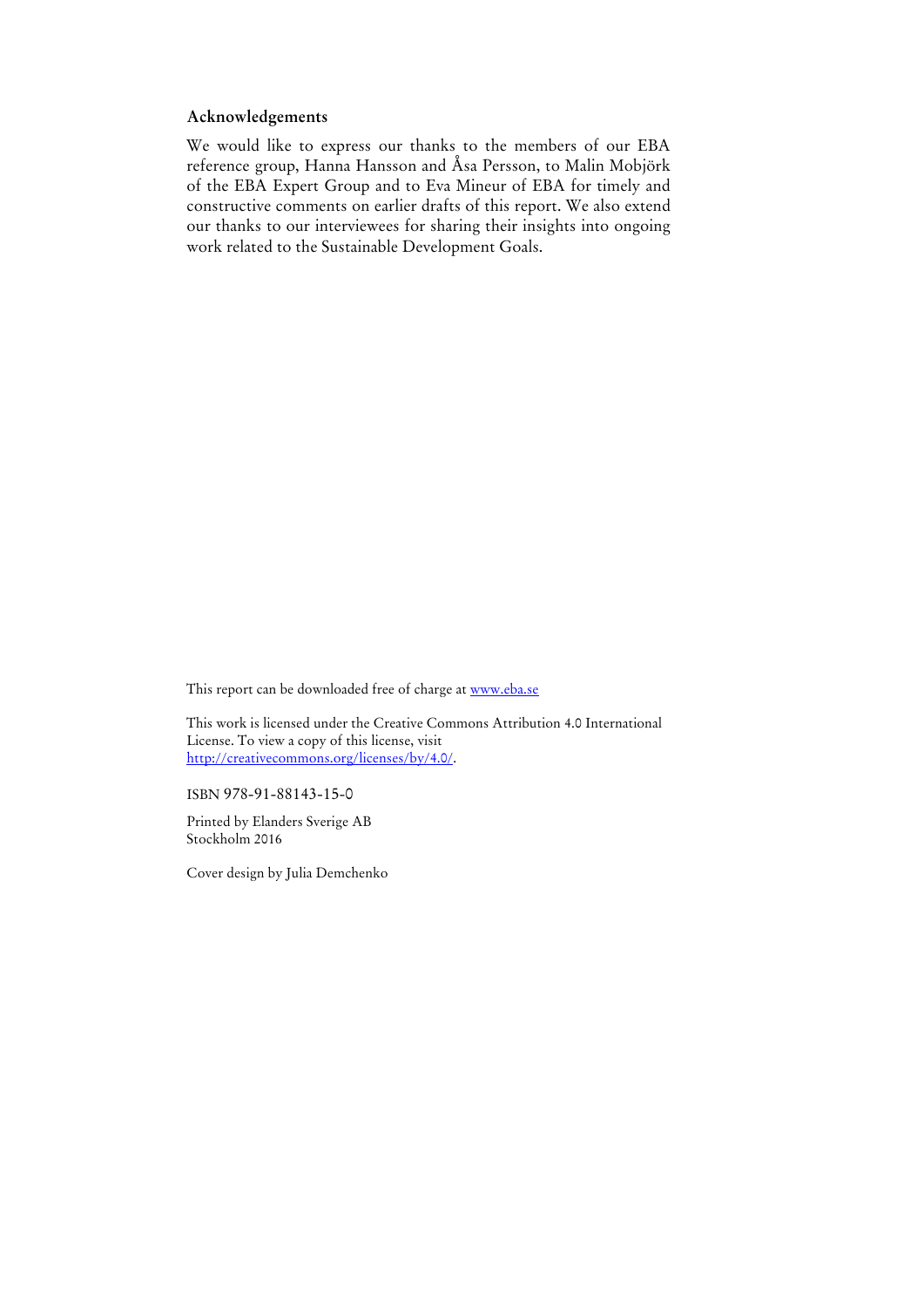### Acknowledgements

We would like to express our thanks to the members of our EBA reference group, Hanna Hansson and Åsa Persson, to Malin Mobjörk of the EBA Expert Group and to Eva Mineur of EBA for timely and constructive comments on earlier drafts of this report. We also extend our thanks to our interviewees for sharing their insights into ongoing work related to the Sustainable Development Goals.

This report can be downloaded free of charge at [www.eba.se](http://www.eba.se)

This work is licensed under the Creative Commons Attribution 4.0 International License. To view a copy of this license, visit [http://creativecommons.org/licenses/by/4.0/](http://creativecommons.org/licenses/by/4.0/).

ISBN 978-91-88143-15-0

Printed by Elanders Sverige AB
Stockholm 2016

Cover design by Julia Demchenko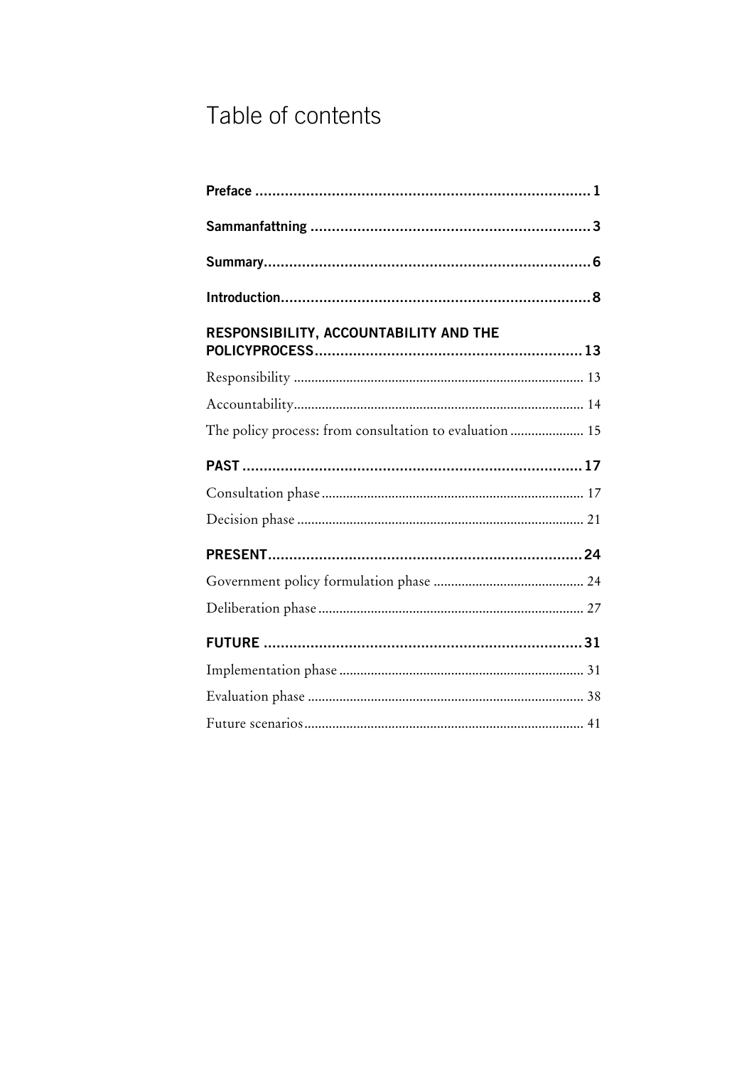# Table of contents

**Preface** ............................................................................. **1**

**Sammanfattning** ................................................................. **3**

**Summary** ............................................................................ **6**

**Introduction** ........................................................................ **8**

**RESPONSIBILITY, ACCOUNTABILITY AND THE POLICYPROCESS** ............................................................. **13**

Responsibility ................................................................................ 13

Accountability ................................................................................ 14

The policy process: from consultation to evaluation ..................... 15

**PAST** ................................................................................ **17**

Consultation phase ......................................................................... 17

Decision phase ................................................................................ 21

**PRESENT** .......................................................................... **24**

Government policy formulation phase ........................................... 24

Deliberation phase .......................................................................... 27

**FUTURE** ........................................................................... **31**

Implementation phase .................................................................... 31

Evaluation phase ............................................................................. 38

Future scenarios .............................................................................. 41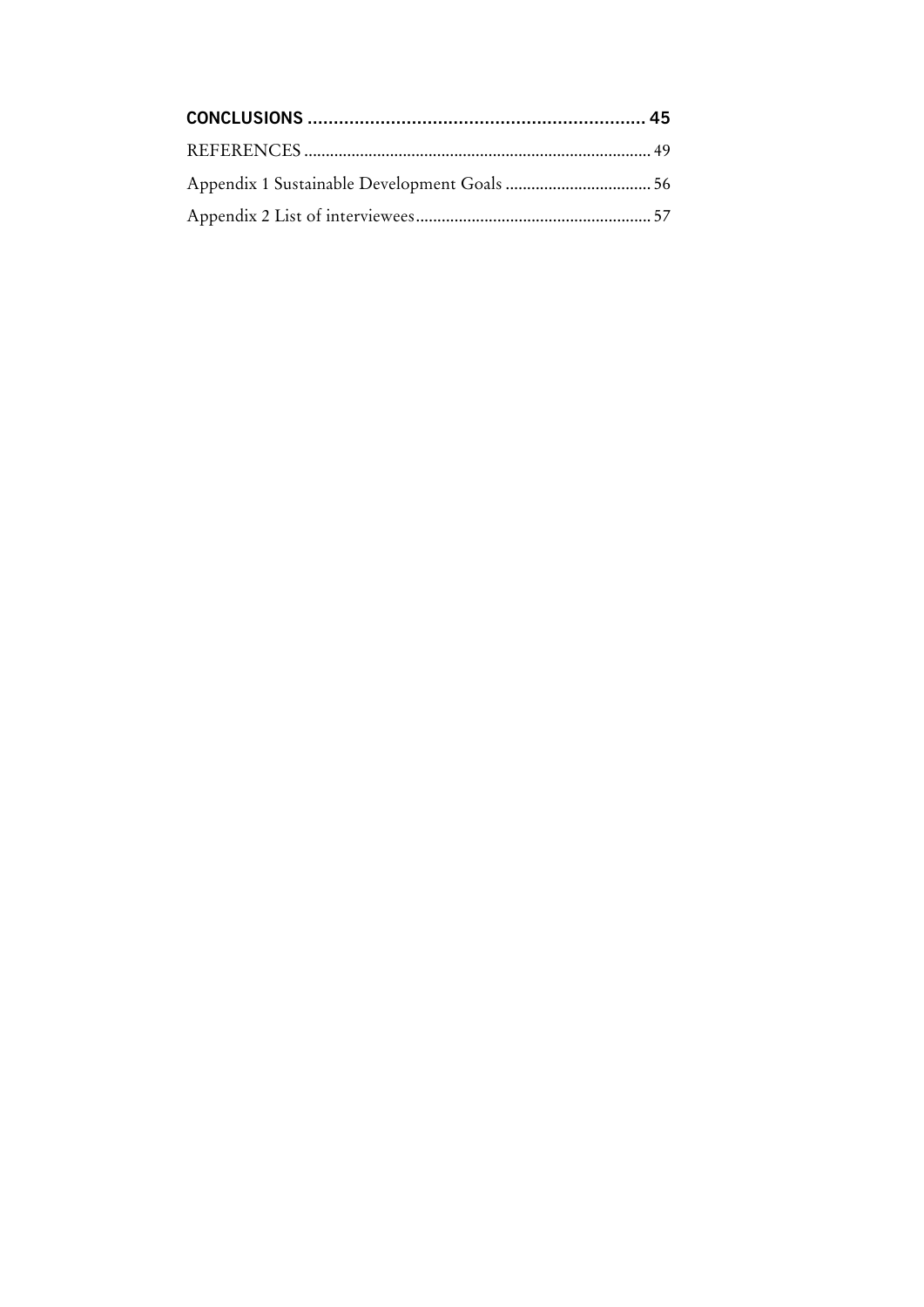**CONCLUSIONS** .................................................................. **45**

REFERENCES ................................................................................. 49

Appendix 1 Sustainable Development Goals .................................. 56

Appendix 2 List of interviewees....................................................... 57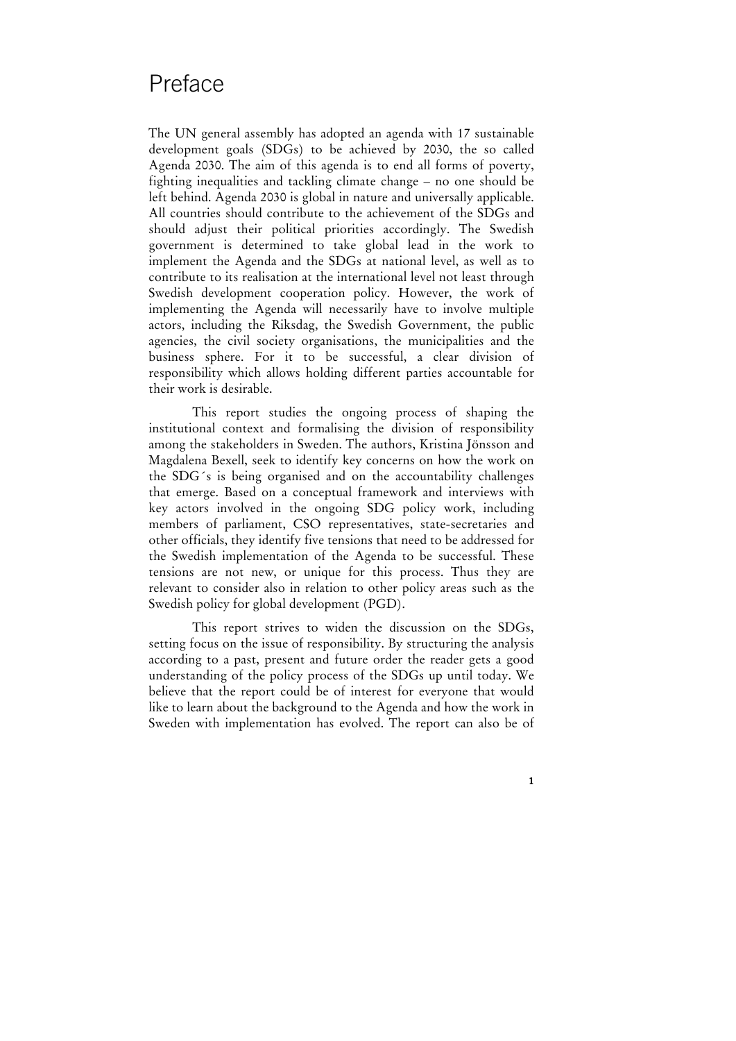# Preface

The UN general assembly has adopted an agenda with 17 sustainable development goals (SDGs) to be achieved by 2030, the so called Agenda 2030. The aim of this agenda is to end all forms of poverty, fighting inequalities and tackling climate change – no one should be left behind. Agenda 2030 is global in nature and universally applicable. All countries should contribute to the achievement of the SDGs and should adjust their political priorities accordingly. The Swedish government is determined to take global lead in the work to implement the Agenda and the SDGs at national level, as well as to contribute to its realisation at the international level not least through Swedish development cooperation policy. However, the work of implementing the Agenda will necessarily have to involve multiple actors, including the Riksdag, the Swedish Government, the public agencies, the civil society organisations, the municipalities and the business sphere. For it to be successful, a clear division of responsibility which allows holding different parties accountable for their work is desirable.

This report studies the ongoing process of shaping the institutional context and formalising the division of responsibility among the stakeholders in Sweden. The authors, Kristina Jönsson and Magdalena Bexell, seek to identify key concerns on how the work on the SDG´s is being organised and on the accountability challenges that emerge. Based on a conceptual framework and interviews with key actors involved in the ongoing SDG policy work, including members of parliament, CSO representatives, state-secretaries and other officials, they identify five tensions that need to be addressed for the Swedish implementation of the Agenda to be successful. These tensions are not new, or unique for this process. Thus they are relevant to consider also in relation to other policy areas such as the Swedish policy for global development (PGD).

This report strives to widen the discussion on the SDGs, setting focus on the issue of responsibility. By structuring the analysis according to a past, present and future order the reader gets a good understanding of the policy process of the SDGs up until today. We believe that the report could be of interest for everyone that would like to learn about the background to the Agenda and how the work in Sweden with implementation has evolved. The report can also be of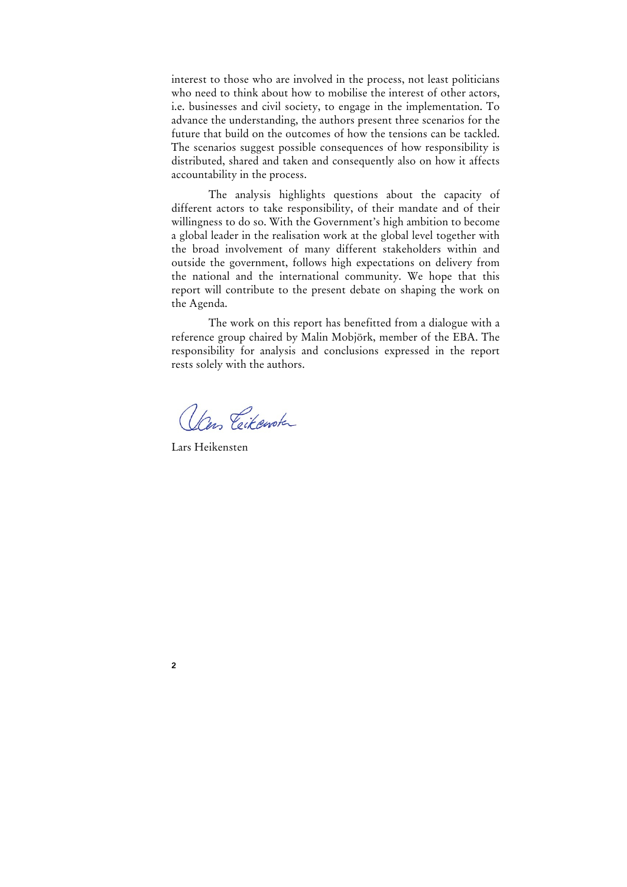interest to those who are involved in the process, not least politicians who need to think about how to mobilise the interest of other actors, i.e. businesses and civil society, to engage in the implementation. To advance the understanding, the authors present three scenarios for the future that build on the outcomes of how the tensions can be tackled. The scenarios suggest possible consequences of how responsibility is distributed, shared and taken and consequently also on how it affects accountability in the process.

The analysis highlights questions about the capacity of different actors to take responsibility, of their mandate and of their willingness to do so. With the Government's high ambition to become a global leader in the realisation work at the global level together with the broad involvement of many different stakeholders within and outside the government, follows high expectations on delivery from the national and the international community. We hope that this report will contribute to the present debate on shaping the work on the Agenda.

The work on this report has benefitted from a dialogue with a reference group chaired by Malin Mobjörk, member of the EBA. The responsibility for analysis and conclusions expressed in the report rests solely with the authors.

Lars Heikensten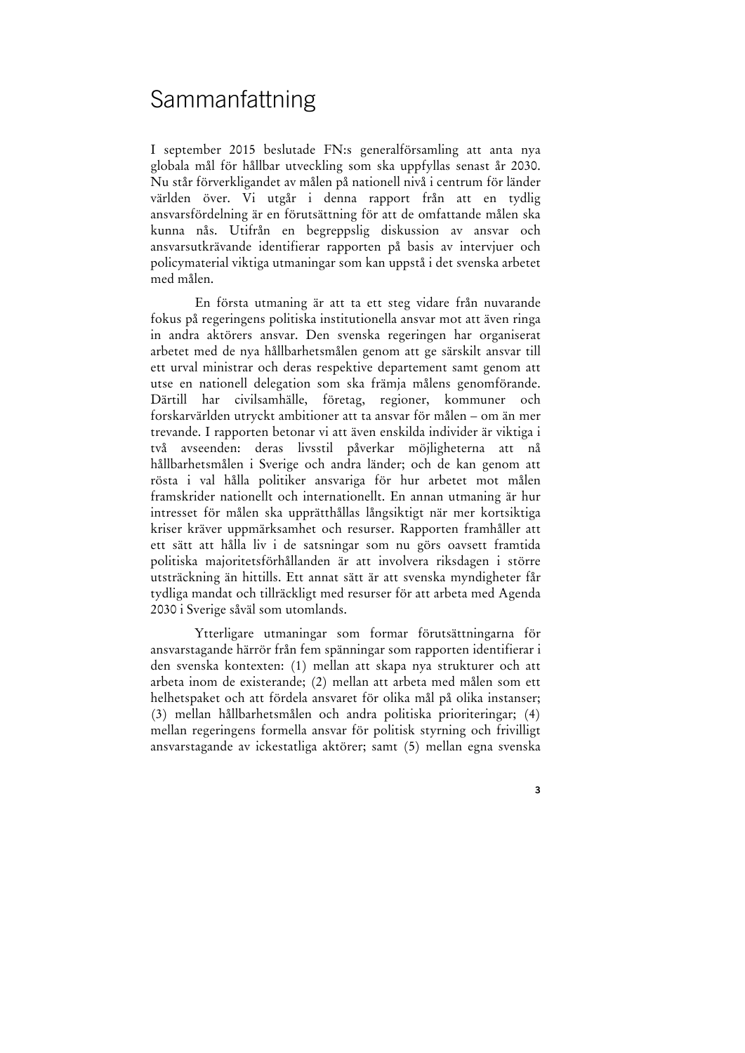# Sammanfattning

I september 2015 beslutade FN:s generalförsamling att anta nya globala mål för hållbar utveckling som ska uppfyllas senast år 2030. Nu står förverkligandet av målen på nationell nivå i centrum för länder världen över. Vi utgår i denna rapport från att en tydlig ansvarsfördelning är en förutsättning för att de omfattande målen ska kunna nås. Utifrån en begreppslig diskussion av ansvar och ansvarsutkrävande identifierar rapporten på basis av intervjuer och policymaterial viktiga utmaningar som kan uppstå i det svenska arbetet med målen.

En första utmaning är att ta ett steg vidare från nuvarande fokus på regeringens politiska institutionella ansvar mot att även ringa in andra aktörers ansvar. Den svenska regeringen har organiserat arbetet med de nya hållbarhetsmålen genom att ge särskilt ansvar till ett urval ministrar och deras respektive departement samt genom att utse en nationell delegation som ska främja målens genomförande. Därtill har civilsamhälle, företag, regioner, kommuner och forskarvärlden utryckt ambitioner att ta ansvar för målen – om än mer trevande. I rapporten betonar vi att även enskilda individer är viktiga i två avseenden: deras livsstil påverkar möjligheterna att nå hållbarhetsmålen i Sverige och andra länder; och de kan genom att rösta i val hålla politiker ansvariga för hur arbetet mot målen framskrider nationellt och internationellt. En annan utmaning är hur intresset för målen ska upprätthållas långsiktigt när mer kortsiktiga kriser kräver uppmärksamhet och resurser. Rapporten framhåller att ett sätt att hålla liv i de satsningar som nu görs oavsett framtida politiska majoritetsförhållanden är att involvera riksdagen i större utsträckning än hittills. Ett annat sätt är att svenska myndigheter får tydliga mandat och tillräckligt med resurser för att arbeta med Agenda 2030 i Sverige såväl som utomlands.

Ytterligare utmaningar som formar förutsättningarna för ansvarstagande härrör från fem spänningar som rapporten identifierar i den svenska kontexten: (1) mellan att skapa nya strukturer och att arbeta inom de existerande; (2) mellan att arbeta med målen som ett helhetspaket och att fördela ansvaret för olika mål på olika instanser; (3) mellan hållbarhetsmålen och andra politiska prioriteringar; (4) mellan regeringens formella ansvar för politisk styrning och frivilligt ansvarstagande av ickestatliga aktörer; samt (5) mellan egna svenska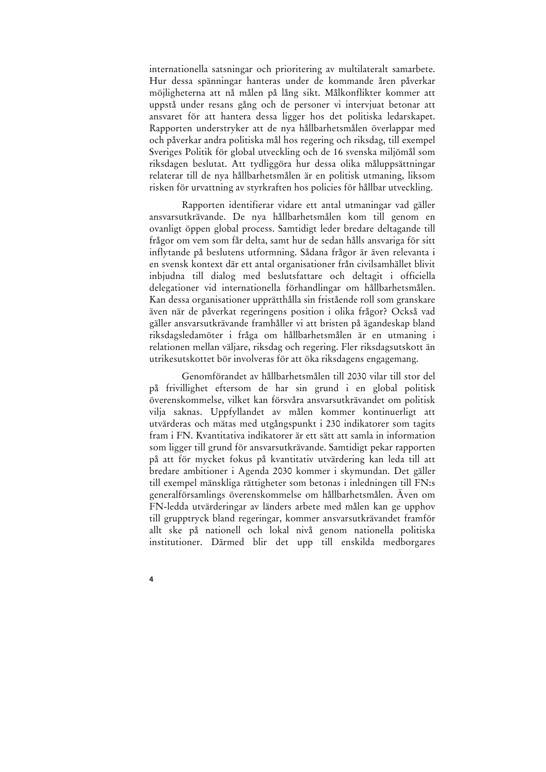internationella satsningar och prioritering av multilateralt samarbete. Hur dessa spänningar hanteras under de kommande åren påverkar möjligheterna att nå målen på lång sikt. Målkonflikter kommer att uppstå under resans gång och de personer vi intervjuat betonar att ansvaret för att hantera dessa ligger hos det politiska ledarskapet. Rapporten understryker att de nya hållbarhetsmålen överlappar med och påverkar andra politiska mål hos regering och riksdag, till exempel Sveriges Politik för global utveckling och de 16 svenska miljömål som riksdagen beslutat. Att tydliggöra hur dessa olika måluppsättningar relaterar till de nya hållbarhetsmålen är en politisk utmaning, liksom risken för urvattning av styrkraften hos policies för hållbar utveckling.

Rapporten identifierar vidare ett antal utmaningar vad gäller ansvarsutkrävande. De nya hållbarhetsmålen kom till genom en ovanligt öppen global process. Samtidigt leder bredare deltagande till frågor om vem som får delta, samt hur de sedan hålls ansvariga för sitt inflytande på beslutens utformning. Sådana frågor är även relevanta i en svensk kontext där ett antal organisationer från civilsamhället blivit inbjudna till dialog med beslutsfattare och deltagit i officiella delegationer vid internationella förhandlingar om hållbarhetsmålen. Kan dessa organisationer upprätthålla sin fristående roll som granskare även när de påverkat regeringens position i olika frågor? Också vad gäller ansvarsutkrävande framhåller vi att bristen på ägandeskap bland riksdagsledamöter i fråga om hållbarhetsmålen är en utmaning i relationen mellan väljare, riksdag och regering. Fler riksdagsutskott än utrikesutskottet bör involveras för att öka riksdagens engagemang.

Genomförandet av hållbarhetsmålen till 2030 vilar till stor del på frivillighet eftersom de har sin grund i en global politisk överenskommelse, vilket kan försvåra ansvarsutkrävandet om politisk vilja saknas. Uppfyllandet av målen kommer kontinuerligt att utvärderas och mätas med utgångspunkt i 230 indikatorer som tagits fram i FN. Kvantitativa indikatorer är ett sätt att samla in information som ligger till grund för ansvarsutkrävande. Samtidigt pekar rapporten på att för mycket fokus på kvantitativ utvärdering kan leda till att bredare ambitioner i Agenda 2030 kommer i skymundan. Det gäller till exempel mänskliga rättigheter som betonas i inledningen till FN:s generalförsamlings överenskommelse om hållbarhetsmålen. Även om FN-ledda utvärderingar av länders arbete med målen kan ge upphov till grupptryck bland regeringar, kommer ansvarsutkrävandet framför allt ske på nationell och lokal nivå genom nationella politiska institutioner. Därmed blir det upp till enskilda medborgares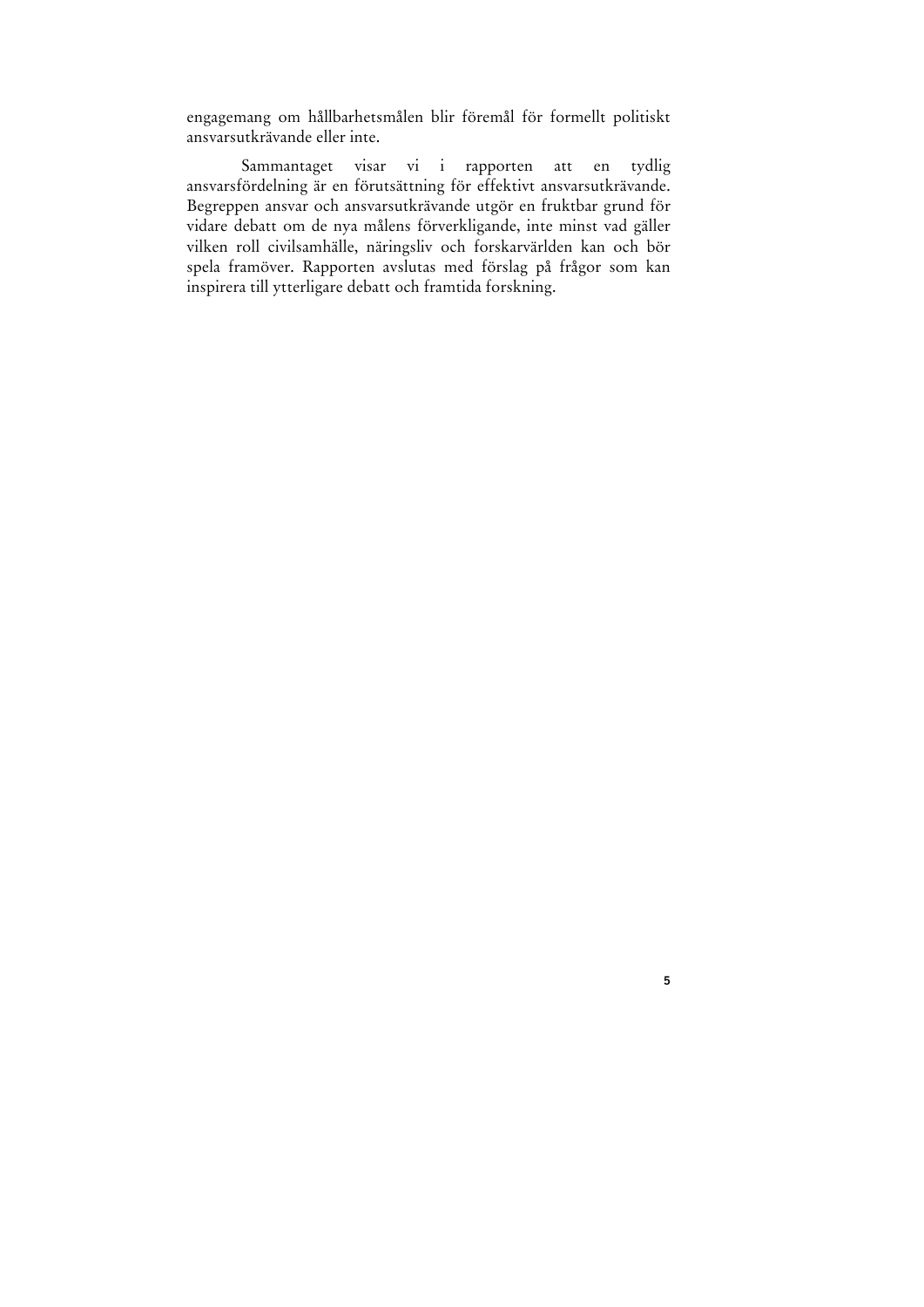engagemang om hållbarhetsmålen blir föremål för formellt politiskt ansvarsutkrävande eller inte.

Sammantaget visar vi i rapporten att en tydlig ansvarsfördelning är en förutsättning för effektivt ansvarsutkrävande. Begreppen ansvar och ansvarsutkrävande utgör en fruktbar grund för vidare debatt om de nya målens förverkligande, inte minst vad gäller vilken roll civilsamhälle, näringsliv och forskarvärlden kan och bör spela framöver. Rapporten avslutas med förslag på frågor som kan inspirera till ytterligare debatt och framtida forskning.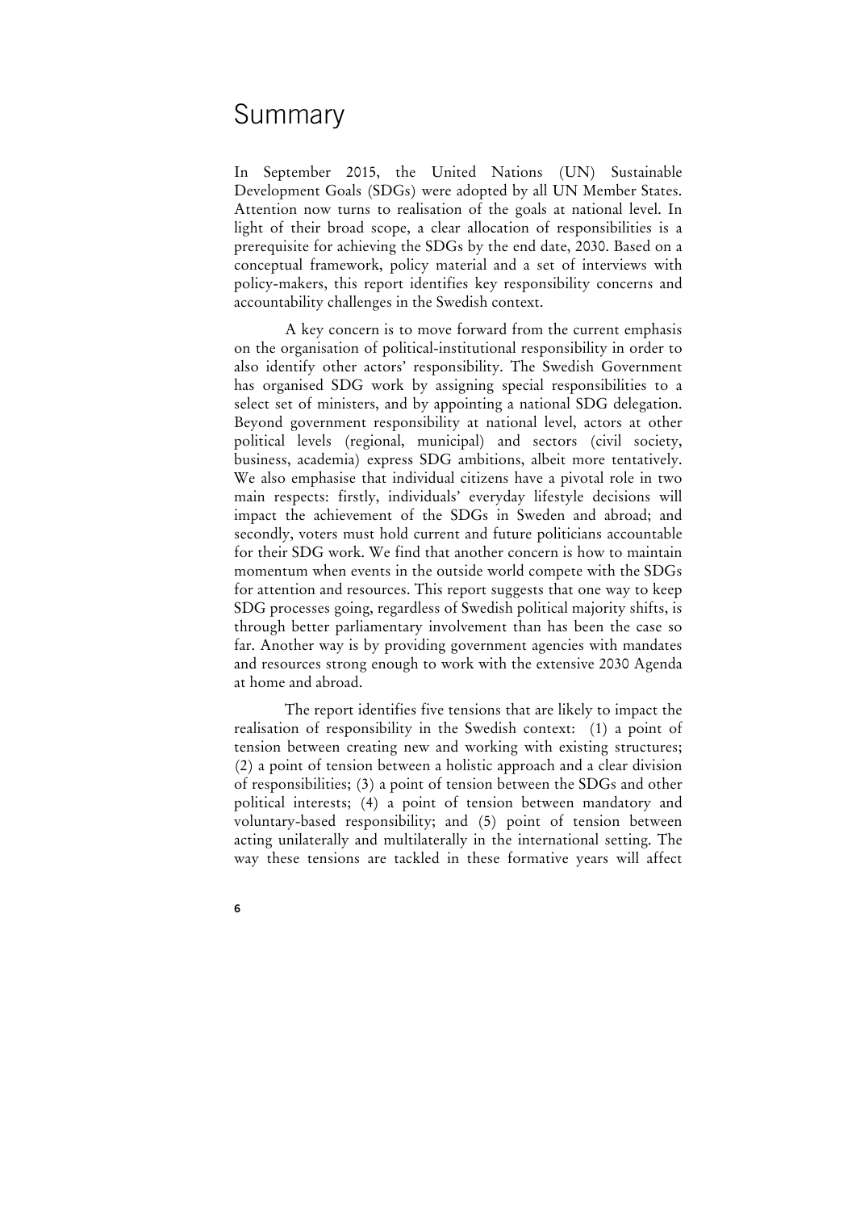# Summary

In September 2015, the United Nations (UN) Sustainable Development Goals (SDGs) were adopted by all UN Member States. Attention now turns to realisation of the goals at national level. In light of their broad scope, a clear allocation of responsibilities is a prerequisite for achieving the SDGs by the end date, 2030. Based on a conceptual framework, policy material and a set of interviews with policy-makers, this report identifies key responsibility concerns and accountability challenges in the Swedish context.

A key concern is to move forward from the current emphasis on the organisation of political-institutional responsibility in order to also identify other actors' responsibility. The Swedish Government has organised SDG work by assigning special responsibilities to a select set of ministers, and by appointing a national SDG delegation. Beyond government responsibility at national level, actors at other political levels (regional, municipal) and sectors (civil society, business, academia) express SDG ambitions, albeit more tentatively. We also emphasise that individual citizens have a pivotal role in two main respects: firstly, individuals' everyday lifestyle decisions will impact the achievement of the SDGs in Sweden and abroad; and secondly, voters must hold current and future politicians accountable for their SDG work. We find that another concern is how to maintain momentum when events in the outside world compete with the SDGs for attention and resources. This report suggests that one way to keep SDG processes going, regardless of Swedish political majority shifts, is through better parliamentary involvement than has been the case so far. Another way is by providing government agencies with mandates and resources strong enough to work with the extensive 2030 Agenda at home and abroad.

The report identifies five tensions that are likely to impact the realisation of responsibility in the Swedish context: (1) a point of tension between creating new and working with existing structures; (2) a point of tension between a holistic approach and a clear division of responsibilities; (3) a point of tension between the SDGs and other political interests; (4) a point of tension between mandatory and voluntary-based responsibility; and (5) point of tension between acting unilaterally and multilaterally in the international setting. The way these tensions are tackled in these formative years will affect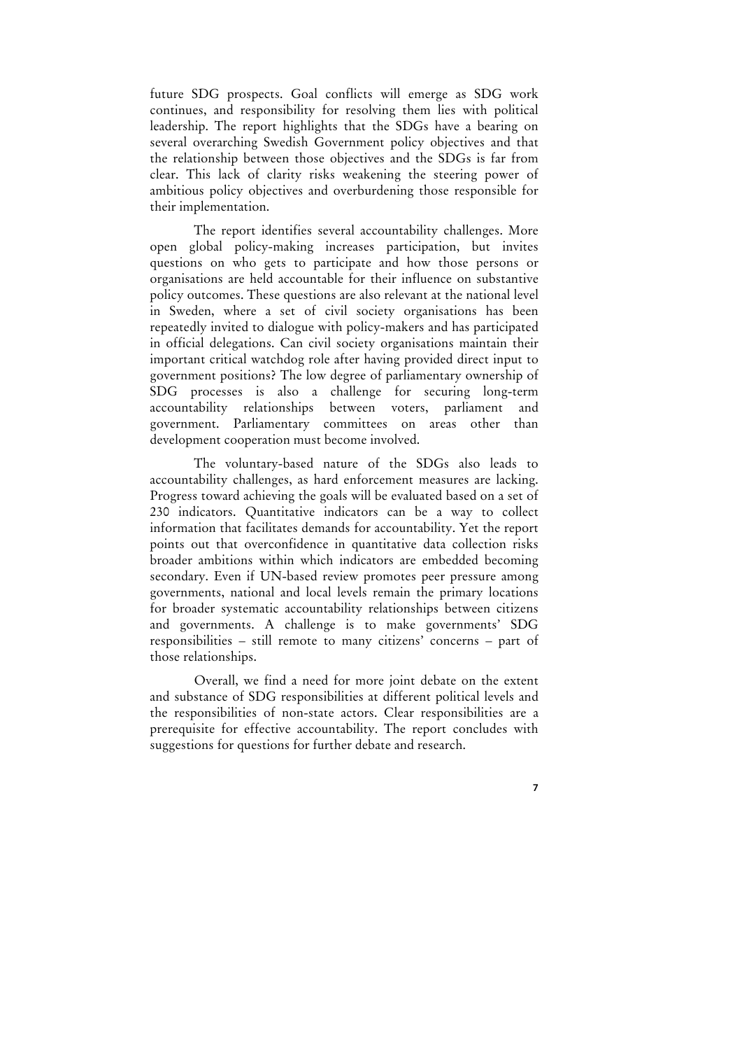future SDG prospects. Goal conflicts will emerge as SDG work continues, and responsibility for resolving them lies with political leadership. The report highlights that the SDGs have a bearing on several overarching Swedish Government policy objectives and that the relationship between those objectives and the SDGs is far from clear. This lack of clarity risks weakening the steering power of ambitious policy objectives and overburdening those responsible for their implementation.

The report identifies several accountability challenges. More open global policy-making increases participation, but invites questions on who gets to participate and how those persons or organisations are held accountable for their influence on substantive policy outcomes. These questions are also relevant at the national level in Sweden, where a set of civil society organisations has been repeatedly invited to dialogue with policy-makers and has participated in official delegations. Can civil society organisations maintain their important critical watchdog role after having provided direct input to government positions? The low degree of parliamentary ownership of SDG processes is also a challenge for securing long-term accountability relationships between voters, parliament and government. Parliamentary committees on areas other than development cooperation must become involved.

The voluntary-based nature of the SDGs also leads to accountability challenges, as hard enforcement measures are lacking. Progress toward achieving the goals will be evaluated based on a set of 230 indicators. Quantitative indicators can be a way to collect information that facilitates demands for accountability. Yet the report points out that overconfidence in quantitative data collection risks broader ambitions within which indicators are embedded becoming secondary. Even if UN-based review promotes peer pressure among governments, national and local levels remain the primary locations for broader systematic accountability relationships between citizens and governments. A challenge is to make governments' SDG responsibilities – still remote to many citizens' concerns – part of those relationships.

Overall, we find a need for more joint debate on the extent and substance of SDG responsibilities at different political levels and the responsibilities of non-state actors. Clear responsibilities are a prerequisite for effective accountability. The report concludes with suggestions for questions for further debate and research.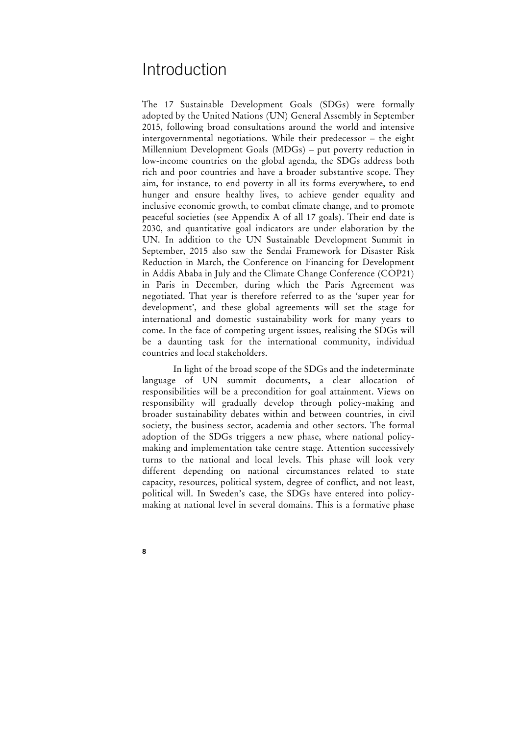# Introduction

The 17 Sustainable Development Goals (SDGs) were formally adopted by the United Nations (UN) General Assembly in September 2015, following broad consultations around the world and intensive intergovernmental negotiations. While their predecessor – the eight Millennium Development Goals (MDGs) – put poverty reduction in low-income countries on the global agenda, the SDGs address both rich and poor countries and have a broader substantive scope. They aim, for instance, to end poverty in all its forms everywhere, to end hunger and ensure healthy lives, to achieve gender equality and inclusive economic growth, to combat climate change, and to promote peaceful societies (see Appendix A of all 17 goals). Their end date is 2030, and quantitative goal indicators are under elaboration by the UN. In addition to the UN Sustainable Development Summit in September, 2015 also saw the Sendai Framework for Disaster Risk Reduction in March, the Conference on Financing for Development in Addis Ababa in July and the Climate Change Conference (COP21) in Paris in December, during which the Paris Agreement was negotiated. That year is therefore referred to as the 'super year for development', and these global agreements will set the stage for international and domestic sustainability work for many years to come. In the face of competing urgent issues, realising the SDGs will be a daunting task for the international community, individual countries and local stakeholders.

In light of the broad scope of the SDGs and the indeterminate language of UN summit documents, a clear allocation of responsibilities will be a precondition for goal attainment. Views on responsibility will gradually develop through policy-making and broader sustainability debates within and between countries, in civil society, the business sector, academia and other sectors. The formal adoption of the SDGs triggers a new phase, where national policy-making and implementation take centre stage. Attention successively turns to the national and local levels. This phase will look very different depending on national circumstances related to state capacity, resources, political system, degree of conflict, and not least, political will. In Sweden's case, the SDGs have entered into policy-making at national level in several domains. This is a formative phase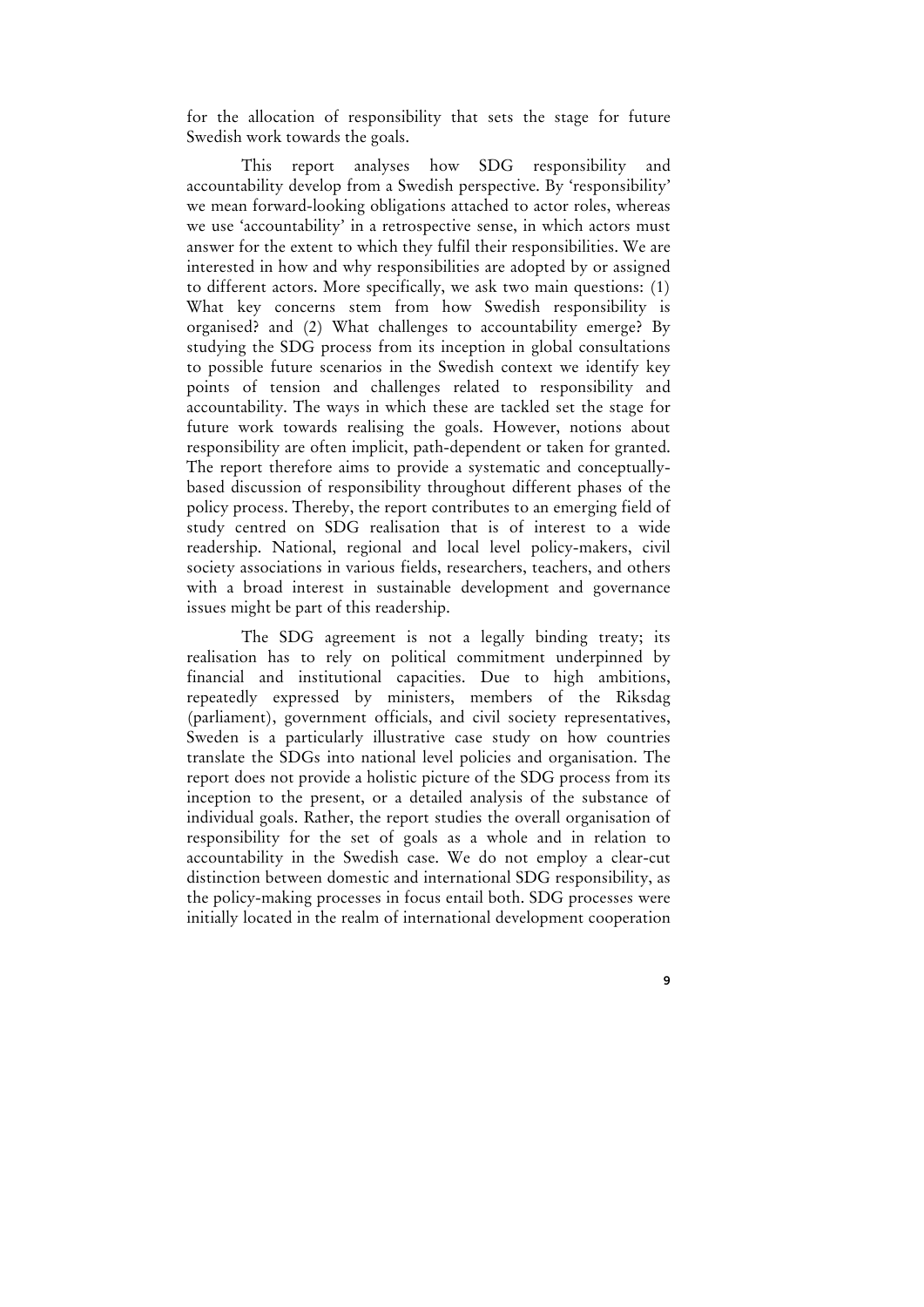for the allocation of responsibility that sets the stage for future Swedish work towards the goals.

This report analyses how SDG responsibility and accountability develop from a Swedish perspective. By 'responsibility' we mean forward-looking obligations attached to actor roles, whereas we use 'accountability' in a retrospective sense, in which actors must answer for the extent to which they fulfil their responsibilities. We are interested in how and why responsibilities are adopted by or assigned to different actors. More specifically, we ask two main questions: (1) What key concerns stem from how Swedish responsibility is organised? and (2) What challenges to accountability emerge? By studying the SDG process from its inception in global consultations to possible future scenarios in the Swedish context we identify key points of tension and challenges related to responsibility and accountability. The ways in which these are tackled set the stage for future work towards realising the goals. However, notions about responsibility are often implicit, path-dependent or taken for granted. The report therefore aims to provide a systematic and conceptually-based discussion of responsibility throughout different phases of the policy process. Thereby, the report contributes to an emerging field of study centred on SDG realisation that is of interest to a wide readership. National, regional and local level policy-makers, civil society associations in various fields, researchers, teachers, and others with a broad interest in sustainable development and governance issues might be part of this readership.

The SDG agreement is not a legally binding treaty; its realisation has to rely on political commitment underpinned by financial and institutional capacities. Due to high ambitions, repeatedly expressed by ministers, members of the Riksdag (parliament), government officials, and civil society representatives, Sweden is a particularly illustrative case study on how countries translate the SDGs into national level policies and organisation. The report does not provide a holistic picture of the SDG process from its inception to the present, or a detailed analysis of the substance of individual goals. Rather, the report studies the overall organisation of responsibility for the set of goals as a whole and in relation to accountability in the Swedish case. We do not employ a clear-cut distinction between domestic and international SDG responsibility, as the policy-making processes in focus entail both. SDG processes were initially located in the realm of international development cooperation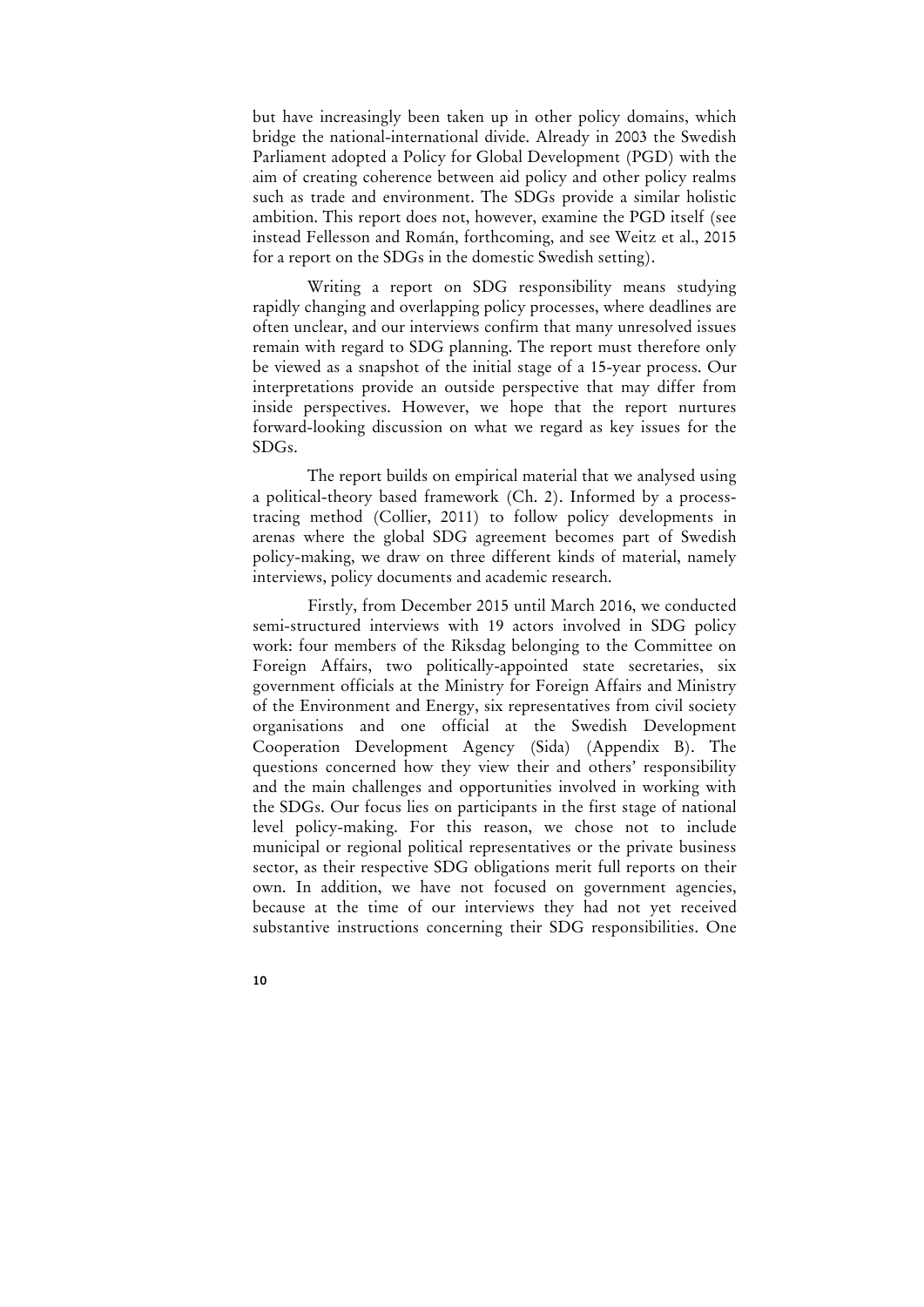but have increasingly been taken up in other policy domains, which bridge the national-international divide. Already in 2003 the Swedish Parliament adopted a Policy for Global Development (PGD) with the aim of creating coherence between aid policy and other policy realms such as trade and environment. The SDGs provide a similar holistic ambition. This report does not, however, examine the PGD itself (see instead Fellesson and Román, forthcoming, and see Weitz et al., 2015 for a report on the SDGs in the domestic Swedish setting).

Writing a report on SDG responsibility means studying rapidly changing and overlapping policy processes, where deadlines are often unclear, and our interviews confirm that many unresolved issues remain with regard to SDG planning. The report must therefore only be viewed as a snapshot of the initial stage of a 15-year process. Our interpretations provide an outside perspective that may differ from inside perspectives. However, we hope that the report nurtures forward-looking discussion on what we regard as key issues for the SDGs.

The report builds on empirical material that we analysed using a political-theory based framework (Ch. 2). Informed by a process-tracing method (Collier, 2011) to follow policy developments in arenas where the global SDG agreement becomes part of Swedish policy-making, we draw on three different kinds of material, namely interviews, policy documents and academic research.

Firstly, from December 2015 until March 2016, we conducted semi-structured interviews with 19 actors involved in SDG policy work: four members of the Riksdag belonging to the Committee on Foreign Affairs, two politically-appointed state secretaries, six government officials at the Ministry for Foreign Affairs and Ministry of the Environment and Energy, six representatives from civil society organisations and one official at the Swedish Development Cooperation Development Agency (Sida) (Appendix B). The questions concerned how they view their and others' responsibility and the main challenges and opportunities involved in working with the SDGs. Our focus lies on participants in the first stage of national level policy-making. For this reason, we chose not to include municipal or regional political representatives or the private business sector, as their respective SDG obligations merit full reports on their own. In addition, we have not focused on government agencies, because at the time of our interviews they had not yet received substantive instructions concerning their SDG responsibilities. One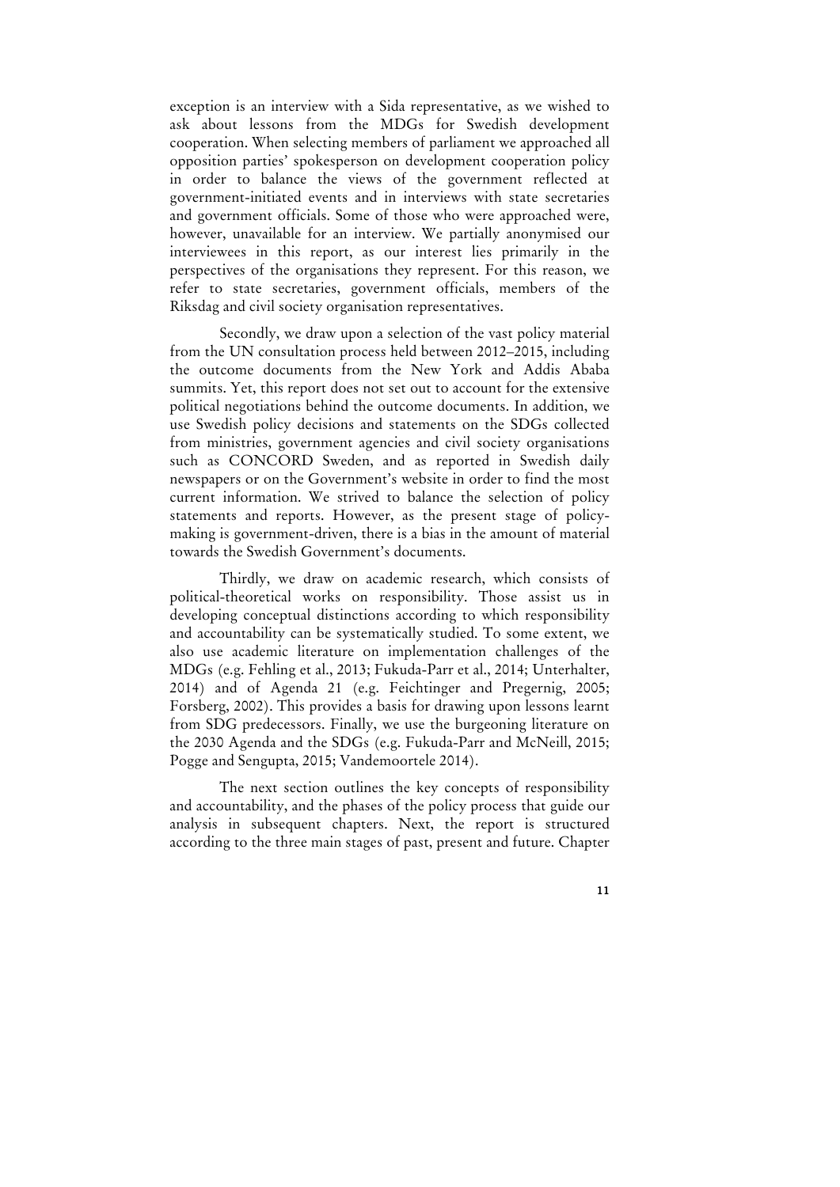exception is an interview with a Sida representative, as we wished to ask about lessons from the MDGs for Swedish development cooperation. When selecting members of parliament we approached all opposition parties' spokesperson on development cooperation policy in order to balance the views of the government reflected at government-initiated events and in interviews with state secretaries and government officials. Some of those who were approached were, however, unavailable for an interview. We partially anonymised our interviewees in this report, as our interest lies primarily in the perspectives of the organisations they represent. For this reason, we refer to state secretaries, government officials, members of the Riksdag and civil society organisation representatives.

Secondly, we draw upon a selection of the vast policy material from the UN consultation process held between 2012–2015, including the outcome documents from the New York and Addis Ababa summits. Yet, this report does not set out to account for the extensive political negotiations behind the outcome documents. In addition, we use Swedish policy decisions and statements on the SDGs collected from ministries, government agencies and civil society organisations such as CONCORD Sweden, and as reported in Swedish daily newspapers or on the Government's website in order to find the most current information. We strived to balance the selection of policy statements and reports. However, as the present stage of policy-making is government-driven, there is a bias in the amount of material towards the Swedish Government's documents.

Thirdly, we draw on academic research, which consists of political-theoretical works on responsibility. Those assist us in developing conceptual distinctions according to which responsibility and accountability can be systematically studied. To some extent, we also use academic literature on implementation challenges of the MDGs (e.g. Fehling et al., 2013; Fukuda-Parr et al., 2014; Unterhalter, 2014) and of Agenda 21 (e.g. Feichtinger and Pregernig, 2005; Forsberg, 2002). This provides a basis for drawing upon lessons learnt from SDG predecessors. Finally, we use the burgeoning literature on the 2030 Agenda and the SDGs (e.g. Fukuda-Parr and McNeill, 2015; Pogge and Sengupta, 2015; Vandemoortele 2014).

The next section outlines the key concepts of responsibility and accountability, and the phases of the policy process that guide our analysis in subsequent chapters. Next, the report is structured according to the three main stages of past, present and future. Chapter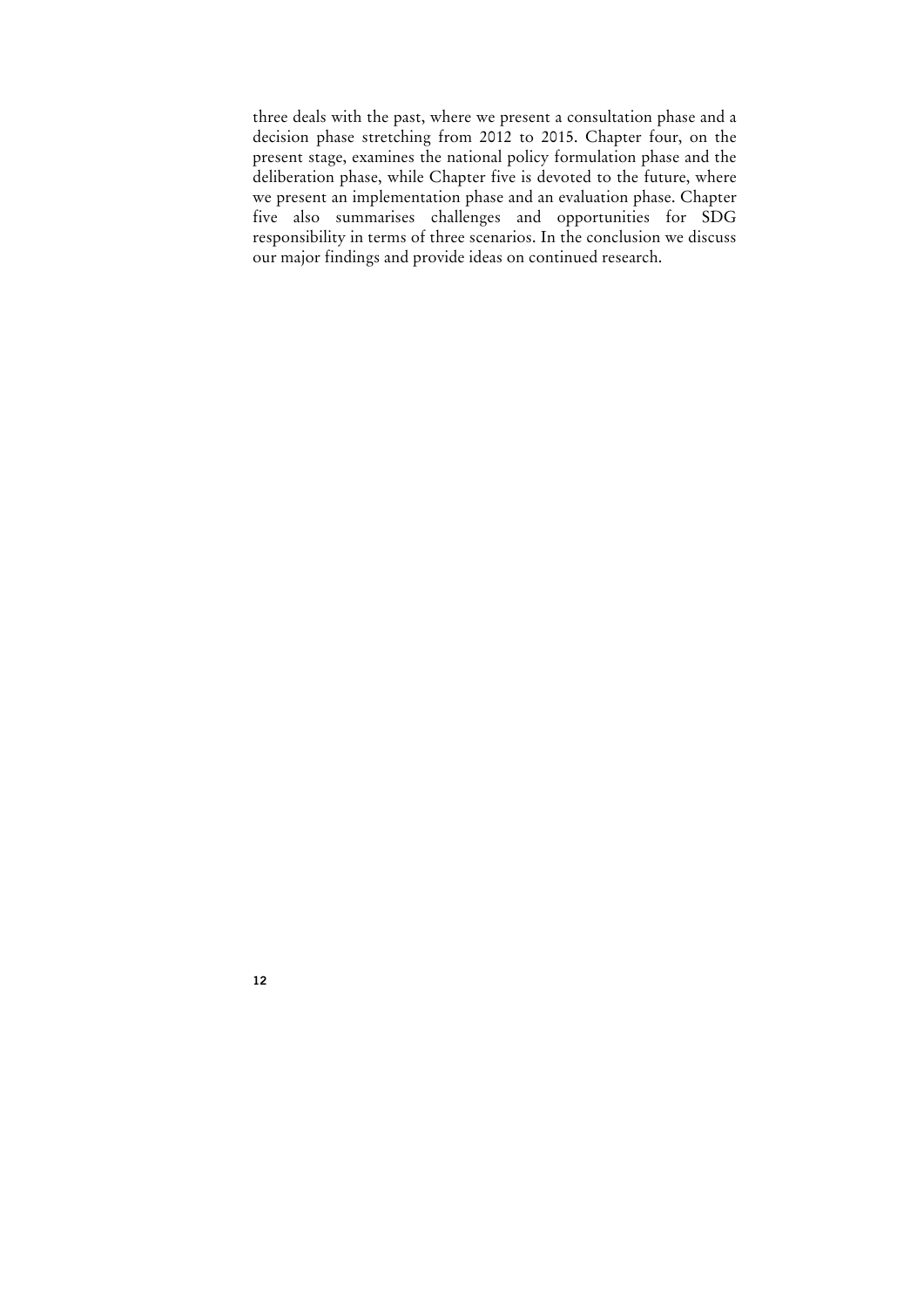three deals with the past, where we present a consultation phase and a decision phase stretching from 2012 to 2015. Chapter four, on the present stage, examines the national policy formulation phase and the deliberation phase, while Chapter five is devoted to the future, where we present an implementation phase and an evaluation phase. Chapter five also summarises challenges and opportunities for SDG responsibility in terms of three scenarios. In the conclusion we discuss our major findings and provide ideas on continued research.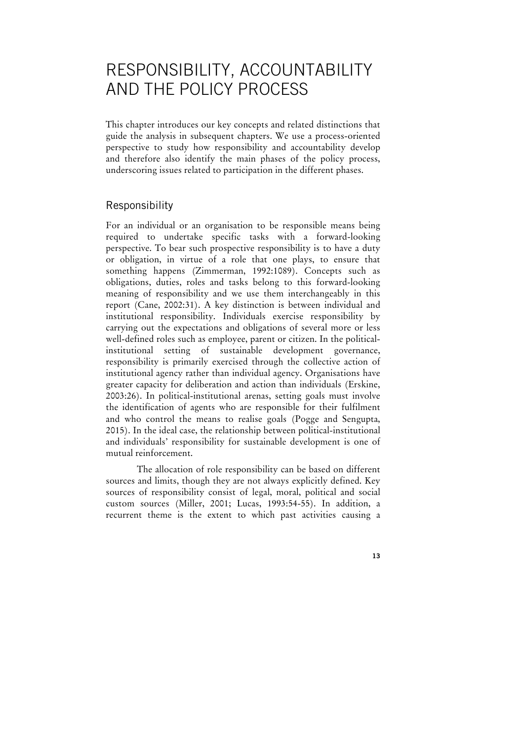# RESPONSIBILITY, ACCOUNTABILITY AND THE POLICY PROCESS

This chapter introduces our key concepts and related distinctions that guide the analysis in subsequent chapters. We use a process-oriented perspective to study how responsibility and accountability develop and therefore also identify the main phases of the policy process, underscoring issues related to participation in the different phases.

## Responsibility

For an individual or an organisation to be responsible means being required to undertake specific tasks with a forward-looking perspective. To bear such prospective responsibility is to have a duty or obligation, in virtue of a role that one plays, to ensure that something happens (Zimmerman, 1992:1089). Concepts such as obligations, duties, roles and tasks belong to this forward-looking meaning of responsibility and we use them interchangeably in this report (Cane, 2002:31). A key distinction is between individual and institutional responsibility. Individuals exercise responsibility by carrying out the expectations and obligations of several more or less well-defined roles such as employee, parent or citizen. In the political-institutional setting of sustainable development governance, responsibility is primarily exercised through the collective action of institutional agency rather than individual agency. Organisations have greater capacity for deliberation and action than individuals (Erskine, 2003:26). In political-institutional arenas, setting goals must involve the identification of agents who are responsible for their fulfilment and who control the means to realise goals (Pogge and Sengupta, 2015). In the ideal case, the relationship between political-institutional and individuals' responsibility for sustainable development is one of mutual reinforcement.

The allocation of role responsibility can be based on different sources and limits, though they are not always explicitly defined. Key sources of responsibility consist of legal, moral, political and social custom sources (Miller, 2001; Lucas, 1993:54-55). In addition, a recurrent theme is the extent to which past activities causing a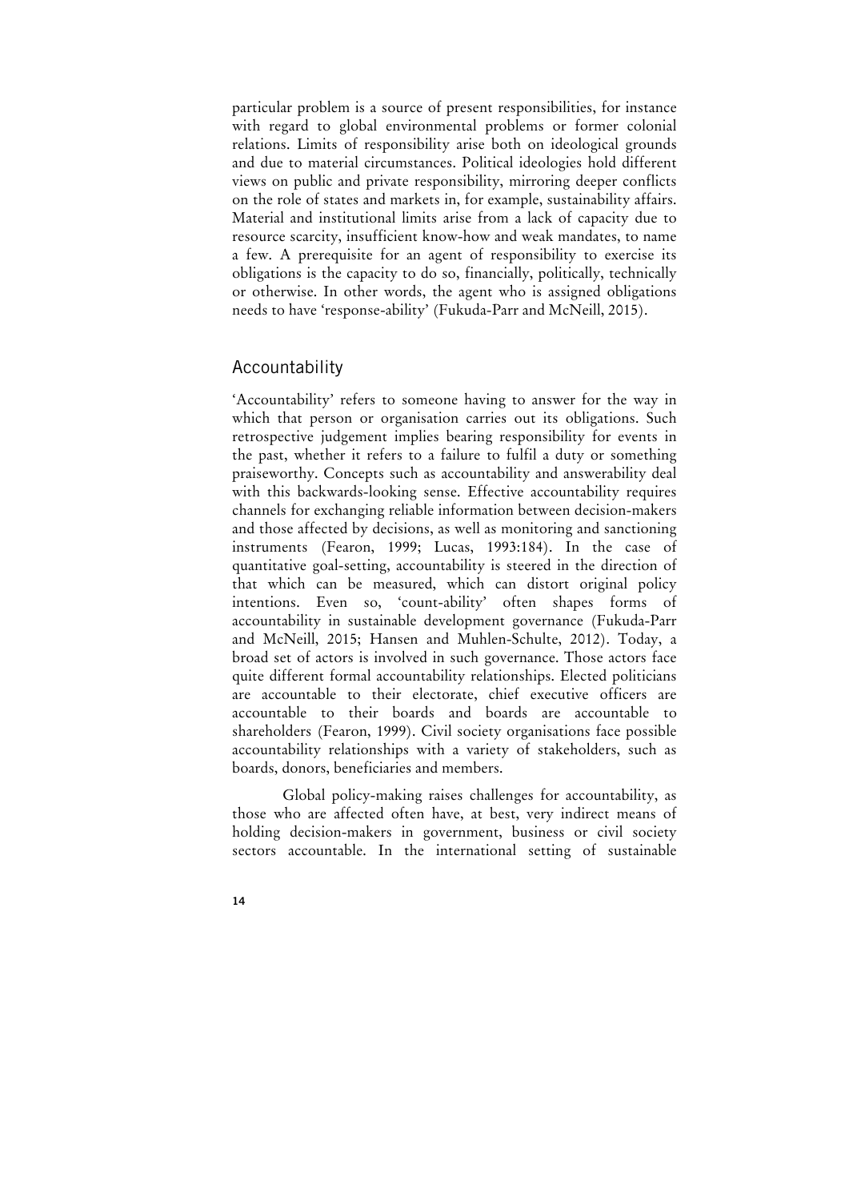particular problem is a source of present responsibilities, for instance with regard to global environmental problems or former colonial relations. Limits of responsibility arise both on ideological grounds and due to material circumstances. Political ideologies hold different views on public and private responsibility, mirroring deeper conflicts on the role of states and markets in, for example, sustainability affairs. Material and institutional limits arise from a lack of capacity due to resource scarcity, insufficient know-how and weak mandates, to name a few. A prerequisite for an agent of responsibility to exercise its obligations is the capacity to do so, financially, politically, technically or otherwise. In other words, the agent who is assigned obligations needs to have 'response-ability' (Fukuda-Parr and McNeill, 2015).

## Accountability

'Accountability' refers to someone having to answer for the way in which that person or organisation carries out its obligations. Such retrospective judgement implies bearing responsibility for events in the past, whether it refers to a failure to fulfil a duty or something praiseworthy. Concepts such as accountability and answerability deal with this backwards-looking sense. Effective accountability requires channels for exchanging reliable information between decision-makers and those affected by decisions, as well as monitoring and sanctioning instruments (Fearon, 1999; Lucas, 1993:184). In the case of quantitative goal-setting, accountability is steered in the direction of that which can be measured, which can distort original policy intentions. Even so, 'count-ability' often shapes forms of accountability in sustainable development governance (Fukuda-Parr and McNeill, 2015; Hansen and Muhlen-Schulte, 2012). Today, a broad set of actors is involved in such governance. Those actors face quite different formal accountability relationships. Elected politicians are accountable to their electorate, chief executive officers are accountable to their boards and boards are accountable to shareholders (Fearon, 1999). Civil society organisations face possible accountability relationships with a variety of stakeholders, such as boards, donors, beneficiaries and members.

Global policy-making raises challenges for accountability, as those who are affected often have, at best, very indirect means of holding decision-makers in government, business or civil society sectors accountable. In the international setting of sustainable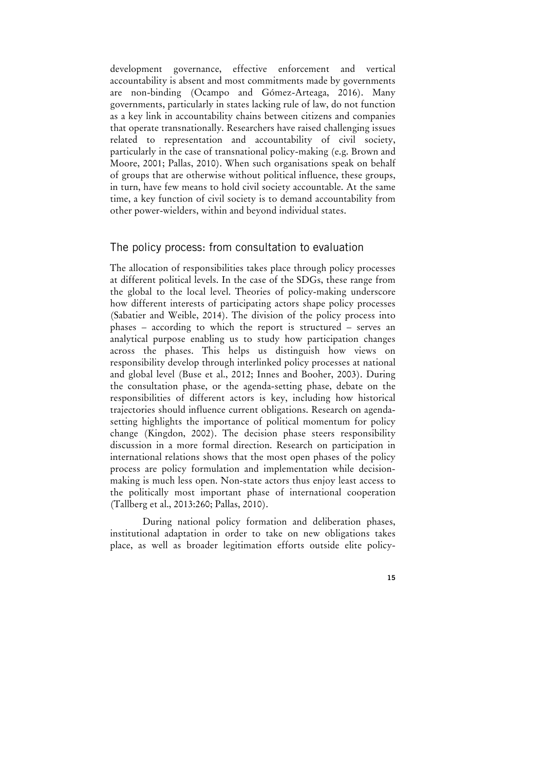development governance, effective enforcement and vertical accountability is absent and most commitments made by governments are non-binding (Ocampo and Gómez-Arteaga, 2016). Many governments, particularly in states lacking rule of law, do not function as a key link in accountability chains between citizens and companies that operate transnationally. Researchers have raised challenging issues related to representation and accountability of civil society, particularly in the case of transnational policy-making (e.g. Brown and Moore, 2001; Pallas, 2010). When such organisations speak on behalf of groups that are otherwise without political influence, these groups, in turn, have few means to hold civil society accountable. At the same time, a key function of civil society is to demand accountability from other power-wielders, within and beyond individual states.

## The policy process: from consultation to evaluation

The allocation of responsibilities takes place through policy processes at different political levels. In the case of the SDGs, these range from the global to the local level. Theories of policy-making underscore how different interests of participating actors shape policy processes (Sabatier and Weible, 2014). The division of the policy process into phases – according to which the report is structured – serves an analytical purpose enabling us to study how participation changes across the phases. This helps us distinguish how views on responsibility develop through interlinked policy processes at national and global level (Buse et al., 2012; Innes and Booher, 2003). During the consultation phase, or the agenda-setting phase, debate on the responsibilities of different actors is key, including how historical trajectories should influence current obligations. Research on agenda-setting highlights the importance of political momentum for policy change (Kingdon, 2002). The decision phase steers responsibility discussion in a more formal direction. Research on participation in international relations shows that the most open phases of the policy process are policy formulation and implementation while decision-making is much less open. Non-state actors thus enjoy least access to the politically most important phase of international cooperation (Tallberg et al., 2013:260; Pallas, 2010).

During national policy formation and deliberation phases, institutional adaptation in order to take on new obligations takes place, as well as broader legitimation efforts outside elite policy-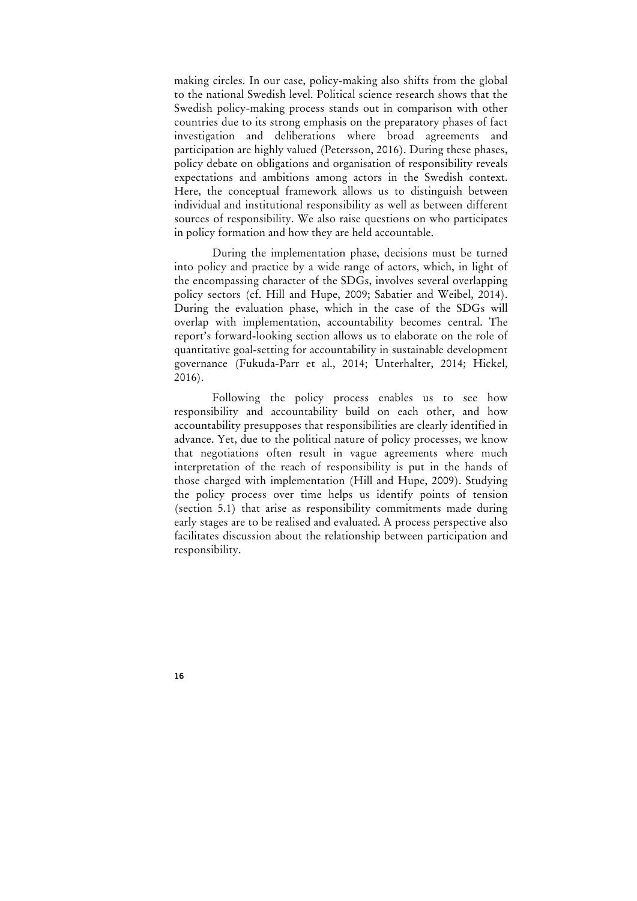making circles. In our case, policy-making also shifts from the global to the national Swedish level. Political science research shows that the Swedish policy-making process stands out in comparison with other countries due to its strong emphasis on the preparatory phases of fact investigation and deliberations where broad agreements and participation are highly valued (Petersson, 2016). During these phases, policy debate on obligations and organisation of responsibility reveals expectations and ambitions among actors in the Swedish context. Here, the conceptual framework allows us to distinguish between individual and institutional responsibility as well as between different sources of responsibility. We also raise questions on who participates in policy formation and how they are held accountable.

During the implementation phase, decisions must be turned into policy and practice by a wide range of actors, which, in light of the encompassing character of the SDGs, involves several overlapping policy sectors (cf. Hill and Hupe, 2009; Sabatier and Weibel, 2014). During the evaluation phase, which in the case of the SDGs will overlap with implementation, accountability becomes central. The report's forward-looking section allows us to elaborate on the role of quantitative goal-setting for accountability in sustainable development governance (Fukuda-Parr et al., 2014; Unterhalter, 2014; Hickel, 2016).

Following the policy process enables us to see how responsibility and accountability build on each other, and how accountability presupposes that responsibilities are clearly identified in advance. Yet, due to the political nature of policy processes, we know that negotiations often result in vague agreements where much interpretation of the reach of responsibility is put in the hands of those charged with implementation (Hill and Hupe, 2009). Studying the policy process over time helps us identify points of tension (section 5.1) that arise as responsibility commitments made during early stages are to be realised and evaluated. A process perspective also facilitates discussion about the relationship between participation and responsibility.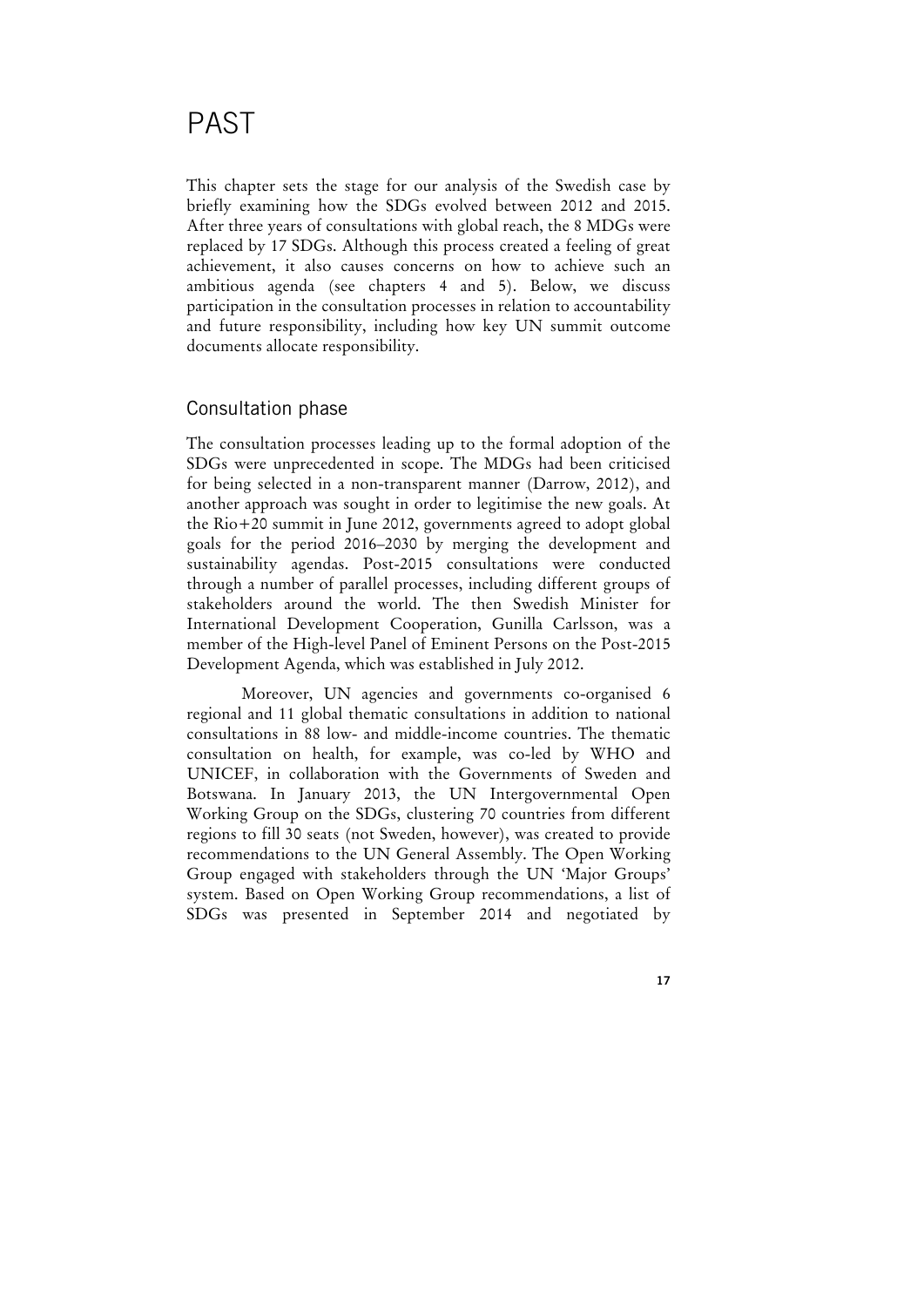# PAST

This chapter sets the stage for our analysis of the Swedish case by briefly examining how the SDGs evolved between 2012 and 2015. After three years of consultations with global reach, the 8 MDGs were replaced by 17 SDGs. Although this process created a feeling of great achievement, it also causes concerns on how to achieve such an ambitious agenda (see chapters 4 and 5). Below, we discuss participation in the consultation processes in relation to accountability and future responsibility, including how key UN summit outcome documents allocate responsibility.

## Consultation phase

The consultation processes leading up to the formal adoption of the SDGs were unprecedented in scope. The MDGs had been criticised for being selected in a non-transparent manner (Darrow, 2012), and another approach was sought in order to legitimise the new goals. At the Rio+20 summit in June 2012, governments agreed to adopt global goals for the period 2016–2030 by merging the development and sustainability agendas. Post-2015 consultations were conducted through a number of parallel processes, including different groups of stakeholders around the world. The then Swedish Minister for International Development Cooperation, Gunilla Carlsson, was a member of the High-level Panel of Eminent Persons on the Post-2015 Development Agenda, which was established in July 2012.

Moreover, UN agencies and governments co-organised 6 regional and 11 global thematic consultations in addition to national consultations in 88 low- and middle-income countries. The thematic consultation on health, for example, was co-led by WHO and UNICEF, in collaboration with the Governments of Sweden and Botswana. In January 2013, the UN Intergovernmental Open Working Group on the SDGs, clustering 70 countries from different regions to fill 30 seats (not Sweden, however), was created to provide recommendations to the UN General Assembly. The Open Working Group engaged with stakeholders through the UN 'Major Groups' system. Based on Open Working Group recommendations, a list of SDGs was presented in September 2014 and negotiated by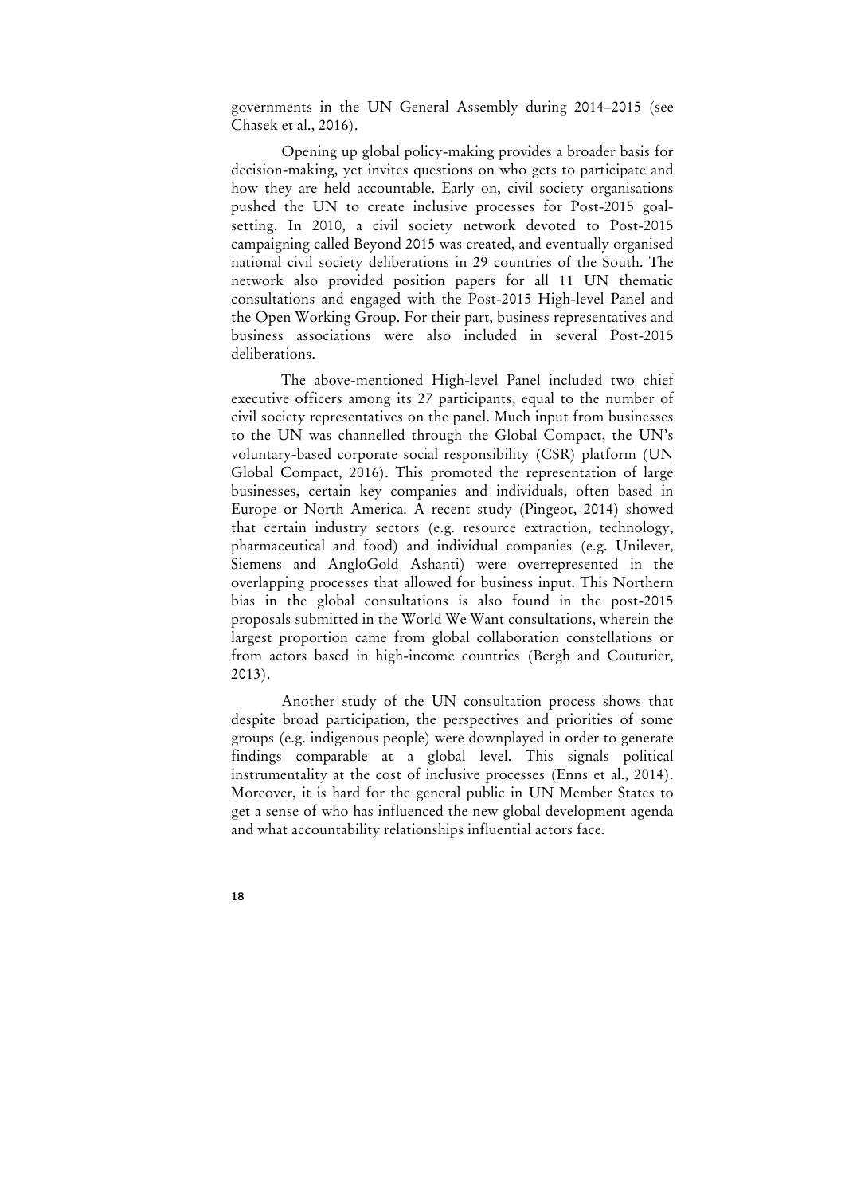governments in the UN General Assembly during 2014–2015 (see Chasek et al., 2016).

Opening up global policy-making provides a broader basis for decision-making, yet invites questions on who gets to participate and how they are held accountable. Early on, civil society organisations pushed the UN to create inclusive processes for Post-2015 goal-setting. In 2010, a civil society network devoted to Post-2015 campaigning called Beyond 2015 was created, and eventually organised national civil society deliberations in 29 countries of the South. The network also provided position papers for all 11 UN thematic consultations and engaged with the Post-2015 High-level Panel and the Open Working Group. For their part, business representatives and business associations were also included in several Post-2015 deliberations.

The above-mentioned High-level Panel included two chief executive officers among its 27 participants, equal to the number of civil society representatives on the panel. Much input from businesses to the UN was channelled through the Global Compact, the UN's voluntary-based corporate social responsibility (CSR) platform (UN Global Compact, 2016). This promoted the representation of large businesses, certain key companies and individuals, often based in Europe or North America. A recent study (Pingeot, 2014) showed that certain industry sectors (e.g. resource extraction, technology, pharmaceutical and food) and individual companies (e.g. Unilever, Siemens and AngloGold Ashanti) were overrepresented in the overlapping processes that allowed for business input. This Northern bias in the global consultations is also found in the post-2015 proposals submitted in the World We Want consultations, wherein the largest proportion came from global collaboration constellations or from actors based in high-income countries (Bergh and Couturier, 2013).

Another study of the UN consultation process shows that despite broad participation, the perspectives and priorities of some groups (e.g. indigenous people) were downplayed in order to generate findings comparable at a global level. This signals political instrumentality at the cost of inclusive processes (Enns et al., 2014). Moreover, it is hard for the general public in UN Member States to get a sense of who has influenced the new global development agenda and what accountability relationships influential actors face.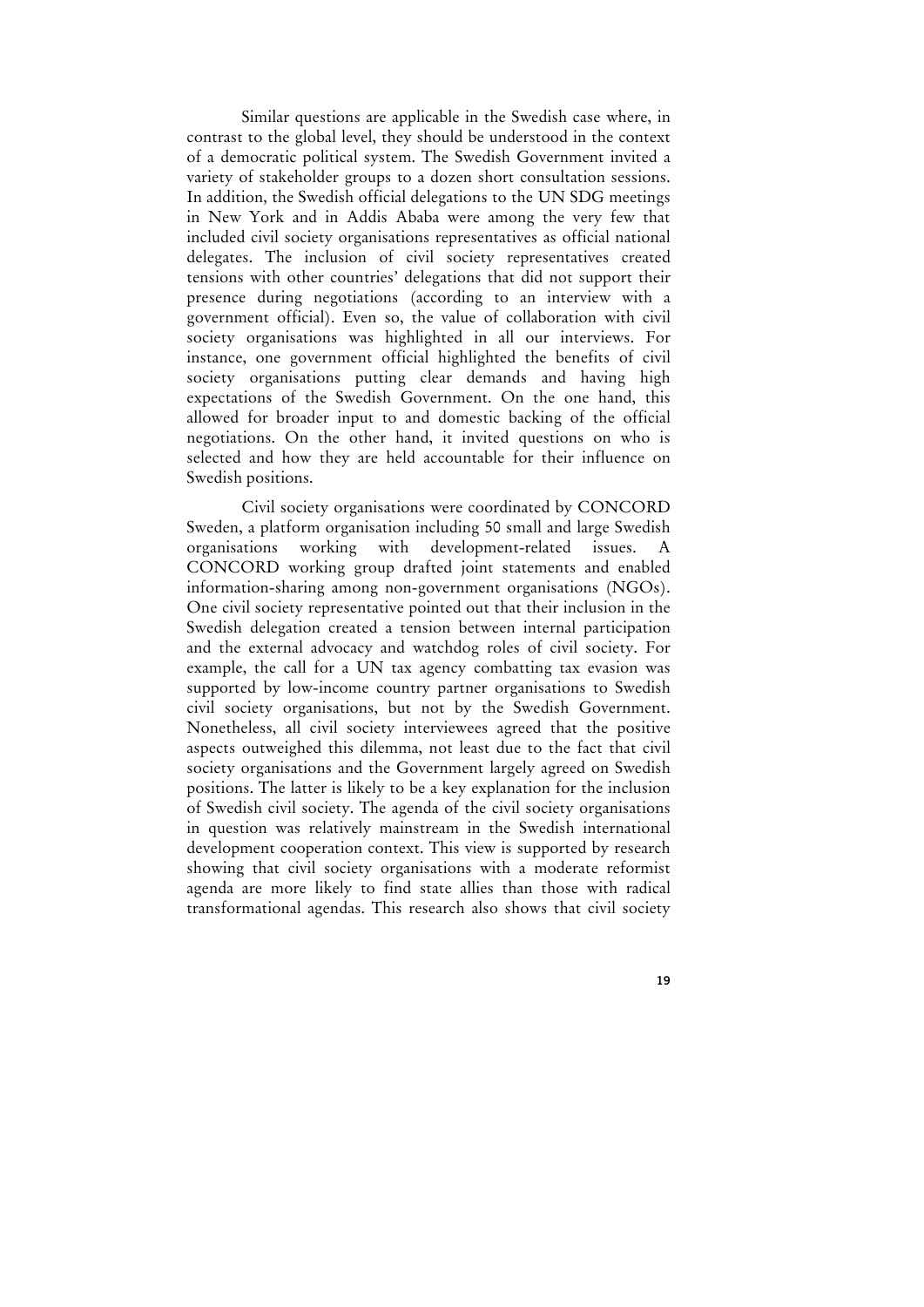Similar questions are applicable in the Swedish case where, in contrast to the global level, they should be understood in the context of a democratic political system. The Swedish Government invited a variety of stakeholder groups to a dozen short consultation sessions. In addition, the Swedish official delegations to the UN SDG meetings in New York and in Addis Ababa were among the very few that included civil society organisations representatives as official national delegates. The inclusion of civil society representatives created tensions with other countries' delegations that did not support their presence during negotiations (according to an interview with a government official). Even so, the value of collaboration with civil society organisations was highlighted in all our interviews. For instance, one government official highlighted the benefits of civil society organisations putting clear demands and having high expectations of the Swedish Government. On the one hand, this allowed for broader input to and domestic backing of the official negotiations. On the other hand, it invited questions on who is selected and how they are held accountable for their influence on Swedish positions.

Civil society organisations were coordinated by CONCORD Sweden, a platform organisation including 50 small and large Swedish organisations working with development-related issues. A CONCORD working group drafted joint statements and enabled information-sharing among non-government organisations (NGOs). One civil society representative pointed out that their inclusion in the Swedish delegation created a tension between internal participation and the external advocacy and watchdog roles of civil society. For example, the call for a UN tax agency combatting tax evasion was supported by low-income country partner organisations to Swedish civil society organisations, but not by the Swedish Government. Nonetheless, all civil society interviewees agreed that the positive aspects outweighed this dilemma, not least due to the fact that civil society organisations and the Government largely agreed on Swedish positions. The latter is likely to be a key explanation for the inclusion of Swedish civil society. The agenda of the civil society organisations in question was relatively mainstream in the Swedish international development cooperation context. This view is supported by research showing that civil society organisations with a moderate reformist agenda are more likely to find state allies than those with radical transformational agendas. This research also shows that civil society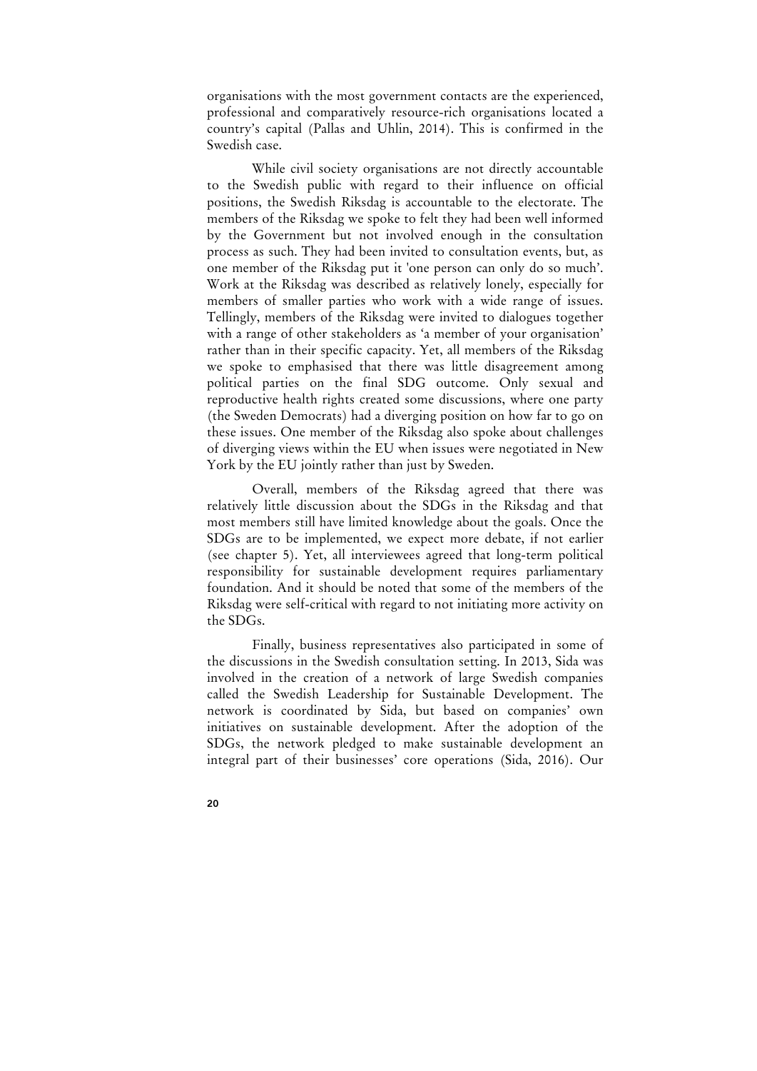organisations with the most government contacts are the experienced, professional and comparatively resource-rich organisations located a country's capital (Pallas and Uhlin, 2014). This is confirmed in the Swedish case.

While civil society organisations are not directly accountable to the Swedish public with regard to their influence on official positions, the Swedish Riksdag is accountable to the electorate. The members of the Riksdag we spoke to felt they had been well informed by the Government but not involved enough in the consultation process as such. They had been invited to consultation events, but, as one member of the Riksdag put it 'one person can only do so much'. Work at the Riksdag was described as relatively lonely, especially for members of smaller parties who work with a wide range of issues. Tellingly, members of the Riksdag were invited to dialogues together with a range of other stakeholders as 'a member of your organisation' rather than in their specific capacity. Yet, all members of the Riksdag we spoke to emphasised that there was little disagreement among political parties on the final SDG outcome. Only sexual and reproductive health rights created some discussions, where one party (the Sweden Democrats) had a diverging position on how far to go on these issues. One member of the Riksdag also spoke about challenges of diverging views within the EU when issues were negotiated in New York by the EU jointly rather than just by Sweden.

Overall, members of the Riksdag agreed that there was relatively little discussion about the SDGs in the Riksdag and that most members still have limited knowledge about the goals. Once the SDGs are to be implemented, we expect more debate, if not earlier (see chapter 5). Yet, all interviewees agreed that long-term political responsibility for sustainable development requires parliamentary foundation. And it should be noted that some of the members of the Riksdag were self-critical with regard to not initiating more activity on the SDGs.

Finally, business representatives also participated in some of the discussions in the Swedish consultation setting. In 2013, Sida was involved in the creation of a network of large Swedish companies called the Swedish Leadership for Sustainable Development. The network is coordinated by Sida, but based on companies' own initiatives on sustainable development. After the adoption of the SDGs, the network pledged to make sustainable development an integral part of their businesses' core operations (Sida, 2016). Our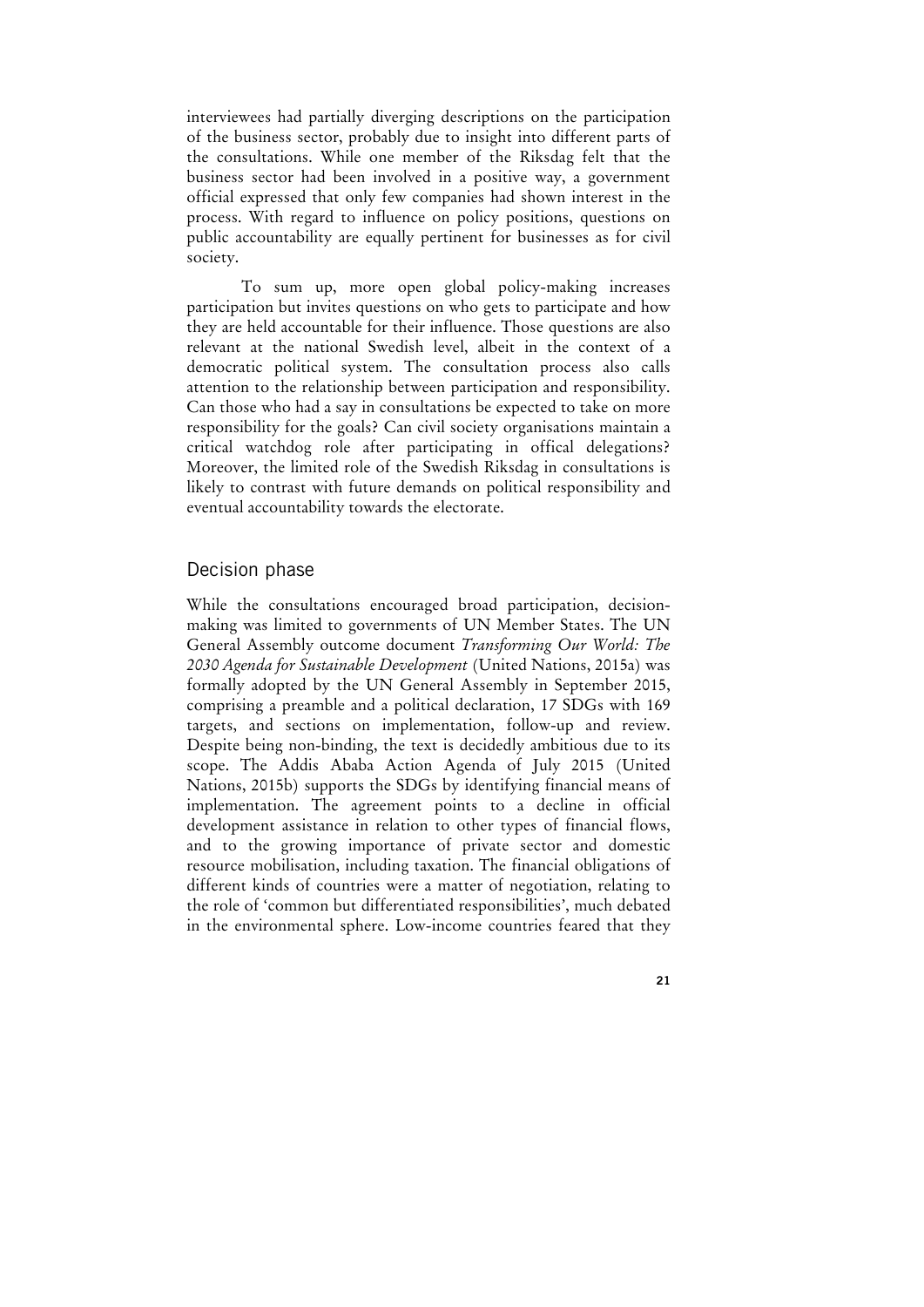interviewees had partially diverging descriptions on the participation of the business sector, probably due to insight into different parts of the consultations. While one member of the Riksdag felt that the business sector had been involved in a positive way, a government official expressed that only few companies had shown interest in the process. With regard to influence on policy positions, questions on public accountability are equally pertinent for businesses as for civil society.

To sum up, more open global policy-making increases participation but invites questions on who gets to participate and how they are held accountable for their influence. Those questions are also relevant at the national Swedish level, albeit in the context of a democratic political system. The consultation process also calls attention to the relationship between participation and responsibility. Can those who had a say in consultations be expected to take on more responsibility for the goals? Can civil society organisations maintain a critical watchdog role after participating in offical delegations? Moreover, the limited role of the Swedish Riksdag in consultations is likely to contrast with future demands on political responsibility and eventual accountability towards the electorate.

## Decision phase

While the consultations encouraged broad participation, decision-making was limited to governments of UN Member States. The UN General Assembly outcome document *Transforming Our World: The 2030 Agenda for Sustainable Development* (United Nations, 2015a) was formally adopted by the UN General Assembly in September 2015, comprising a preamble and a political declaration, 17 SDGs with 169 targets, and sections on implementation, follow-up and review. Despite being non-binding, the text is decidedly ambitious due to its scope. The Addis Ababa Action Agenda of July 2015 (United Nations, 2015b) supports the SDGs by identifying financial means of implementation. The agreement points to a decline in official development assistance in relation to other types of financial flows, and to the growing importance of private sector and domestic resource mobilisation, including taxation. The financial obligations of different kinds of countries were a matter of negotiation, relating to the role of 'common but differentiated responsibilities', much debated in the environmental sphere. Low-income countries feared that they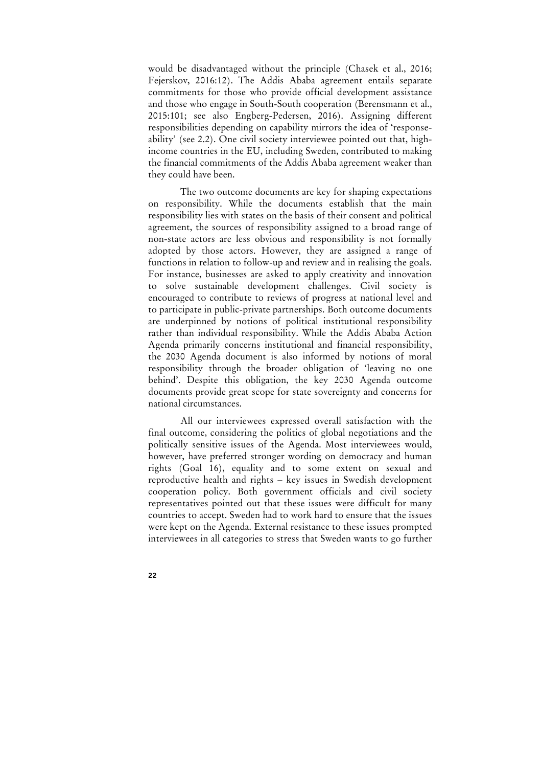would be disadvantaged without the principle (Chasek et al., 2016; Fejerskov, 2016:12). The Addis Ababa agreement entails separate commitments for those who provide official development assistance and those who engage in South-South cooperation (Berensmann et al., 2015:101; see also Engberg-Pedersen, 2016). Assigning different responsibilities depending on capability mirrors the idea of 'response-ability' (see 2.2). One civil society interviewee pointed out that, high-income countries in the EU, including Sweden, contributed to making the financial commitments of the Addis Ababa agreement weaker than they could have been.

The two outcome documents are key for shaping expectations on responsibility. While the documents establish that the main responsibility lies with states on the basis of their consent and political agreement, the sources of responsibility assigned to a broad range of non-state actors are less obvious and responsibility is not formally adopted by those actors. However, they are assigned a range of functions in relation to follow-up and review and in realising the goals. For instance, businesses are asked to apply creativity and innovation to solve sustainable development challenges. Civil society is encouraged to contribute to reviews of progress at national level and to participate in public-private partnerships. Both outcome documents are underpinned by notions of political institutional responsibility rather than individual responsibility. While the Addis Ababa Action Agenda primarily concerns institutional and financial responsibility, the 2030 Agenda document is also informed by notions of moral responsibility through the broader obligation of 'leaving no one behind'. Despite this obligation, the key 2030 Agenda outcome documents provide great scope for state sovereignty and concerns for national circumstances.

All our interviewees expressed overall satisfaction with the final outcome, considering the politics of global negotiations and the politically sensitive issues of the Agenda. Most interviewees would, however, have preferred stronger wording on democracy and human rights (Goal 16), equality and to some extent on sexual and reproductive health and rights – key issues in Swedish development cooperation policy. Both government officials and civil society representatives pointed out that these issues were difficult for many countries to accept. Sweden had to work hard to ensure that the issues were kept on the Agenda. External resistance to these issues prompted interviewees in all categories to stress that Sweden wants to go further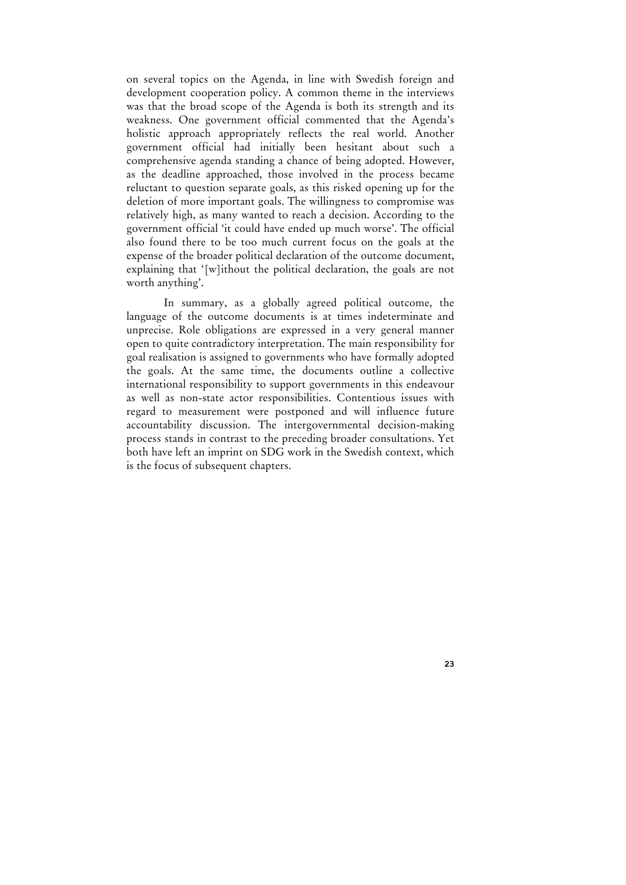on several topics on the Agenda, in line with Swedish foreign and development cooperation policy. A common theme in the interviews was that the broad scope of the Agenda is both its strength and its weakness. One government official commented that the Agenda's holistic approach appropriately reflects the real world. Another government official had initially been hesitant about such a comprehensive agenda standing a chance of being adopted. However, as the deadline approached, those involved in the process became reluctant to question separate goals, as this risked opening up for the deletion of more important goals. The willingness to compromise was relatively high, as many wanted to reach a decision. According to the government official 'it could have ended up much worse'. The official also found there to be too much current focus on the goals at the expense of the broader political declaration of the outcome document, explaining that '[w]ithout the political declaration, the goals are not worth anything'.

In summary, as a globally agreed political outcome, the language of the outcome documents is at times indeterminate and unprecise. Role obligations are expressed in a very general manner open to quite contradictory interpretation. The main responsibility for goal realisation is assigned to governments who have formally adopted the goals. At the same time, the documents outline a collective international responsibility to support governments in this endeavour as well as non-state actor responsibilities. Contentious issues with regard to measurement were postponed and will influence future accountability discussion. The intergovernmental decision-making process stands in contrast to the preceding broader consultations. Yet both have left an imprint on SDG work in the Swedish context, which is the focus of subsequent chapters.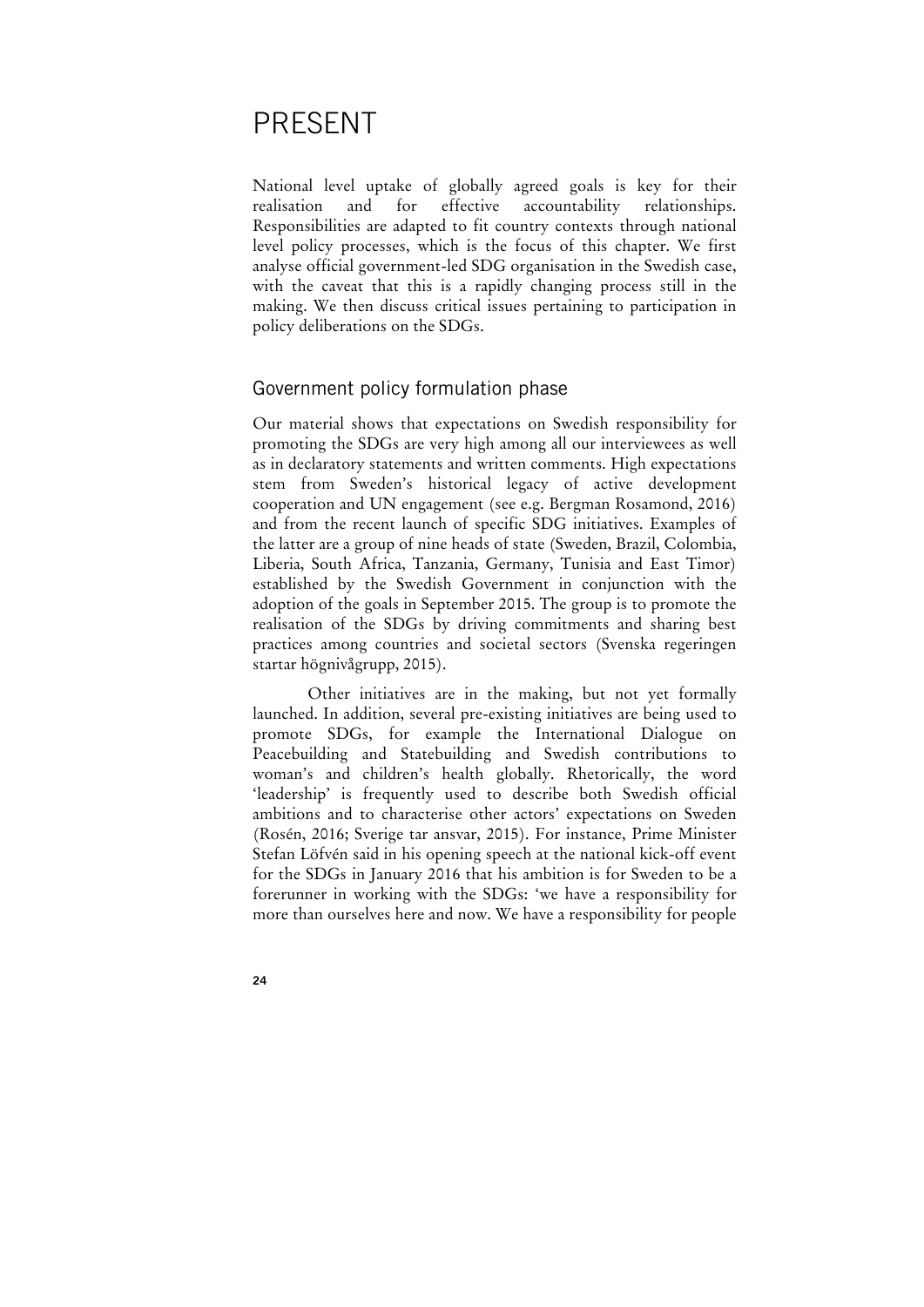# PRESENT

National level uptake of globally agreed goals is key for their realisation and for effective accountability relationships. Responsibilities are adapted to fit country contexts through national level policy processes, which is the focus of this chapter. We first analyse official government-led SDG organisation in the Swedish case, with the caveat that this is a rapidly changing process still in the making. We then discuss critical issues pertaining to participation in policy deliberations on the SDGs.

## Government policy formulation phase

Our material shows that expectations on Swedish responsibility for promoting the SDGs are very high among all our interviewees as well as in declaratory statements and written comments. High expectations stem from Sweden's historical legacy of active development cooperation and UN engagement (see e.g. Bergman Rosamond, 2016) and from the recent launch of specific SDG initiatives. Examples of the latter are a group of nine heads of state (Sweden, Brazil, Colombia, Liberia, South Africa, Tanzania, Germany, Tunisia and East Timor) established by the Swedish Government in conjunction with the adoption of the goals in September 2015. The group is to promote the realisation of the SDGs by driving commitments and sharing best practices among countries and societal sectors (Svenska regeringen startar högnivågrupp, 2015).

Other initiatives are in the making, but not yet formally launched. In addition, several pre-existing initiatives are being used to promote SDGs, for example the International Dialogue on Peacebuilding and Statebuilding and Swedish contributions to woman's and children's health globally. Rhetorically, the word 'leadership' is frequently used to describe both Swedish official ambitions and to characterise other actors' expectations on Sweden (Rosén, 2016; Sverige tar ansvar, 2015). For instance, Prime Minister Stefan Löfvén said in his opening speech at the national kick-off event for the SDGs in January 2016 that his ambition is for Sweden to be a forerunner in working with the SDGs: 'we have a responsibility for more than ourselves here and now. We have a responsibility for people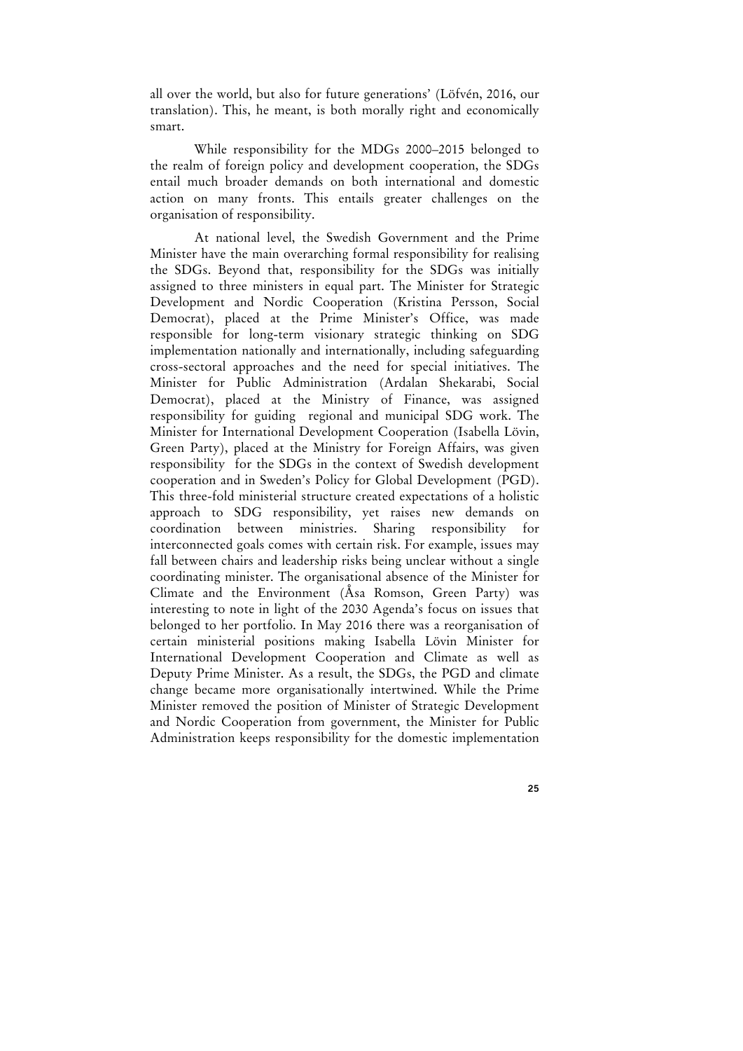all over the world, but also for future generations' (Löfvén, 2016, our translation). This, he meant, is both morally right and economically smart.

While responsibility for the MDGs 2000–2015 belonged to the realm of foreign policy and development cooperation, the SDGs entail much broader demands on both international and domestic action on many fronts. This entails greater challenges on the organisation of responsibility.

At national level, the Swedish Government and the Prime Minister have the main overarching formal responsibility for realising the SDGs. Beyond that, responsibility for the SDGs was initially assigned to three ministers in equal part. The Minister for Strategic Development and Nordic Cooperation (Kristina Persson, Social Democrat), placed at the Prime Minister's Office, was made responsible for long-term visionary strategic thinking on SDG implementation nationally and internationally, including safeguarding cross-sectoral approaches and the need for special initiatives. The Minister for Public Administration (Ardalan Shekarabi, Social Democrat), placed at the Ministry of Finance, was assigned responsibility for guiding regional and municipal SDG work. The Minister for International Development Cooperation (Isabella Lövin, Green Party), placed at the Ministry for Foreign Affairs, was given responsibility for the SDGs in the context of Swedish development cooperation and in Sweden's Policy for Global Development (PGD). This three-fold ministerial structure created expectations of a holistic approach to SDG responsibility, yet raises new demands on coordination between ministries. Sharing responsibility for interconnected goals comes with certain risk. For example, issues may fall between chairs and leadership risks being unclear without a single coordinating minister. The organisational absence of the Minister for Climate and the Environment (Åsa Romson, Green Party) was interesting to note in light of the 2030 Agenda's focus on issues that belonged to her portfolio. In May 2016 there was a reorganisation of certain ministerial positions making Isabella Lövin Minister for International Development Cooperation and Climate as well as Deputy Prime Minister. As a result, the SDGs, the PGD and climate change became more organisationally intertwined. While the Prime Minister removed the position of Minister of Strategic Development and Nordic Cooperation from government, the Minister for Public Administration keeps responsibility for the domestic implementation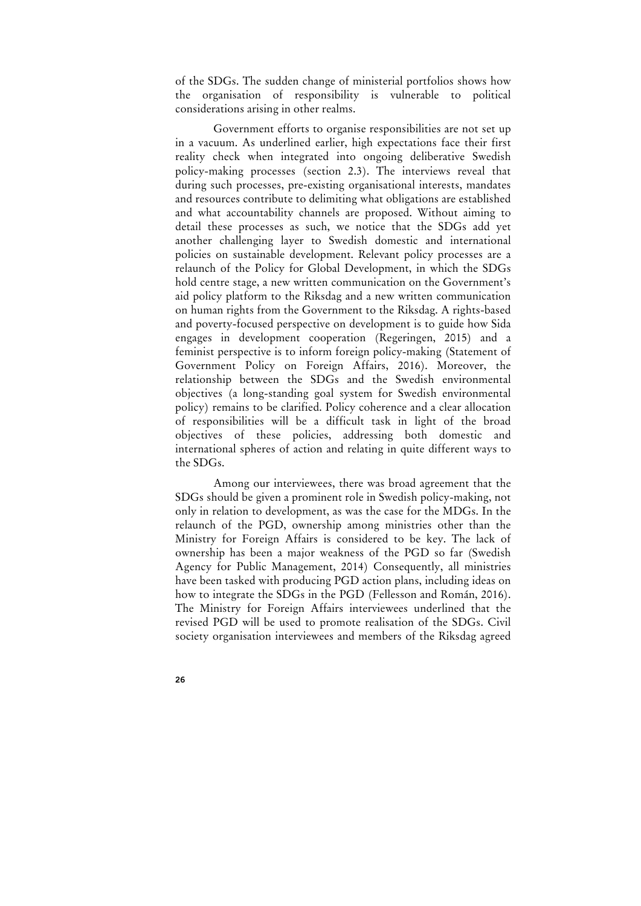of the SDGs. The sudden change of ministerial portfolios shows how the organisation of responsibility is vulnerable to political considerations arising in other realms.

Government efforts to organise responsibilities are not set up in a vacuum. As underlined earlier, high expectations face their first reality check when integrated into ongoing deliberative Swedish policy-making processes (section 2.3). The interviews reveal that during such processes, pre-existing organisational interests, mandates and resources contribute to delimiting what obligations are established and what accountability channels are proposed. Without aiming to detail these processes as such, we notice that the SDGs add yet another challenging layer to Swedish domestic and international policies on sustainable development. Relevant policy processes are a relaunch of the Policy for Global Development, in which the SDGs hold centre stage, a new written communication on the Government's aid policy platform to the Riksdag and a new written communication on human rights from the Government to the Riksdag. A rights-based and poverty-focused perspective on development is to guide how Sida engages in development cooperation (Regeringen, 2015) and a feminist perspective is to inform foreign policy-making (Statement of Government Policy on Foreign Affairs, 2016). Moreover, the relationship between the SDGs and the Swedish environmental objectives (a long-standing goal system for Swedish environmental policy) remains to be clarified. Policy coherence and a clear allocation of responsibilities will be a difficult task in light of the broad objectives of these policies, addressing both domestic and international spheres of action and relating in quite different ways to the SDGs.

Among our interviewees, there was broad agreement that the SDGs should be given a prominent role in Swedish policy-making, not only in relation to development, as was the case for the MDGs. In the relaunch of the PGD, ownership among ministries other than the Ministry for Foreign Affairs is considered to be key. The lack of ownership has been a major weakness of the PGD so far (Swedish Agency for Public Management, 2014) Consequently, all ministries have been tasked with producing PGD action plans, including ideas on how to integrate the SDGs in the PGD (Fellesson and Román, 2016). The Ministry for Foreign Affairs interviewees underlined that the revised PGD will be used to promote realisation of the SDGs. Civil society organisation interviewees and members of the Riksdag agreed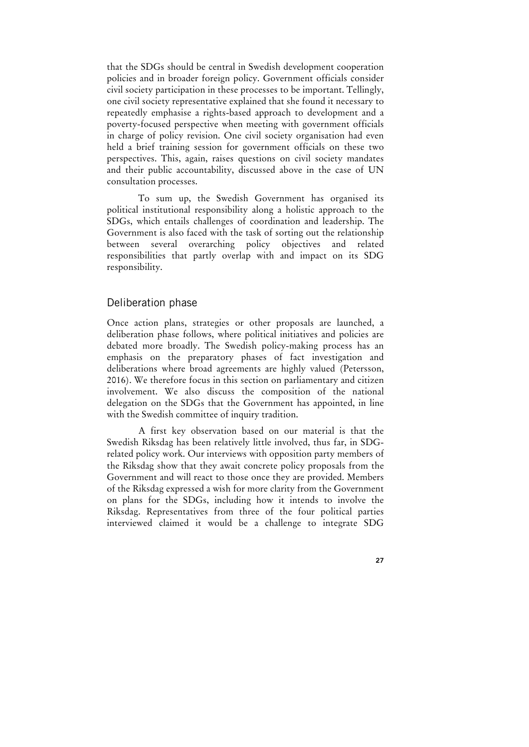that the SDGs should be central in Swedish development cooperation policies and in broader foreign policy. Government officials consider civil society participation in these processes to be important. Tellingly, one civil society representative explained that she found it necessary to repeatedly emphasise a rights-based approach to development and a poverty-focused perspective when meeting with government officials in charge of policy revision. One civil society organisation had even held a brief training session for government officials on these two perspectives. This, again, raises questions on civil society mandates and their public accountability, discussed above in the case of UN consultation processes.

To sum up, the Swedish Government has organised its political institutional responsibility along a holistic approach to the SDGs, which entails challenges of coordination and leadership. The Government is also faced with the task of sorting out the relationship between several overarching policy objectives and related responsibilities that partly overlap with and impact on its SDG responsibility.

## Deliberation phase

Once action plans, strategies or other proposals are launched, a deliberation phase follows, where political initiatives and policies are debated more broadly. The Swedish policy-making process has an emphasis on the preparatory phases of fact investigation and deliberations where broad agreements are highly valued (Petersson, 2016). We therefore focus in this section on parliamentary and citizen involvement. We also discuss the composition of the national delegation on the SDGs that the Government has appointed, in line with the Swedish committee of inquiry tradition.

A first key observation based on our material is that the Swedish Riksdag has been relatively little involved, thus far, in SDG-related policy work. Our interviews with opposition party members of the Riksdag show that they await concrete policy proposals from the Government and will react to those once they are provided. Members of the Riksdag expressed a wish for more clarity from the Government on plans for the SDGs, including how it intends to involve the Riksdag. Representatives from three of the four political parties interviewed claimed it would be a challenge to integrate SDG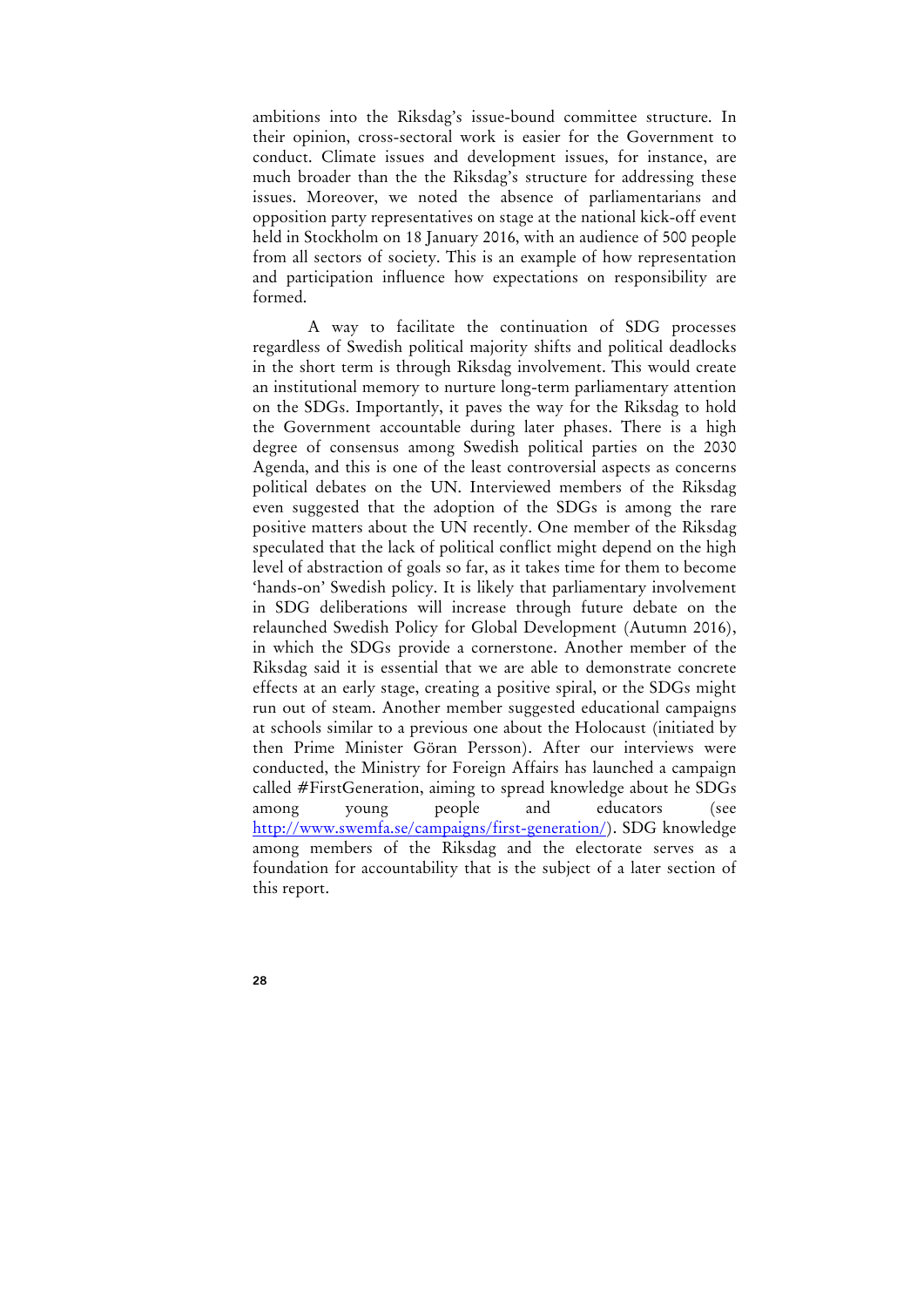ambitions into the Riksdag's issue-bound committee structure. In their opinion, cross-sectoral work is easier for the Government to conduct. Climate issues and development issues, for instance, are much broader than the the Riksdag's structure for addressing these issues. Moreover, we noted the absence of parliamentarians and opposition party representatives on stage at the national kick-off event held in Stockholm on 18 January 2016, with an audience of 500 people from all sectors of society. This is an example of how representation and participation influence how expectations on responsibility are formed.

A way to facilitate the continuation of SDG processes regardless of Swedish political majority shifts and political deadlocks in the short term is through Riksdag involvement. This would create an institutional memory to nurture long-term parliamentary attention on the SDGs. Importantly, it paves the way for the Riksdag to hold the Government accountable during later phases. There is a high degree of consensus among Swedish political parties on the 2030 Agenda, and this is one of the least controversial aspects as concerns political debates on the UN. Interviewed members of the Riksdag even suggested that the adoption of the SDGs is among the rare positive matters about the UN recently. One member of the Riksdag speculated that the lack of political conflict might depend on the high level of abstraction of goals so far, as it takes time for them to become 'hands-on' Swedish policy. It is likely that parliamentary involvement in SDG deliberations will increase through future debate on the relaunched Swedish Policy for Global Development (Autumn 2016), in which the SDGs provide a cornerstone. Another member of the Riksdag said it is essential that we are able to demonstrate concrete effects at an early stage, creating a positive spiral, or the SDGs might run out of steam. Another member suggested educational campaigns at schools similar to a previous one about the Holocaust (initiated by then Prime Minister Göran Persson). After our interviews were conducted, the Ministry for Foreign Affairs has launched a campaign called #FirstGeneration, aiming to spread knowledge about he SDGs among young people and educators (see http://www.swemfa.se/campaigns/first-generation/). SDG knowledge among members of the Riksdag and the electorate serves as a foundation for accountability that is the subject of a later section of this report.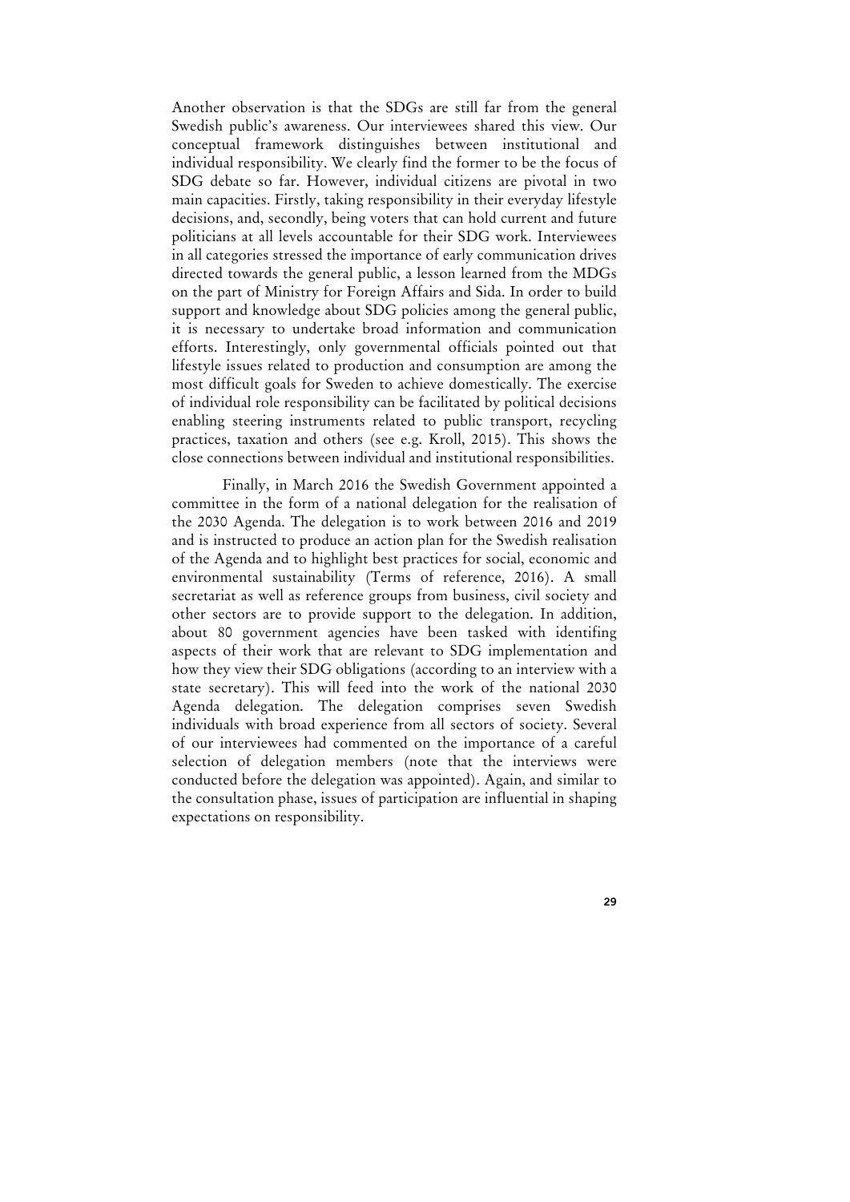Another observation is that the SDGs are still far from the general Swedish public's awareness. Our interviewees shared this view. Our conceptual framework distinguishes between institutional and individual responsibility. We clearly find the former to be the focus of SDG debate so far. However, individual citizens are pivotal in two main capacities. Firstly, taking responsibility in their everyday lifestyle decisions, and, secondly, being voters that can hold current and future politicians at all levels accountable for their SDG work. Interviewees in all categories stressed the importance of early communication drives directed towards the general public, a lesson learned from the MDGs on the part of Ministry for Foreign Affairs and Sida. In order to build support and knowledge about SDG policies among the general public, it is necessary to undertake broad information and communication efforts. Interestingly, only governmental officials pointed out that lifestyle issues related to production and consumption are among the most difficult goals for Sweden to achieve domestically. The exercise of individual role responsibility can be facilitated by political decisions enabling steering instruments related to public transport, recycling practices, taxation and others (see e.g. Kroll, 2015). This shows the close connections between individual and institutional responsibilities.

Finally, in March 2016 the Swedish Government appointed a committee in the form of a national delegation for the realisation of the 2030 Agenda. The delegation is to work between 2016 and 2019 and is instructed to produce an action plan for the Swedish realisation of the Agenda and to highlight best practices for social, economic and environmental sustainability (Terms of reference, 2016). A small secretariat as well as reference groups from business, civil society and other sectors are to provide support to the delegation. In addition, about 80 government agencies have been tasked with identifing aspects of their work that are relevant to SDG implementation and how they view their SDG obligations (according to an interview with a state secretary). This will feed into the work of the national 2030 Agenda delegation. The delegation comprises seven Swedish individuals with broad experience from all sectors of society. Several of our interviewees had commented on the importance of a careful selection of delegation members (note that the interviews were conducted before the delegation was appointed). Again, and similar to the consultation phase, issues of participation are influential in shaping expectations on responsibility.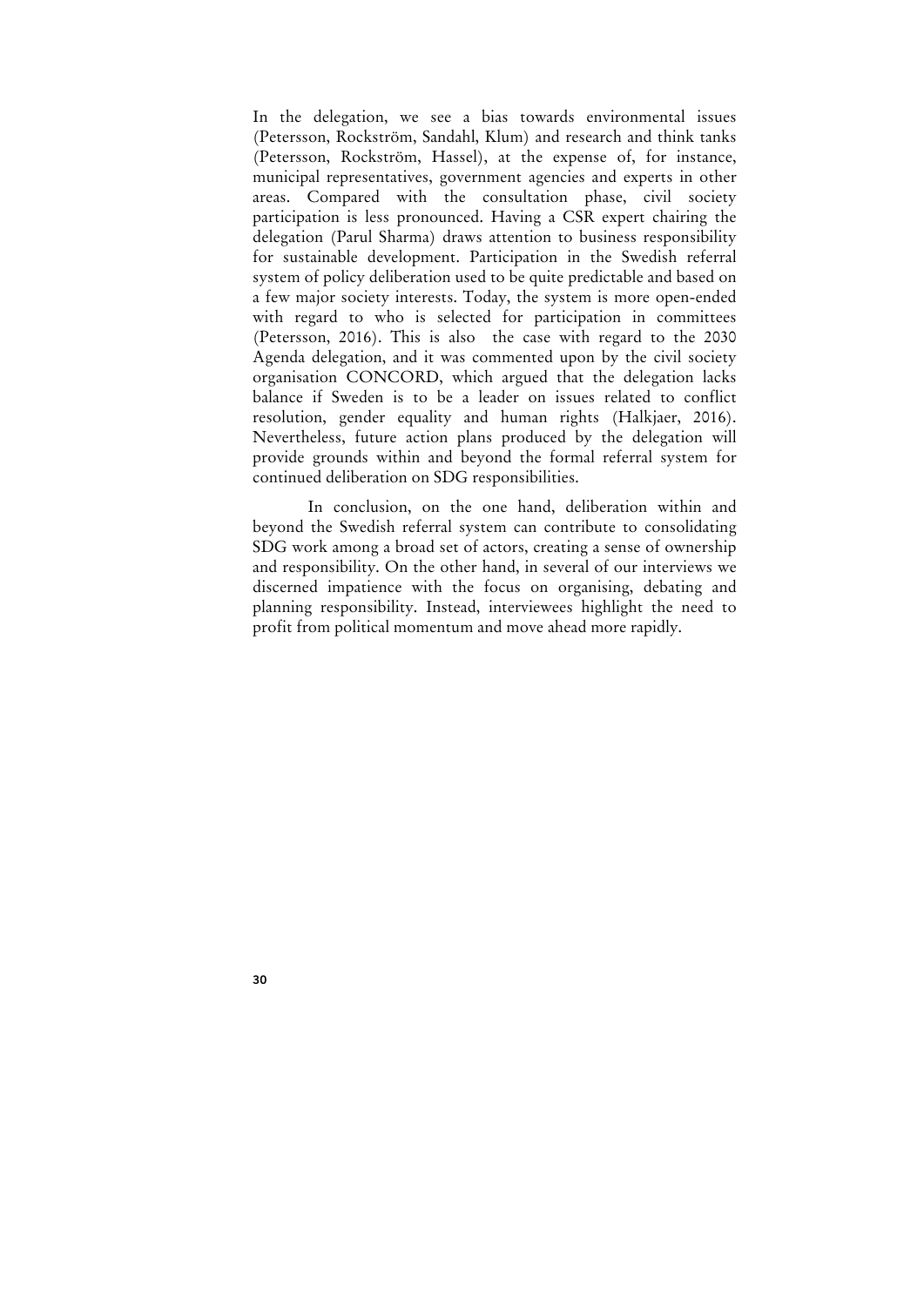In the delegation, we see a bias towards environmental issues (Petersson, Rockström, Sandahl, Klum) and research and think tanks (Petersson, Rockström, Hassel), at the expense of, for instance, municipal representatives, government agencies and experts in other areas. Compared with the consultation phase, civil society participation is less pronounced. Having a CSR expert chairing the delegation (Parul Sharma) draws attention to business responsibility for sustainable development. Participation in the Swedish referral system of policy deliberation used to be quite predictable and based on a few major society interests. Today, the system is more open-ended with regard to who is selected for participation in committees (Petersson, 2016). This is also the case with regard to the 2030 Agenda delegation, and it was commented upon by the civil society organisation CONCORD, which argued that the delegation lacks balance if Sweden is to be a leader on issues related to conflict resolution, gender equality and human rights (Halkjaer, 2016). Nevertheless, future action plans produced by the delegation will provide grounds within and beyond the formal referral system for continued deliberation on SDG responsibilities.

In conclusion, on the one hand, deliberation within and beyond the Swedish referral system can contribute to consolidating SDG work among a broad set of actors, creating a sense of ownership and responsibility. On the other hand, in several of our interviews we discerned impatience with the focus on organising, debating and planning responsibility. Instead, interviewees highlight the need to profit from political momentum and move ahead more rapidly.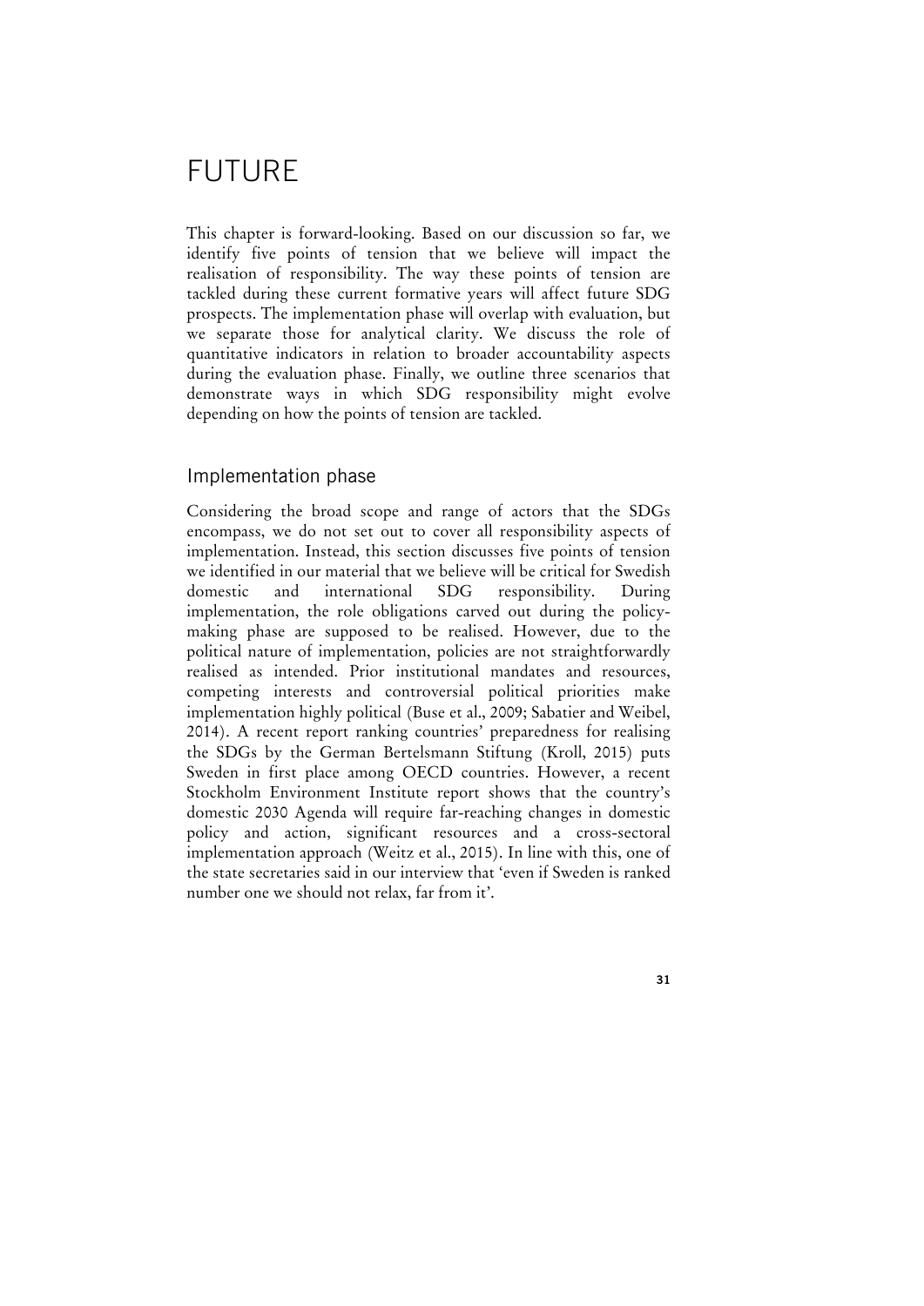# FUTURE

This chapter is forward-looking. Based on our discussion so far, we identify five points of tension that we believe will impact the realisation of responsibility. The way these points of tension are tackled during these current formative years will affect future SDG prospects. The implementation phase will overlap with evaluation, but we separate those for analytical clarity. We discuss the role of quantitative indicators in relation to broader accountability aspects during the evaluation phase. Finally, we outline three scenarios that demonstrate ways in which SDG responsibility might evolve depending on how the points of tension are tackled.

## Implementation phase

Considering the broad scope and range of actors that the SDGs encompass, we do not set out to cover all responsibility aspects of implementation. Instead, this section discusses five points of tension we identified in our material that we believe will be critical for Swedish domestic and international SDG responsibility. During implementation, the role obligations carved out during the policy-making phase are supposed to be realised. However, due to the political nature of implementation, policies are not straightforwardly realised as intended. Prior institutional mandates and resources, competing interests and controversial political priorities make implementation highly political (Buse et al., 2009; Sabatier and Weibel, 2014). A recent report ranking countries' preparedness for realising the SDGs by the German Bertelsmann Stiftung (Kroll, 2015) puts Sweden in first place among OECD countries. However, a recent Stockholm Environment Institute report shows that the country's domestic 2030 Agenda will require far-reaching changes in domestic policy and action, significant resources and a cross-sectoral implementation approach (Weitz et al., 2015). In line with this, one of the state secretaries said in our interview that 'even if Sweden is ranked number one we should not relax, far from it'.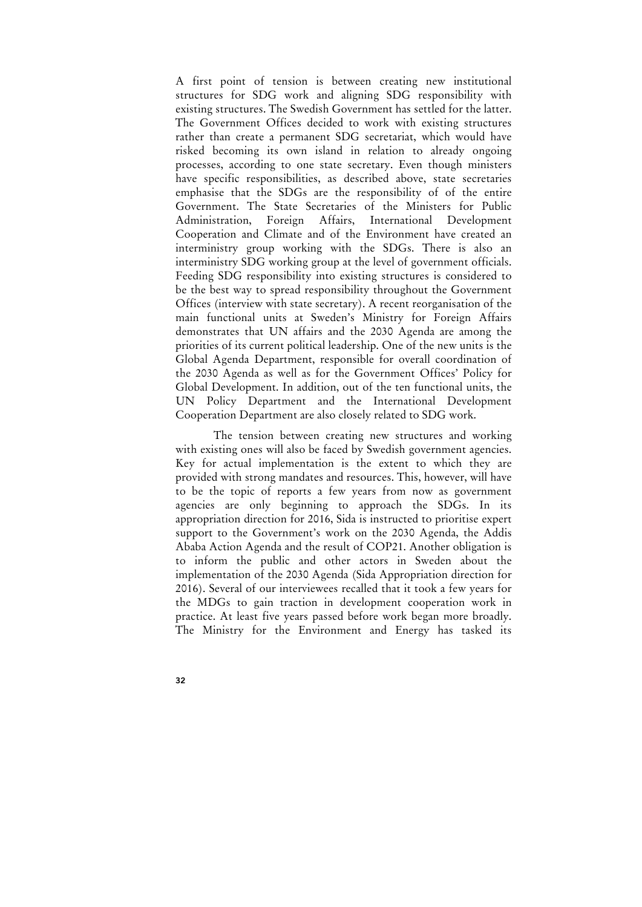A first point of tension is between creating new institutional structures for SDG work and aligning SDG responsibility with existing structures. The Swedish Government has settled for the latter. The Government Offices decided to work with existing structures rather than create a permanent SDG secretariat, which would have risked becoming its own island in relation to already ongoing processes, according to one state secretary. Even though ministers have specific responsibilities, as described above, state secretaries emphasise that the SDGs are the responsibility of of the entire Government. The State Secretaries of the Ministers for Public Administration, Foreign Affairs, International Development Cooperation and Climate and of the Environment have created an interministry group working with the SDGs. There is also an interministry SDG working group at the level of government officials. Feeding SDG responsibility into existing structures is considered to be the best way to spread responsibility throughout the Government Offices (interview with state secretary). A recent reorganisation of the main functional units at Sweden's Ministry for Foreign Affairs demonstrates that UN affairs and the 2030 Agenda are among the priorities of its current political leadership. One of the new units is the Global Agenda Department, responsible for overall coordination of the 2030 Agenda as well as for the Government Offices' Policy for Global Development. In addition, out of the ten functional units, the UN Policy Department and the International Development Cooperation Department are also closely related to SDG work.

The tension between creating new structures and working with existing ones will also be faced by Swedish government agencies. Key for actual implementation is the extent to which they are provided with strong mandates and resources. This, however, will have to be the topic of reports a few years from now as government agencies are only beginning to approach the SDGs. In its appropriation direction for 2016, Sida is instructed to prioritise expert support to the Government's work on the 2030 Agenda, the Addis Ababa Action Agenda and the result of COP21. Another obligation is to inform the public and other actors in Sweden about the implementation of the 2030 Agenda (Sida Appropriation direction for 2016). Several of our interviewees recalled that it took a few years for the MDGs to gain traction in development cooperation work in practice. At least five years passed before work began more broadly. The Ministry for the Environment and Energy has tasked its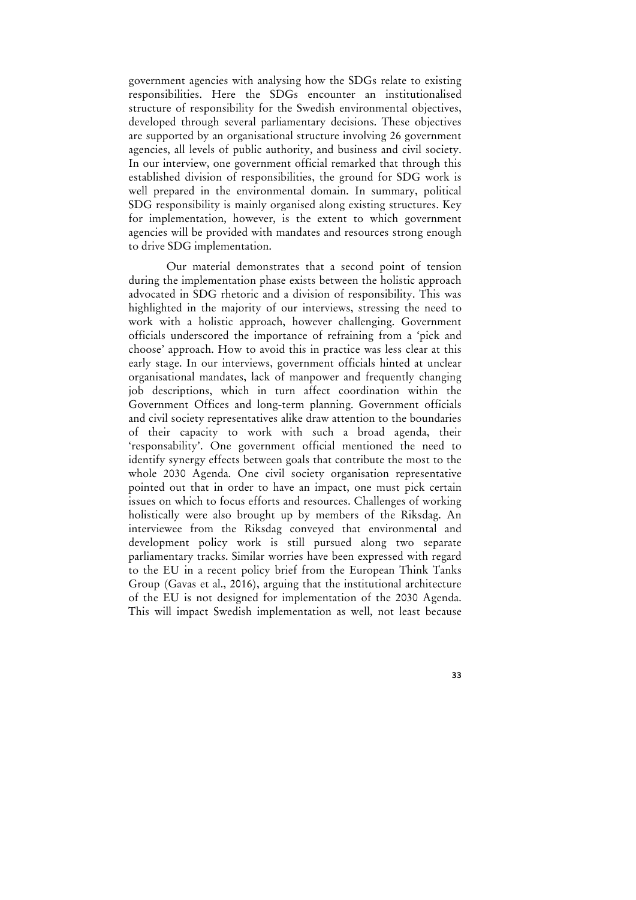government agencies with analysing how the SDGs relate to existing responsibilities. Here the SDGs encounter an institutionalised structure of responsibility for the Swedish environmental objectives, developed through several parliamentary decisions. These objectives are supported by an organisational structure involving 26 government agencies, all levels of public authority, and business and civil society. In our interview, one government official remarked that through this established division of responsibilities, the ground for SDG work is well prepared in the environmental domain. In summary, political SDG responsibility is mainly organised along existing structures. Key for implementation, however, is the extent to which government agencies will be provided with mandates and resources strong enough to drive SDG implementation.

Our material demonstrates that a second point of tension during the implementation phase exists between the holistic approach advocated in SDG rhetoric and a division of responsibility. This was highlighted in the majority of our interviews, stressing the need to work with a holistic approach, however challenging. Government officials underscored the importance of refraining from a 'pick and choose' approach. How to avoid this in practice was less clear at this early stage. In our interviews, government officials hinted at unclear organisational mandates, lack of manpower and frequently changing job descriptions, which in turn affect coordination within the Government Offices and long-term planning. Government officials and civil society representatives alike draw attention to the boundaries of their capacity to work with such a broad agenda, their 'responsability'. One government official mentioned the need to identify synergy effects between goals that contribute the most to the whole 2030 Agenda. One civil society organisation representative pointed out that in order to have an impact, one must pick certain issues on which to focus efforts and resources. Challenges of working holistically were also brought up by members of the Riksdag. An interviewee from the Riksdag conveyed that environmental and development policy work is still pursued along two separate parliamentary tracks. Similar worries have been expressed with regard to the EU in a recent policy brief from the European Think Tanks Group (Gavas et al., 2016), arguing that the institutional architecture of the EU is not designed for implementation of the 2030 Agenda. This will impact Swedish implementation as well, not least because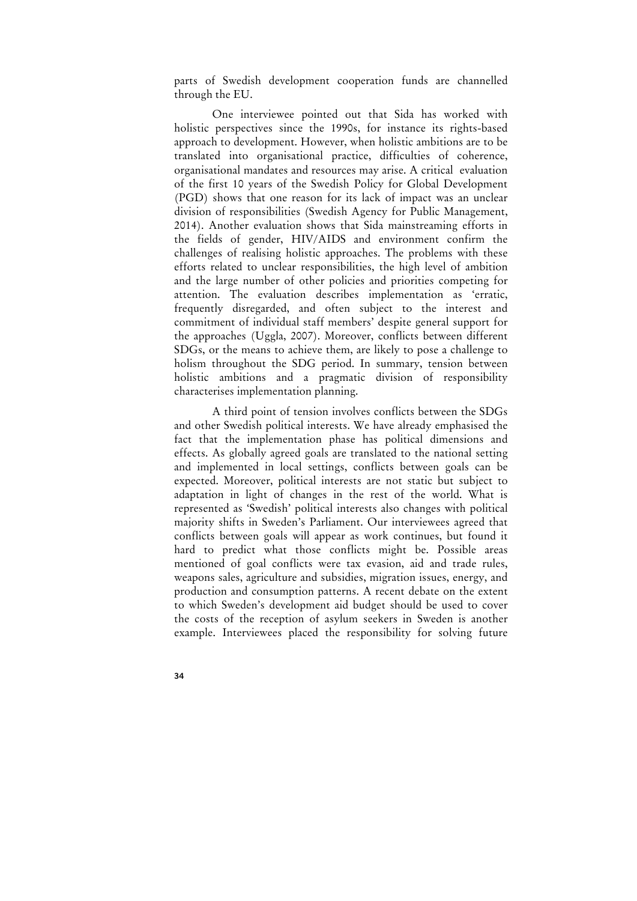parts of Swedish development cooperation funds are channelled through the EU.

One interviewee pointed out that Sida has worked with holistic perspectives since the 1990s, for instance its rights-based approach to development. However, when holistic ambitions are to be translated into organisational practice, difficulties of coherence, organisational mandates and resources may arise. A critical evaluation of the first 10 years of the Swedish Policy for Global Development (PGD) shows that one reason for its lack of impact was an unclear division of responsibilities (Swedish Agency for Public Management, 2014). Another evaluation shows that Sida mainstreaming efforts in the fields of gender, HIV/AIDS and environment confirm the challenges of realising holistic approaches. The problems with these efforts related to unclear responsibilities, the high level of ambition and the large number of other policies and priorities competing for attention. The evaluation describes implementation as 'erratic, frequently disregarded, and often subject to the interest and commitment of individual staff members' despite general support for the approaches (Uggla, 2007). Moreover, conflicts between different SDGs, or the means to achieve them, are likely to pose a challenge to holism throughout the SDG period. In summary, tension between holistic ambitions and a pragmatic division of responsibility characterises implementation planning.

A third point of tension involves conflicts between the SDGs and other Swedish political interests. We have already emphasised the fact that the implementation phase has political dimensions and effects. As globally agreed goals are translated to the national setting and implemented in local settings, conflicts between goals can be expected. Moreover, political interests are not static but subject to adaptation in light of changes in the rest of the world. What is represented as 'Swedish' political interests also changes with political majority shifts in Sweden's Parliament. Our interviewees agreed that conflicts between goals will appear as work continues, but found it hard to predict what those conflicts might be. Possible areas mentioned of goal conflicts were tax evasion, aid and trade rules, weapons sales, agriculture and subsidies, migration issues, energy, and production and consumption patterns. A recent debate on the extent to which Sweden's development aid budget should be used to cover the costs of the reception of asylum seekers in Sweden is another example. Interviewees placed the responsibility for solving future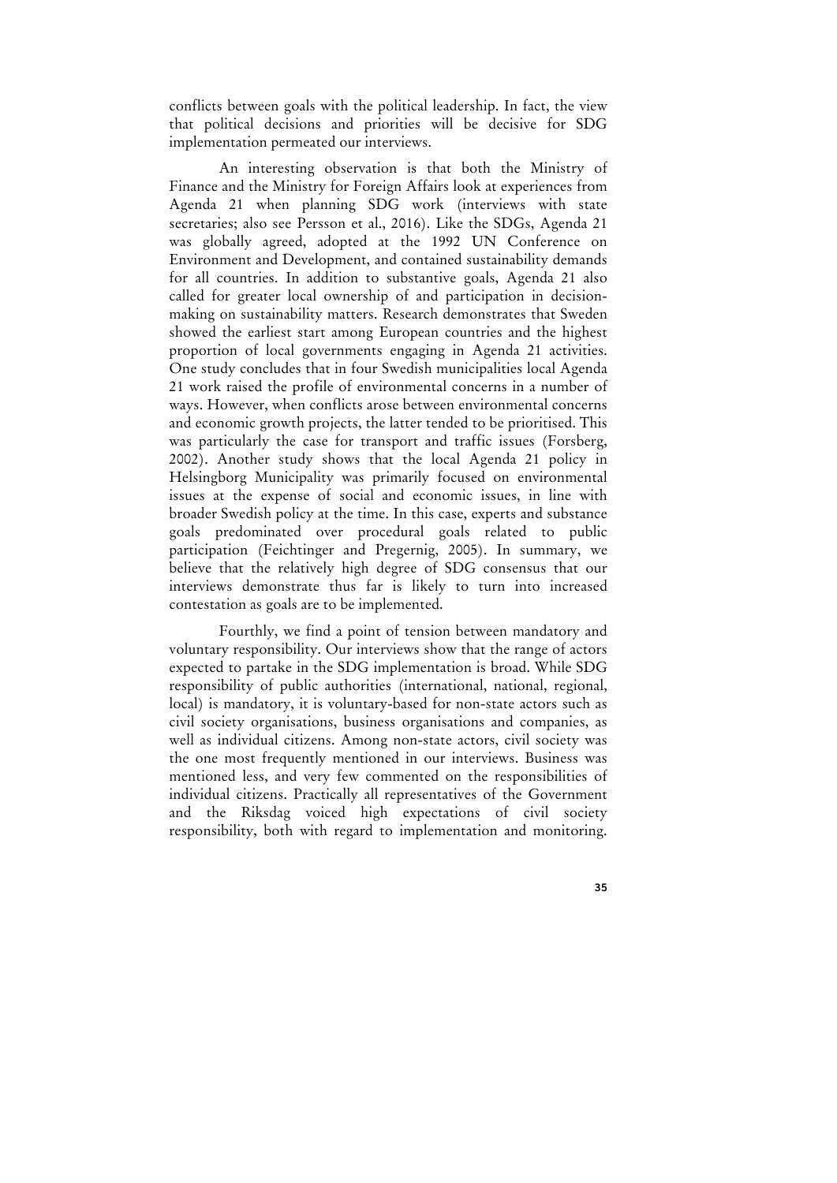conflicts between goals with the political leadership. In fact, the view that political decisions and priorities will be decisive for SDG implementation permeated our interviews.

An interesting observation is that both the Ministry of Finance and the Ministry for Foreign Affairs look at experiences from Agenda 21 when planning SDG work (interviews with state secretaries; also see Persson et al., 2016). Like the SDGs, Agenda 21 was globally agreed, adopted at the 1992 UN Conference on Environment and Development, and contained sustainability demands for all countries. In addition to substantive goals, Agenda 21 also called for greater local ownership of and participation in decision-making on sustainability matters. Research demonstrates that Sweden showed the earliest start among European countries and the highest proportion of local governments engaging in Agenda 21 activities. One study concludes that in four Swedish municipalities local Agenda 21 work raised the profile of environmental concerns in a number of ways. However, when conflicts arose between environmental concerns and economic growth projects, the latter tended to be prioritised. This was particularly the case for transport and traffic issues (Forsberg, 2002). Another study shows that the local Agenda 21 policy in Helsingborg Municipality was primarily focused on environmental issues at the expense of social and economic issues, in line with broader Swedish policy at the time. In this case, experts and substance goals predominated over procedural goals related to public participation (Feichtinger and Pregernig, 2005). In summary, we believe that the relatively high degree of SDG consensus that our interviews demonstrate thus far is likely to turn into increased contestation as goals are to be implemented.

Fourthly, we find a point of tension between mandatory and voluntary responsibility. Our interviews show that the range of actors expected to partake in the SDG implementation is broad. While SDG responsibility of public authorities (international, national, regional, local) is mandatory, it is voluntary-based for non-state actors such as civil society organisations, business organisations and companies, as well as individual citizens. Among non-state actors, civil society was the one most frequently mentioned in our interviews. Business was mentioned less, and very few commented on the responsibilities of individual citizens. Practically all representatives of the Government and the Riksdag voiced high expectations of civil society responsibility, both with regard to implementation and monitoring.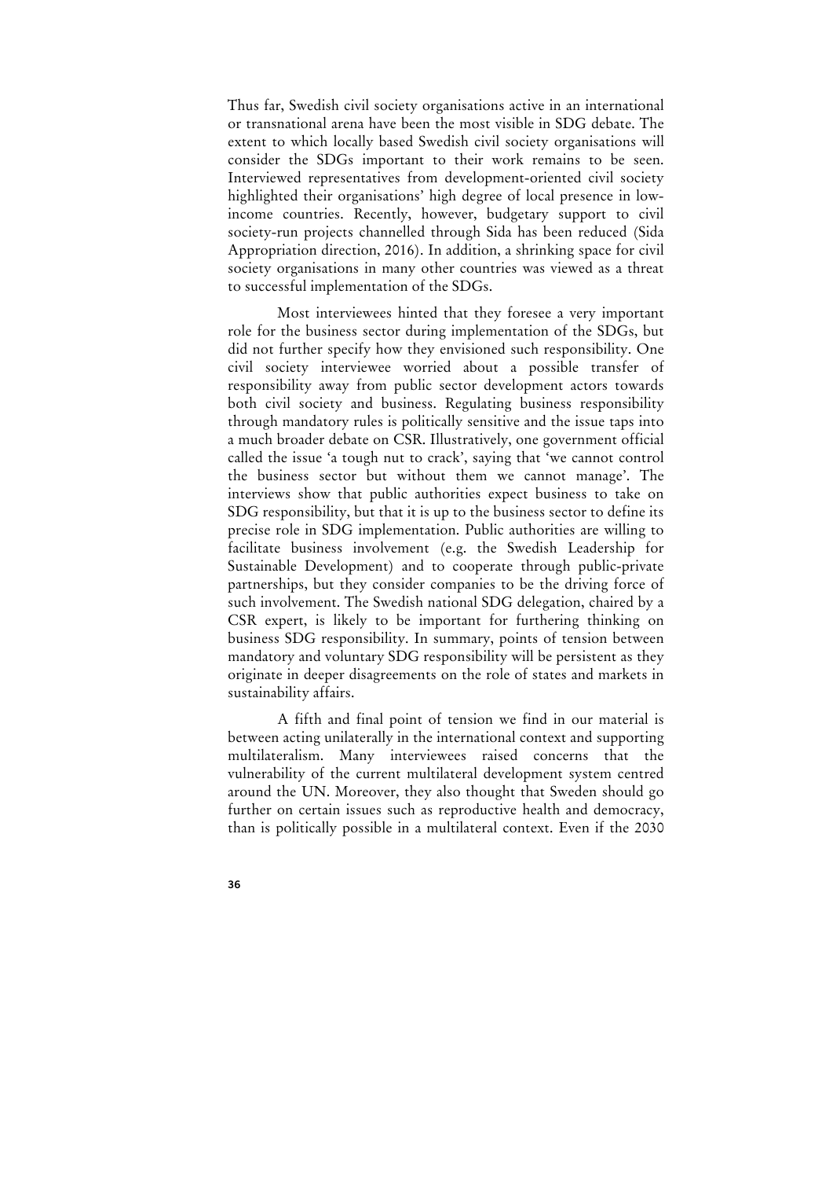Thus far, Swedish civil society organisations active in an international or transnational arena have been the most visible in SDG debate. The extent to which locally based Swedish civil society organisations will consider the SDGs important to their work remains to be seen. Interviewed representatives from development-oriented civil society highlighted their organisations' high degree of local presence in low-income countries. Recently, however, budgetary support to civil society-run projects channelled through Sida has been reduced (Sida Appropriation direction, 2016). In addition, a shrinking space for civil society organisations in many other countries was viewed as a threat to successful implementation of the SDGs.

Most interviewees hinted that they foresee a very important role for the business sector during implementation of the SDGs, but did not further specify how they envisioned such responsibility. One civil society interviewee worried about a possible transfer of responsibility away from public sector development actors towards both civil society and business. Regulating business responsibility through mandatory rules is politically sensitive and the issue taps into a much broader debate on CSR. Illustratively, one government official called the issue 'a tough nut to crack', saying that 'we cannot control the business sector but without them we cannot manage'. The interviews show that public authorities expect business to take on SDG responsibility, but that it is up to the business sector to define its precise role in SDG implementation. Public authorities are willing to facilitate business involvement (e.g. the Swedish Leadership for Sustainable Development) and to cooperate through public-private partnerships, but they consider companies to be the driving force of such involvement. The Swedish national SDG delegation, chaired by a CSR expert, is likely to be important for furthering thinking on business SDG responsibility. In summary, points of tension between mandatory and voluntary SDG responsibility will be persistent as they originate in deeper disagreements on the role of states and markets in sustainability affairs.

A fifth and final point of tension we find in our material is between acting unilaterally in the international context and supporting multilateralism. Many interviewees raised concerns that the vulnerability of the current multilateral development system centred around the UN. Moreover, they also thought that Sweden should go further on certain issues such as reproductive health and democracy, than is politically possible in a multilateral context. Even if the 2030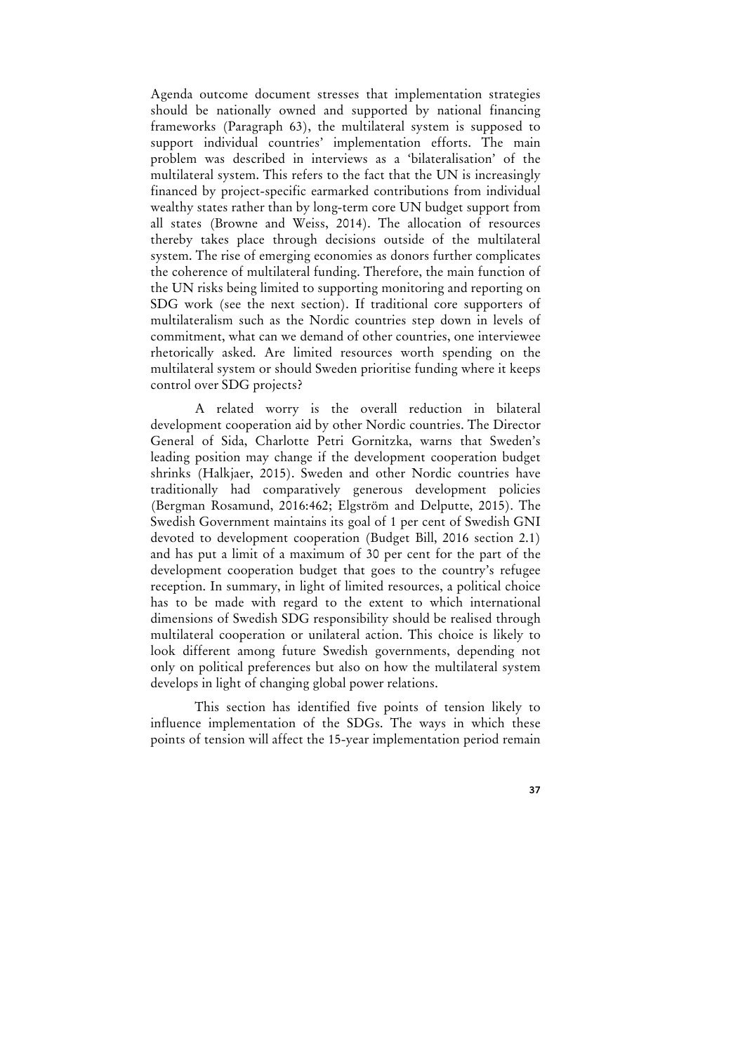Agenda outcome document stresses that implementation strategies should be nationally owned and supported by national financing frameworks (Paragraph 63), the multilateral system is supposed to support individual countries' implementation efforts. The main problem was described in interviews as a 'bilateralisation' of the multilateral system. This refers to the fact that the UN is increasingly financed by project-specific earmarked contributions from individual wealthy states rather than by long-term core UN budget support from all states (Browne and Weiss, 2014). The allocation of resources thereby takes place through decisions outside of the multilateral system. The rise of emerging economies as donors further complicates the coherence of multilateral funding. Therefore, the main function of the UN risks being limited to supporting monitoring and reporting on SDG work (see the next section). If traditional core supporters of multilateralism such as the Nordic countries step down in levels of commitment, what can we demand of other countries, one interviewee rhetorically asked. Are limited resources worth spending on the multilateral system or should Sweden prioritise funding where it keeps control over SDG projects?

A related worry is the overall reduction in bilateral development cooperation aid by other Nordic countries. The Director General of Sida, Charlotte Petri Gornitzka, warns that Sweden's leading position may change if the development cooperation budget shrinks (Halkjaer, 2015). Sweden and other Nordic countries have traditionally had comparatively generous development policies (Bergman Rosamund, 2016:462; Elgström and Delputte, 2015). The Swedish Government maintains its goal of 1 per cent of Swedish GNI devoted to development cooperation (Budget Bill, 2016 section 2.1) and has put a limit of a maximum of 30 per cent for the part of the development cooperation budget that goes to the country's refugee reception. In summary, in light of limited resources, a political choice has to be made with regard to the extent to which international dimensions of Swedish SDG responsibility should be realised through multilateral cooperation or unilateral action. This choice is likely to look different among future Swedish governments, depending not only on political preferences but also on how the multilateral system develops in light of changing global power relations.

This section has identified five points of tension likely to influence implementation of the SDGs. The ways in which these points of tension will affect the 15-year implementation period remain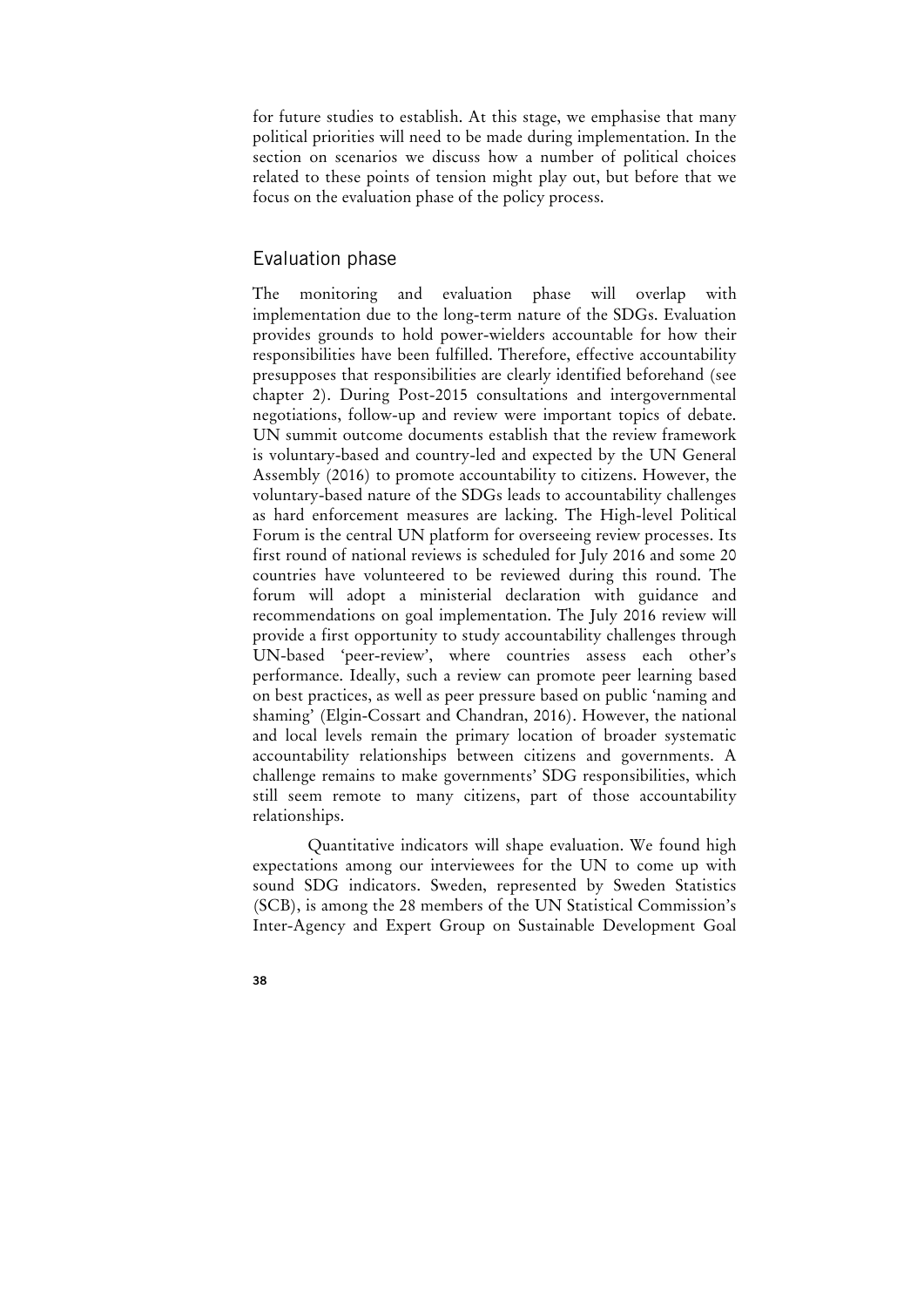for future studies to establish. At this stage, we emphasise that many political priorities will need to be made during implementation. In the section on scenarios we discuss how a number of political choices related to these points of tension might play out, but before that we focus on the evaluation phase of the policy process.

## Evaluation phase

The monitoring and evaluation phase will overlap with implementation due to the long-term nature of the SDGs. Evaluation provides grounds to hold power-wielders accountable for how their responsibilities have been fulfilled. Therefore, effective accountability presupposes that responsibilities are clearly identified beforehand (see chapter 2). During Post-2015 consultations and intergovernmental negotiations, follow-up and review were important topics of debate. UN summit outcome documents establish that the review framework is voluntary-based and country-led and expected by the UN General Assembly (2016) to promote accountability to citizens. However, the voluntary-based nature of the SDGs leads to accountability challenges as hard enforcement measures are lacking. The High-level Political Forum is the central UN platform for overseeing review processes. Its first round of national reviews is scheduled for July 2016 and some 20 countries have volunteered to be reviewed during this round. The forum will adopt a ministerial declaration with guidance and recommendations on goal implementation. The July 2016 review will provide a first opportunity to study accountability challenges through UN-based 'peer-review', where countries assess each other's performance. Ideally, such a review can promote peer learning based on best practices, as well as peer pressure based on public 'naming and shaming' (Elgin-Cossart and Chandran, 2016). However, the national and local levels remain the primary location of broader systematic accountability relationships between citizens and governments. A challenge remains to make governments' SDG responsibilities, which still seem remote to many citizens, part of those accountability relationships.

Quantitative indicators will shape evaluation. We found high expectations among our interviewees for the UN to come up with sound SDG indicators. Sweden, represented by Sweden Statistics (SCB), is among the 28 members of the UN Statistical Commission's Inter-Agency and Expert Group on Sustainable Development Goal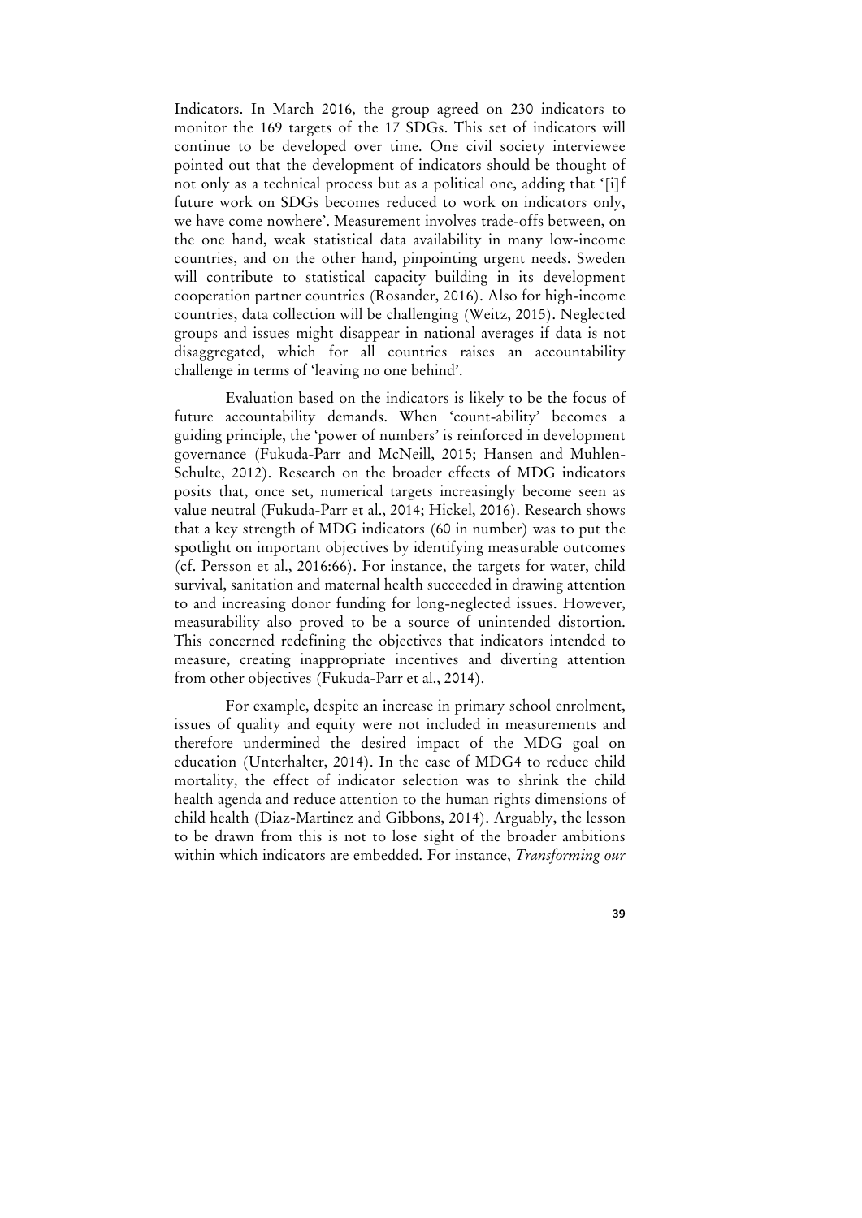Indicators. In March 2016, the group agreed on 230 indicators to monitor the 169 targets of the 17 SDGs. This set of indicators will continue to be developed over time. One civil society interviewee pointed out that the development of indicators should be thought of not only as a technical process but as a political one, adding that '[i]f future work on SDGs becomes reduced to work on indicators only, we have come nowhere'. Measurement involves trade-offs between, on the one hand, weak statistical data availability in many low-income countries, and on the other hand, pinpointing urgent needs. Sweden will contribute to statistical capacity building in its development cooperation partner countries (Rosander, 2016). Also for high-income countries, data collection will be challenging (Weitz, 2015). Neglected groups and issues might disappear in national averages if data is not disaggregated, which for all countries raises an accountability challenge in terms of 'leaving no one behind'.

Evaluation based on the indicators is likely to be the focus of future accountability demands. When 'count-ability' becomes a guiding principle, the 'power of numbers' is reinforced in development governance (Fukuda-Parr and McNeill, 2015; Hansen and Muhlen-Schulte, 2012). Research on the broader effects of MDG indicators posits that, once set, numerical targets increasingly become seen as value neutral (Fukuda-Parr et al., 2014; Hickel, 2016). Research shows that a key strength of MDG indicators (60 in number) was to put the spotlight on important objectives by identifying measurable outcomes (cf. Persson et al., 2016:66). For instance, the targets for water, child survival, sanitation and maternal health succeeded in drawing attention to and increasing donor funding for long-neglected issues. However, measurability also proved to be a source of unintended distortion. This concerned redefining the objectives that indicators intended to measure, creating inappropriate incentives and diverting attention from other objectives (Fukuda-Parr et al., 2014).

For example, despite an increase in primary school enrolment, issues of quality and equity were not included in measurements and therefore undermined the desired impact of the MDG goal on education (Unterhalter, 2014). In the case of MDG4 to reduce child mortality, the effect of indicator selection was to shrink the child health agenda and reduce attention to the human rights dimensions of child health (Diaz-Martinez and Gibbons, 2014). Arguably, the lesson to be drawn from this is not to lose sight of the broader ambitions within which indicators are embedded. For instance, *Transforming our*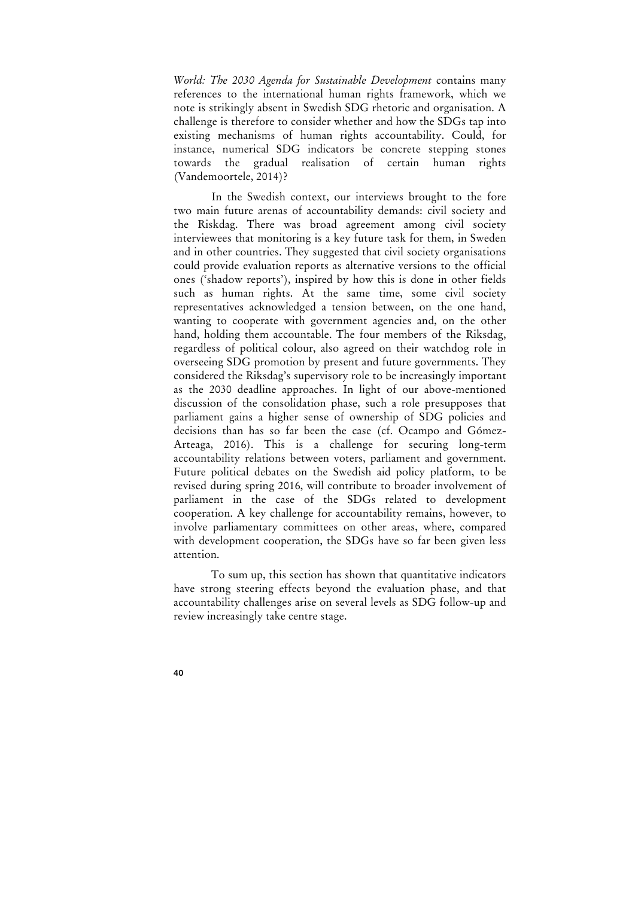*World: The 2030 Agenda for Sustainable Development* contains many references to the international human rights framework, which we note is strikingly absent in Swedish SDG rhetoric and organisation. A challenge is therefore to consider whether and how the SDGs tap into existing mechanisms of human rights accountability. Could, for instance, numerical SDG indicators be concrete stepping stones towards the gradual realisation of certain human rights (Vandemoortele, 2014)?

In the Swedish context, our interviews brought to the fore two main future arenas of accountability demands: civil society and the Riskdag. There was broad agreement among civil society interviewees that monitoring is a key future task for them, in Sweden and in other countries. They suggested that civil society organisations could provide evaluation reports as alternative versions to the official ones ('shadow reports'), inspired by how this is done in other fields such as human rights. At the same time, some civil society representatives acknowledged a tension between, on the one hand, wanting to cooperate with government agencies and, on the other hand, holding them accountable. The four members of the Riksdag, regardless of political colour, also agreed on their watchdog role in overseeing SDG promotion by present and future governments. They considered the Riksdag's supervisory role to be increasingly important as the 2030 deadline approaches. In light of our above-mentioned discussion of the consolidation phase, such a role presupposes that parliament gains a higher sense of ownership of SDG policies and decisions than has so far been the case (cf. Ocampo and Gómez-Arteaga, 2016). This is a challenge for securing long-term accountability relations between voters, parliament and government. Future political debates on the Swedish aid policy platform, to be revised during spring 2016, will contribute to broader involvement of parliament in the case of the SDGs related to development cooperation. A key challenge for accountability remains, however, to involve parliamentary committees on other areas, where, compared with development cooperation, the SDGs have so far been given less attention.

To sum up, this section has shown that quantitative indicators have strong steering effects beyond the evaluation phase, and that accountability challenges arise on several levels as SDG follow-up and review increasingly take centre stage.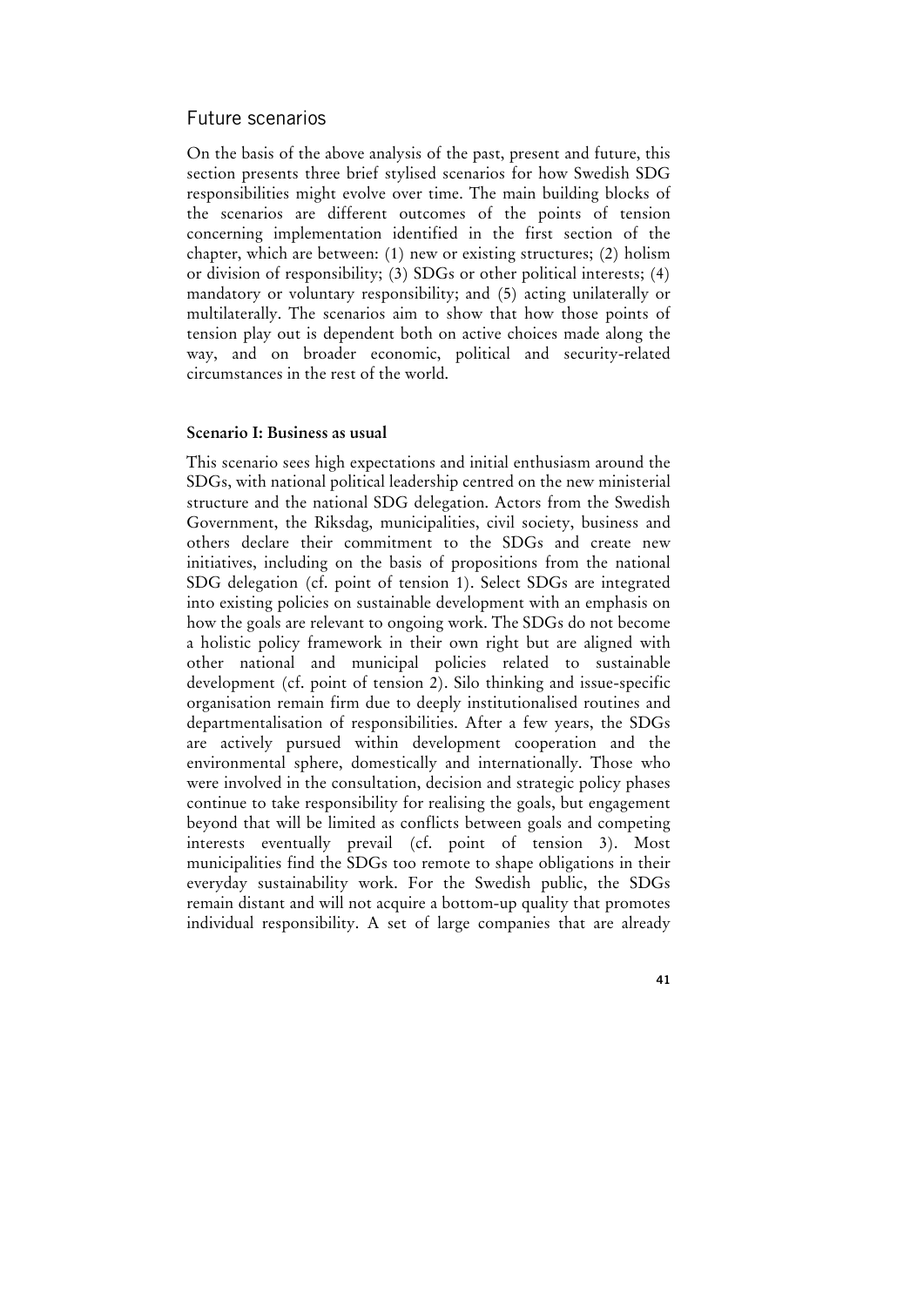## Future scenarios

On the basis of the above analysis of the past, present and future, this section presents three brief stylised scenarios for how Swedish SDG responsibilities might evolve over time. The main building blocks of the scenarios are different outcomes of the points of tension concerning implementation identified in the first section of the chapter, which are between: (1) new or existing structures; (2) holism or division of responsibility; (3) SDGs or other political interests; (4) mandatory or voluntary responsibility; and (5) acting unilaterally or multilaterally. The scenarios aim to show that how those points of tension play out is dependent both on active choices made along the way, and on broader economic, political and security-related circumstances in the rest of the world.

### Scenario I: Business as usual

This scenario sees high expectations and initial enthusiasm around the SDGs, with national political leadership centred on the new ministerial structure and the national SDG delegation. Actors from the Swedish Government, the Riksdag, municipalities, civil society, business and others declare their commitment to the SDGs and create new initiatives, including on the basis of propositions from the national SDG delegation (cf. point of tension 1). Select SDGs are integrated into existing policies on sustainable development with an emphasis on how the goals are relevant to ongoing work. The SDGs do not become a holistic policy framework in their own right but are aligned with other national and municipal policies related to sustainable development (cf. point of tension 2). Silo thinking and issue-specific organisation remain firm due to deeply institutionalised routines and departmentalisation of responsibilities. After a few years, the SDGs are actively pursued within development cooperation and the environmental sphere, domestically and internationally. Those who were involved in the consultation, decision and strategic policy phases continue to take responsibility for realising the goals, but engagement beyond that will be limited as conflicts between goals and competing interests eventually prevail (cf. point of tension 3). Most municipalities find the SDGs too remote to shape obligations in their everyday sustainability work. For the Swedish public, the SDGs remain distant and will not acquire a bottom-up quality that promotes individual responsibility. A set of large companies that are already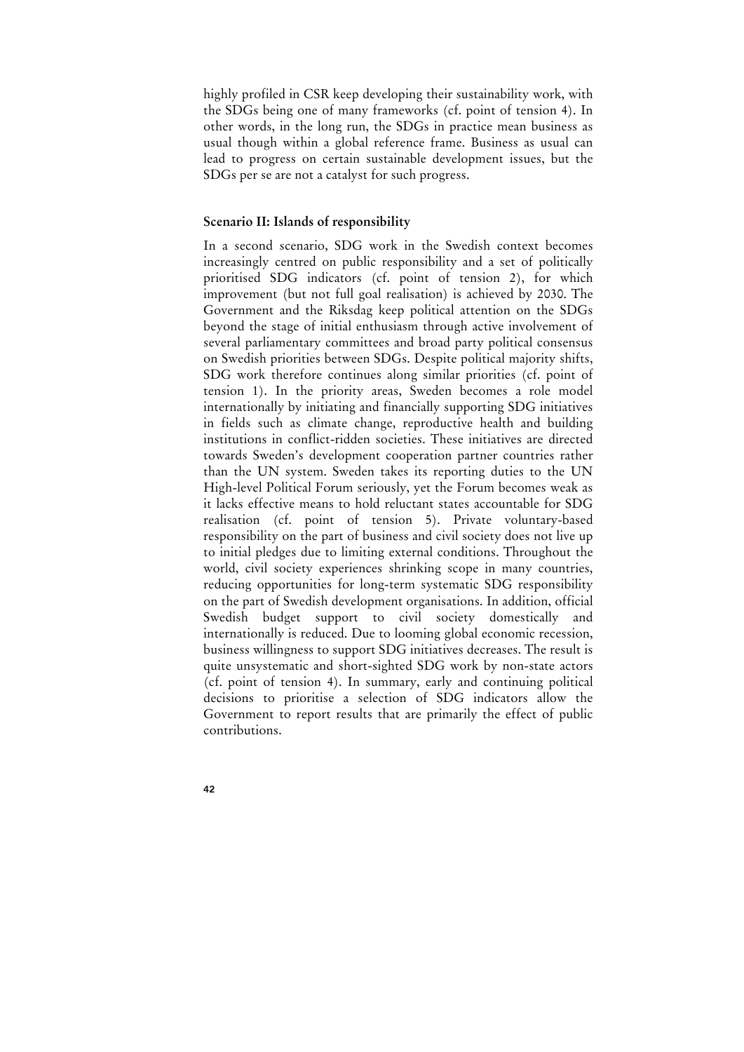highly profiled in CSR keep developing their sustainability work, with the SDGs being one of many frameworks (cf. point of tension 4). In other words, in the long run, the SDGs in practice mean business as usual though within a global reference frame. Business as usual can lead to progress on certain sustainable development issues, but the SDGs per se are not a catalyst for such progress.

### Scenario II: Islands of responsibility

In a second scenario, SDG work in the Swedish context becomes increasingly centred on public responsibility and a set of politically prioritised SDG indicators (cf. point of tension 2), for which improvement (but not full goal realisation) is achieved by 2030. The Government and the Riksdag keep political attention on the SDGs beyond the stage of initial enthusiasm through active involvement of several parliamentary committees and broad party political consensus on Swedish priorities between SDGs. Despite political majority shifts, SDG work therefore continues along similar priorities (cf. point of tension 1). In the priority areas, Sweden becomes a role model internationally by initiating and financially supporting SDG initiatives in fields such as climate change, reproductive health and building institutions in conflict-ridden societies. These initiatives are directed towards Sweden's development cooperation partner countries rather than the UN system. Sweden takes its reporting duties to the UN High-level Political Forum seriously, yet the Forum becomes weak as it lacks effective means to hold reluctant states accountable for SDG realisation (cf. point of tension 5). Private voluntary-based responsibility on the part of business and civil society does not live up to initial pledges due to limiting external conditions. Throughout the world, civil society experiences shrinking scope in many countries, reducing opportunities for long-term systematic SDG responsibility on the part of Swedish development organisations. In addition, official Swedish budget support to civil society domestically and internationally is reduced. Due to looming global economic recession, business willingness to support SDG initiatives decreases. The result is quite unsystematic and short-sighted SDG work by non-state actors (cf. point of tension 4). In summary, early and continuing political decisions to prioritise a selection of SDG indicators allow the Government to report results that are primarily the effect of public contributions.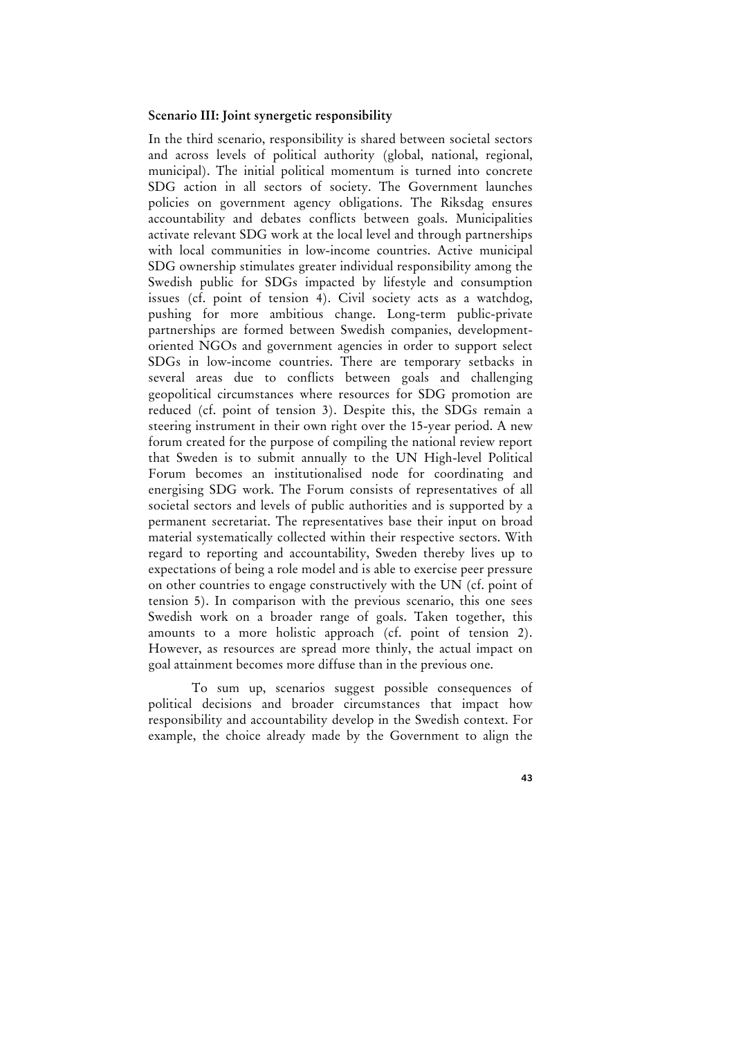**Scenario III: Joint synergetic responsibility**

In the third scenario, responsibility is shared between societal sectors and across levels of political authority (global, national, regional, municipal). The initial political momentum is turned into concrete SDG action in all sectors of society. The Government launches policies on government agency obligations. The Riksdag ensures accountability and debates conflicts between goals. Municipalities activate relevant SDG work at the local level and through partnerships with local communities in low-income countries. Active municipal SDG ownership stimulates greater individual responsibility among the Swedish public for SDGs impacted by lifestyle and consumption issues (cf. point of tension 4). Civil society acts as a watchdog, pushing for more ambitious change. Long-term public-private partnerships are formed between Swedish companies, development-oriented NGOs and government agencies in order to support select SDGs in low-income countries. There are temporary setbacks in several areas due to conflicts between goals and challenging geopolitical circumstances where resources for SDG promotion are reduced (cf. point of tension 3). Despite this, the SDGs remain a steering instrument in their own right over the 15-year period. A new forum created for the purpose of compiling the national review report that Sweden is to submit annually to the UN High-level Political Forum becomes an institutionalised node for coordinating and energising SDG work. The Forum consists of representatives of all societal sectors and levels of public authorities and is supported by a permanent secretariat. The representatives base their input on broad material systematically collected within their respective sectors. With regard to reporting and accountability, Sweden thereby lives up to expectations of being a role model and is able to exercise peer pressure on other countries to engage constructively with the UN (cf. point of tension 5). In comparison with the previous scenario, this one sees Swedish work on a broader range of goals. Taken together, this amounts to a more holistic approach (cf. point of tension 2). However, as resources are spread more thinly, the actual impact on goal attainment becomes more diffuse than in the previous one.

To sum up, scenarios suggest possible consequences of political decisions and broader circumstances that impact how responsibility and accountability develop in the Swedish context. For example, the choice already made by the Government to align the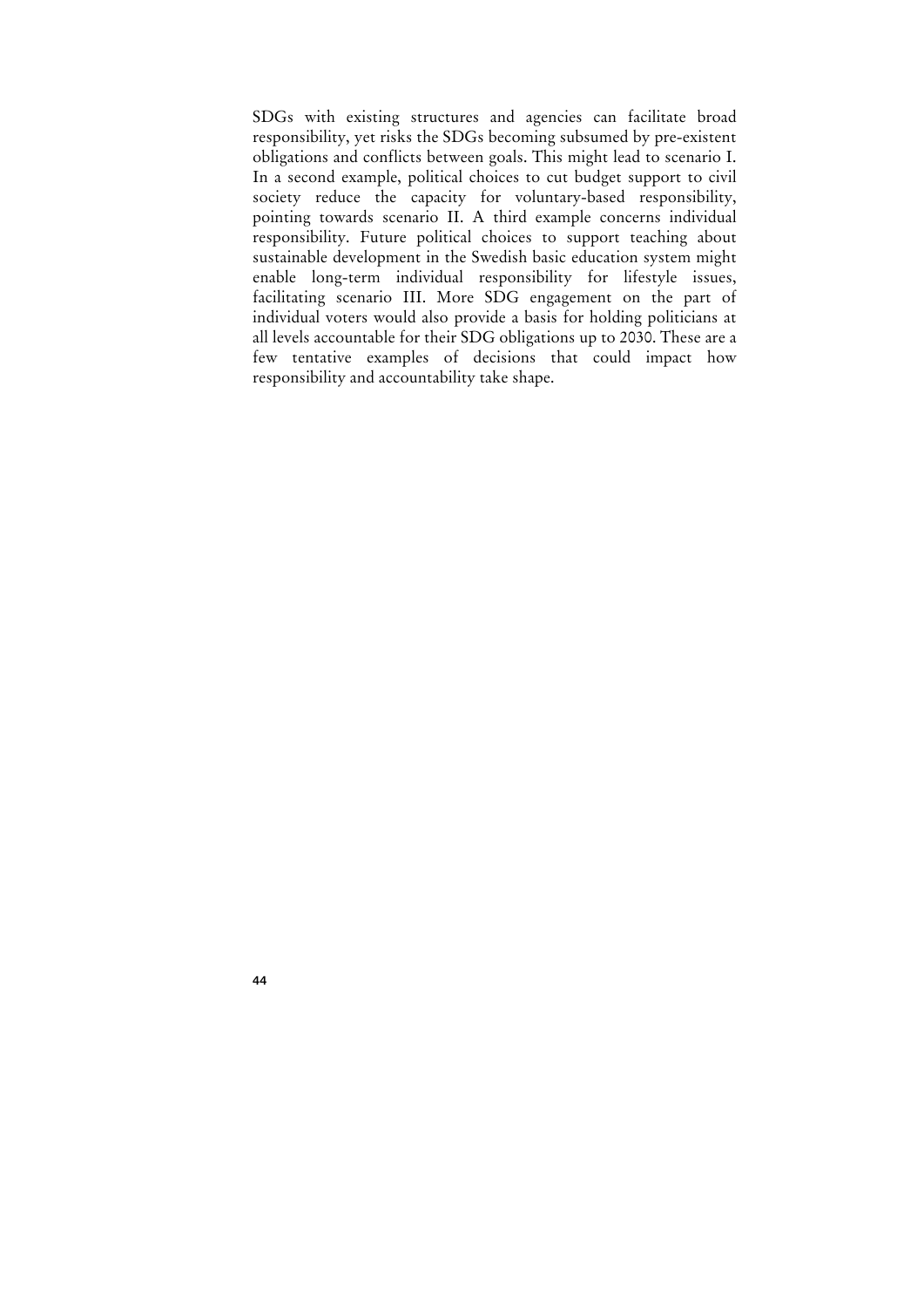SDGs with existing structures and agencies can facilitate broad responsibility, yet risks the SDGs becoming subsumed by pre-existent obligations and conflicts between goals. This might lead to scenario I. In a second example, political choices to cut budget support to civil society reduce the capacity for voluntary-based responsibility, pointing towards scenario II. A third example concerns individual responsibility. Future political choices to support teaching about sustainable development in the Swedish basic education system might enable long-term individual responsibility for lifestyle issues, facilitating scenario III. More SDG engagement on the part of individual voters would also provide a basis for holding politicians at all levels accountable for their SDG obligations up to 2030. These are a few tentative examples of decisions that could impact how responsibility and accountability take shape.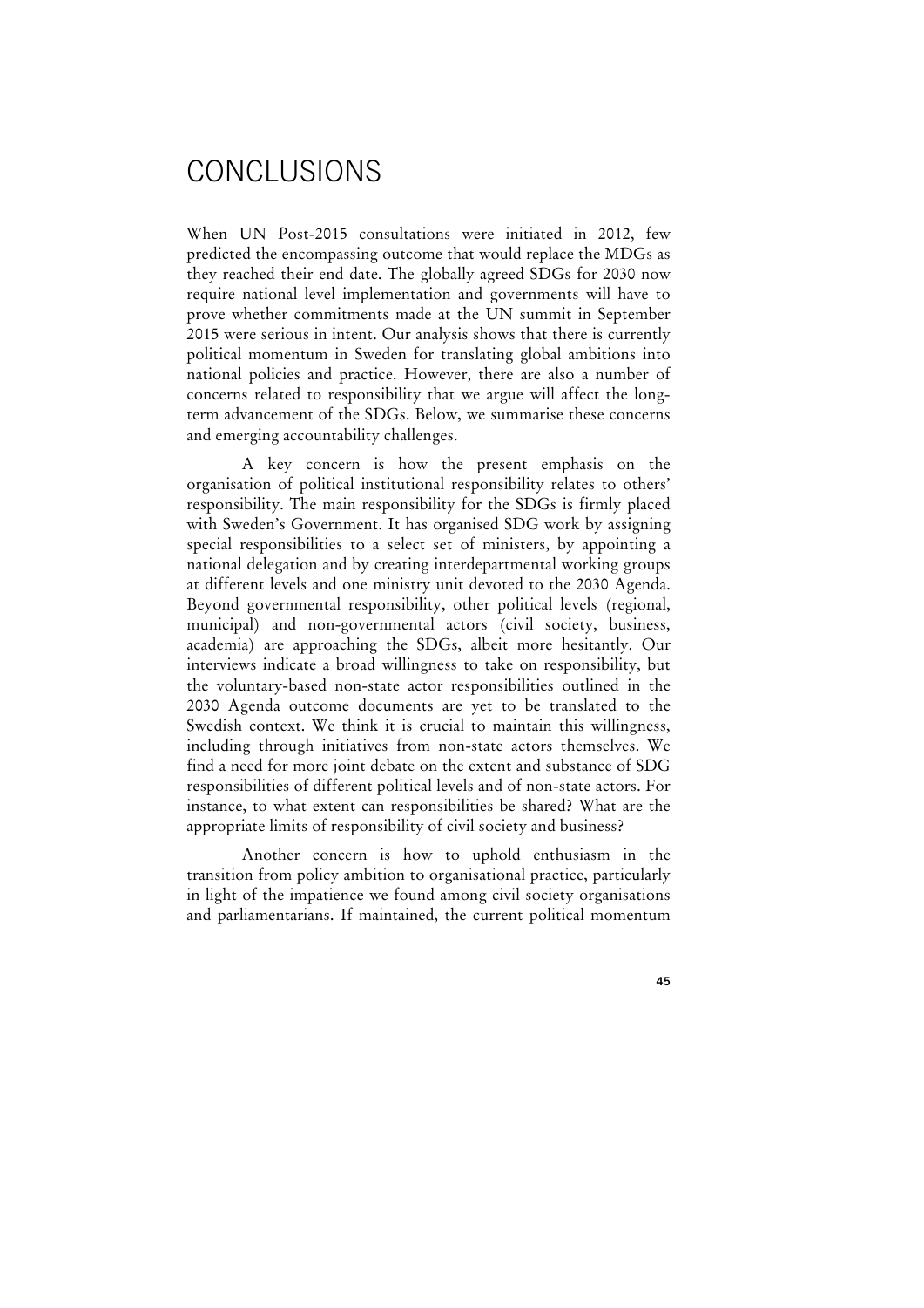# CONCLUSIONS

When UN Post-2015 consultations were initiated in 2012, few predicted the encompassing outcome that would replace the MDGs as they reached their end date. The globally agreed SDGs for 2030 now require national level implementation and governments will have to prove whether commitments made at the UN summit in September 2015 were serious in intent. Our analysis shows that there is currently political momentum in Sweden for translating global ambitions into national policies and practice. However, there are also a number of concerns related to responsibility that we argue will affect the long-term advancement of the SDGs. Below, we summarise these concerns and emerging accountability challenges.

A key concern is how the present emphasis on the organisation of political institutional responsibility relates to others' responsibility. The main responsibility for the SDGs is firmly placed with Sweden's Government. It has organised SDG work by assigning special responsibilities to a select set of ministers, by appointing a national delegation and by creating interdepartmental working groups at different levels and one ministry unit devoted to the 2030 Agenda. Beyond governmental responsibility, other political levels (regional, municipal) and non-governmental actors (civil society, business, academia) are approaching the SDGs, albeit more hesitantly. Our interviews indicate a broad willingness to take on responsibility, but the voluntary-based non-state actor responsibilities outlined in the 2030 Agenda outcome documents are yet to be translated to the Swedish context. We think it is crucial to maintain this willingness, including through initiatives from non-state actors themselves. We find a need for more joint debate on the extent and substance of SDG responsibilities of different political levels and of non-state actors. For instance, to what extent can responsibilities be shared? What are the appropriate limits of responsibility of civil society and business?

Another concern is how to uphold enthusiasm in the transition from policy ambition to organisational practice, particularly in light of the impatience we found among civil society organisations and parliamentarians. If maintained, the current political momentum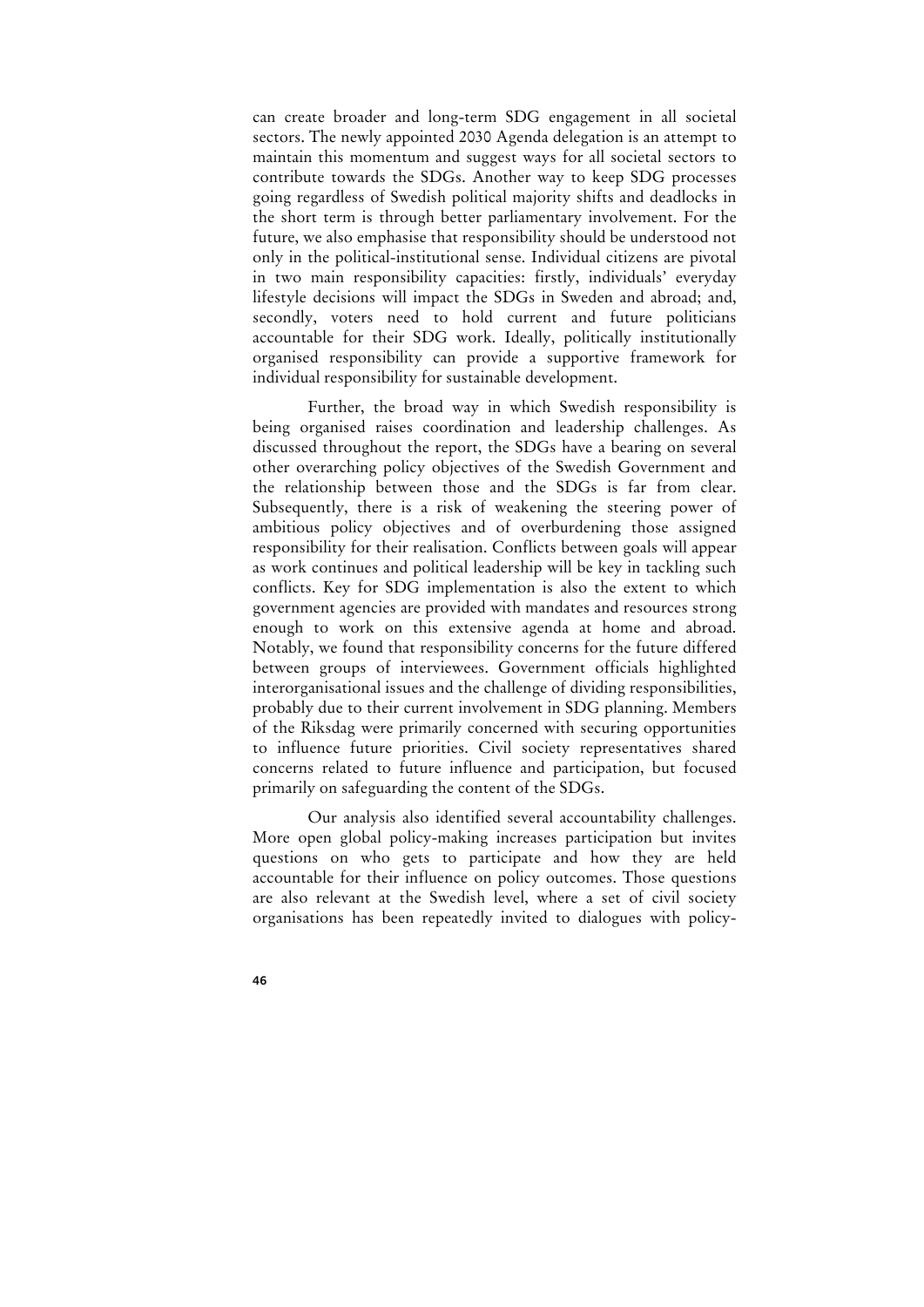can create broader and long-term SDG engagement in all societal sectors. The newly appointed 2030 Agenda delegation is an attempt to maintain this momentum and suggest ways for all societal sectors to contribute towards the SDGs. Another way to keep SDG processes going regardless of Swedish political majority shifts and deadlocks in the short term is through better parliamentary involvement. For the future, we also emphasise that responsibility should be understood not only in the political-institutional sense. Individual citizens are pivotal in two main responsibility capacities: firstly, individuals' everyday lifestyle decisions will impact the SDGs in Sweden and abroad; and, secondly, voters need to hold current and future politicians accountable for their SDG work. Ideally, politically institutionally organised responsibility can provide a supportive framework for individual responsibility for sustainable development.

Further, the broad way in which Swedish responsibility is being organised raises coordination and leadership challenges. As discussed throughout the report, the SDGs have a bearing on several other overarching policy objectives of the Swedish Government and the relationship between those and the SDGs is far from clear. Subsequently, there is a risk of weakening the steering power of ambitious policy objectives and of overburdening those assigned responsibility for their realisation. Conflicts between goals will appear as work continues and political leadership will be key in tackling such conflicts. Key for SDG implementation is also the extent to which government agencies are provided with mandates and resources strong enough to work on this extensive agenda at home and abroad. Notably, we found that responsibility concerns for the future differed between groups of interviewees. Government officials highlighted interorganisational issues and the challenge of dividing responsibilities, probably due to their current involvement in SDG planning. Members of the Riksdag were primarily concerned with securing opportunities to influence future priorities. Civil society representatives shared concerns related to future influence and participation, but focused primarily on safeguarding the content of the SDGs.

Our analysis also identified several accountability challenges. More open global policy-making increases participation but invites questions on who gets to participate and how they are held accountable for their influence on policy outcomes. Those questions are also relevant at the Swedish level, where a set of civil society organisations has been repeatedly invited to dialogues with policy-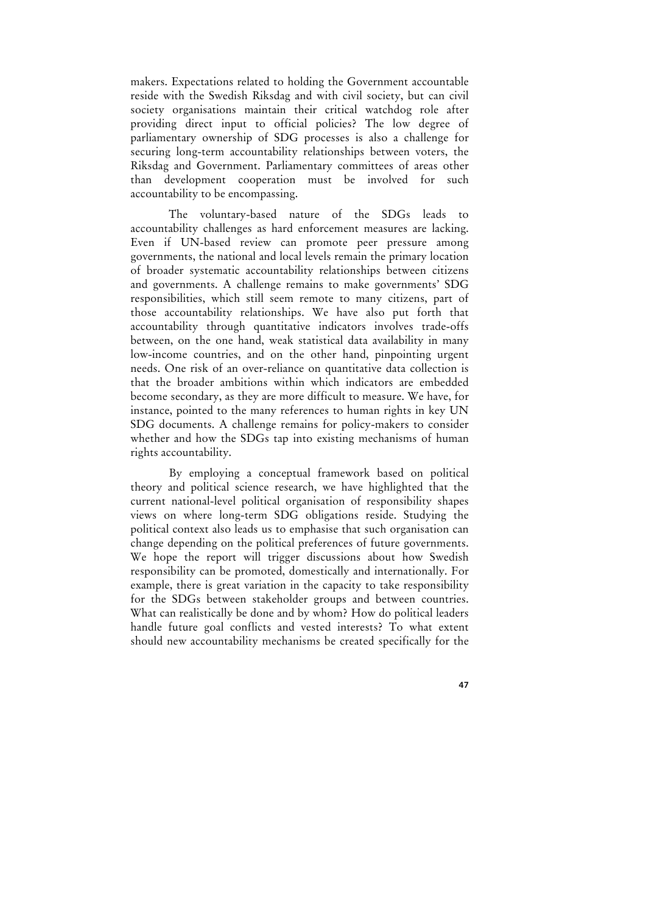makers. Expectations related to holding the Government accountable reside with the Swedish Riksdag and with civil society, but can civil society organisations maintain their critical watchdog role after providing direct input to official policies? The low degree of parliamentary ownership of SDG processes is also a challenge for securing long-term accountability relationships between voters, the Riksdag and Government. Parliamentary committees of areas other than development cooperation must be involved for such accountability to be encompassing.

The voluntary-based nature of the SDGs leads to accountability challenges as hard enforcement measures are lacking. Even if UN-based review can promote peer pressure among governments, the national and local levels remain the primary location of broader systematic accountability relationships between citizens and governments. A challenge remains to make governments' SDG responsibilities, which still seem remote to many citizens, part of those accountability relationships. We have also put forth that accountability through quantitative indicators involves trade-offs between, on the one hand, weak statistical data availability in many low-income countries, and on the other hand, pinpointing urgent needs. One risk of an over-reliance on quantitative data collection is that the broader ambitions within which indicators are embedded become secondary, as they are more difficult to measure. We have, for instance, pointed to the many references to human rights in key UN SDG documents. A challenge remains for policy-makers to consider whether and how the SDGs tap into existing mechanisms of human rights accountability.

By employing a conceptual framework based on political theory and political science research, we have highlighted that the current national-level political organisation of responsibility shapes views on where long-term SDG obligations reside. Studying the political context also leads us to emphasise that such organisation can change depending on the political preferences of future governments. We hope the report will trigger discussions about how Swedish responsibility can be promoted, domestically and internationally. For example, there is great variation in the capacity to take responsibility for the SDGs between stakeholder groups and between countries. What can realistically be done and by whom? How do political leaders handle future goal conflicts and vested interests? To what extent should new accountability mechanisms be created specifically for the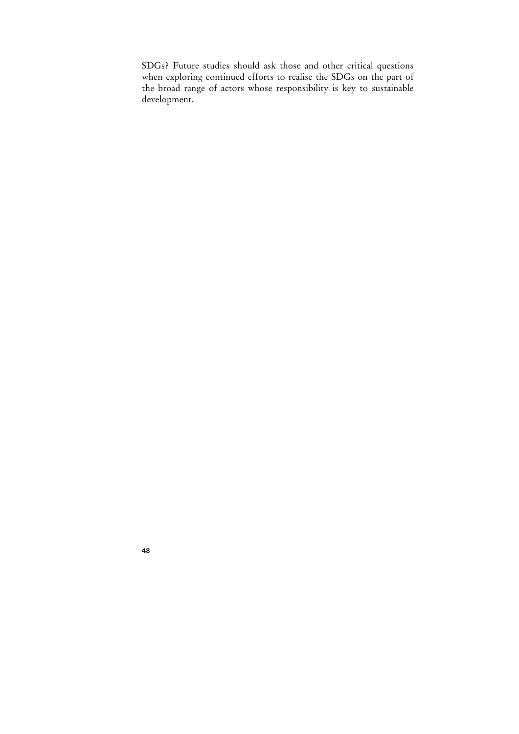SDGs? Future studies should ask those and other critical questions when exploring continued efforts to realise the SDGs on the part of the broad range of actors whose responsibility is key to sustainable development.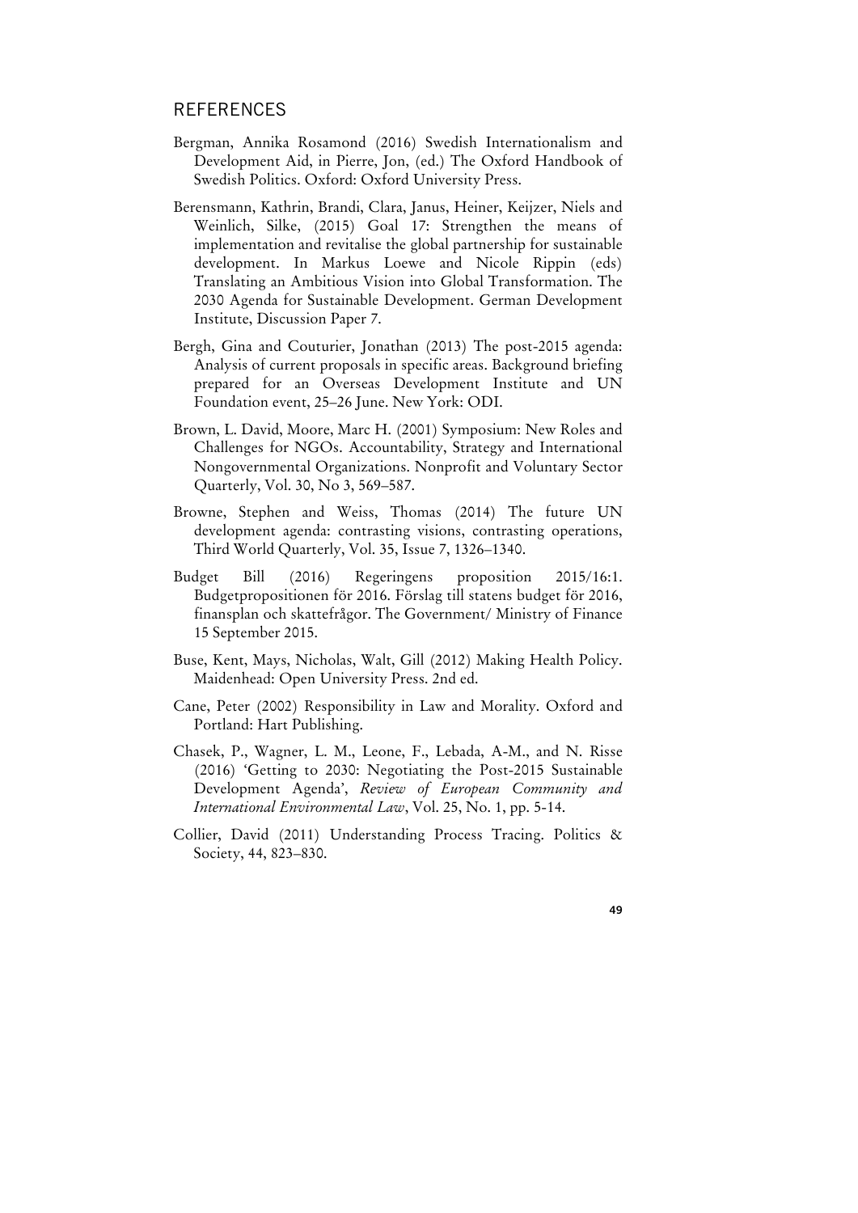## REFERENCES

Bergman, Annika Rosamond (2016) Swedish Internationalism and Development Aid, in Pierre, Jon, (ed.) The Oxford Handbook of Swedish Politics. Oxford: Oxford University Press.

Berensmann, Kathrin, Brandi, Clara, Janus, Heiner, Keijzer, Niels and Weinlich, Silke, (2015) Goal 17: Strengthen the means of implementation and revitalise the global partnership for sustainable development. In Markus Loewe and Nicole Rippin (eds) Translating an Ambitious Vision into Global Transformation. The 2030 Agenda for Sustainable Development. German Development Institute, Discussion Paper 7.

Bergh, Gina and Couturier, Jonathan (2013) The post-2015 agenda: Analysis of current proposals in specific areas. Background briefing prepared for an Overseas Development Institute and UN Foundation event, 25–26 June. New York: ODI.

Brown, L. David, Moore, Marc H. (2001) Symposium: New Roles and Challenges for NGOs. Accountability, Strategy and International Nongovernmental Organizations. Nonprofit and Voluntary Sector Quarterly, Vol. 30, No 3, 569–587.

Browne, Stephen and Weiss, Thomas (2014) The future UN development agenda: contrasting visions, contrasting operations, Third World Quarterly, Vol. 35, Issue 7, 1326–1340.

Budget Bill (2016) Regeringens proposition 2015/16:1. Budgetpropositionen för 2016. Förslag till statens budget för 2016, finansplan och skattefrågor. The Government/ Ministry of Finance 15 September 2015.

Buse, Kent, Mays, Nicholas, Walt, Gill (2012) Making Health Policy. Maidenhead: Open University Press. 2nd ed.

Cane, Peter (2002) Responsibility in Law and Morality. Oxford and Portland: Hart Publishing.

Chasek, P., Wagner, L. M., Leone, F., Lebada, A-M., and N. Risse (2016) 'Getting to 2030: Negotiating the Post-2015 Sustainable Development Agenda', *Review of European Community and International Environmental Law*, Vol. 25, No. 1, pp. 5-14.

Collier, David (2011) Understanding Process Tracing. Politics & Society, 44, 823–830.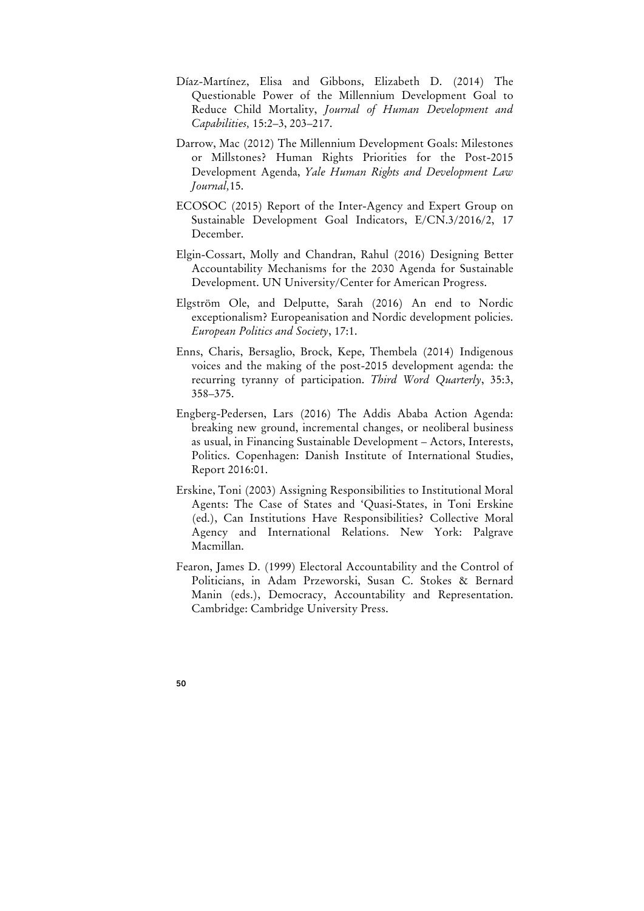Díaz-Martínez, Elisa and Gibbons, Elizabeth D. (2014) The Questionable Power of the Millennium Development Goal to Reduce Child Mortality, *Journal of Human Development and Capabilities,* 15:2–3, 203–217.

Darrow, Mac (2012) The Millennium Development Goals: Milestones or Millstones? Human Rights Priorities for the Post-2015 Development Agenda, *Yale Human Rights and Development Law Journal,*15.

ECOSOC (2015) Report of the Inter-Agency and Expert Group on Sustainable Development Goal Indicators, E/CN.3/2016/2, 17 December.

Elgin-Cossart, Molly and Chandran, Rahul (2016) Designing Better Accountability Mechanisms for the 2030 Agenda for Sustainable Development. UN University/Center for American Progress.

Elgström Ole, and Delputte, Sarah (2016) An end to Nordic exceptionalism? Europeanisation and Nordic development policies. *European Politics and Society*, 17:1.

Enns, Charis, Bersaglio, Brock, Kepe, Thembela (2014) Indigenous voices and the making of the post-2015 development agenda: the recurring tyranny of participation. *Third Word Quarterly*, 35:3, 358–375.

Engberg-Pedersen, Lars (2016) The Addis Ababa Action Agenda: breaking new ground, incremental changes, or neoliberal business as usual, in Financing Sustainable Development – Actors, Interests, Politics. Copenhagen: Danish Institute of International Studies, Report 2016:01.

Erskine, Toni (2003) Assigning Responsibilities to Institutional Moral Agents: The Case of States and 'Quasi-States, in Toni Erskine (ed.), Can Institutions Have Responsibilities? Collective Moral Agency and International Relations. New York: Palgrave Macmillan.

Fearon, James D. (1999) Electoral Accountability and the Control of Politicians, in Adam Przeworski, Susan C. Stokes & Bernard Manin (eds.), Democracy, Accountability and Representation. Cambridge: Cambridge University Press.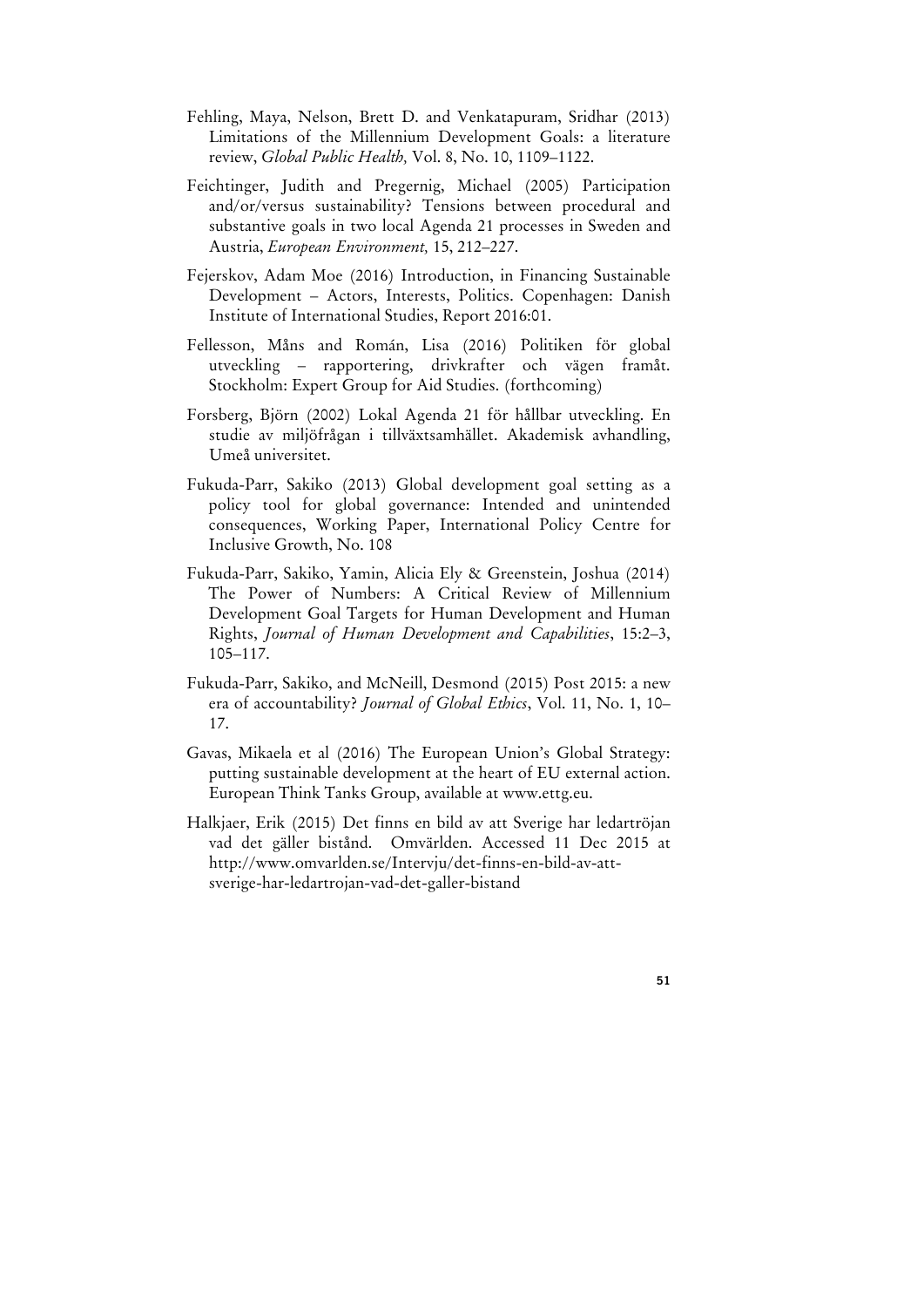Fehling, Maya, Nelson, Brett D. and Venkatapuram, Sridhar (2013) Limitations of the Millennium Development Goals: a literature review, *Global Public Health,* Vol. 8, No. 10, 1109–1122.

Feichtinger, Judith and Pregernig, Michael (2005) Participation and/or/versus sustainability? Tensions between procedural and substantive goals in two local Agenda 21 processes in Sweden and Austria, *European Environment,* 15, 212–227.

Fejerskov, Adam Moe (2016) Introduction, in Financing Sustainable Development – Actors, Interests, Politics. Copenhagen: Danish Institute of International Studies, Report 2016:01.

Fellesson, Måns and Román, Lisa (2016) Politiken för global utveckling – rapportering, drivkrafter och vägen framåt. Stockholm: Expert Group for Aid Studies. (forthcoming)

Forsberg, Björn (2002) Lokal Agenda 21 för hållbar utveckling. En studie av miljöfrågan i tillväxtsamhället. Akademisk avhandling, Umeå universitet.

Fukuda-Parr, Sakiko (2013) Global development goal setting as a policy tool for global governance: Intended and unintended consequences, Working Paper, International Policy Centre for Inclusive Growth, No. 108

Fukuda-Parr, Sakiko, Yamin, Alicia Ely & Greenstein, Joshua (2014) The Power of Numbers: A Critical Review of Millennium Development Goal Targets for Human Development and Human Rights, *Journal of Human Development and Capabilities*, 15:2–3, 105–117.

Fukuda-Parr, Sakiko, and McNeill, Desmond (2015) Post 2015: a new era of accountability? *Journal of Global Ethics*, Vol. 11, No. 1, 10–17.

Gavas, Mikaela et al (2016) The European Union's Global Strategy: putting sustainable development at the heart of EU external action. European Think Tanks Group, available at www.ettg.eu.

Halkjaer, Erik (2015) Det finns en bild av att Sverige har ledartröjan vad det gäller bistånd. Omvärlden. Accessed 11 Dec 2015 at http://www.omvarlden.se/Intervju/det-finns-en-bild-av-att-sverige-har-ledartrojan-vad-det-galler-bistand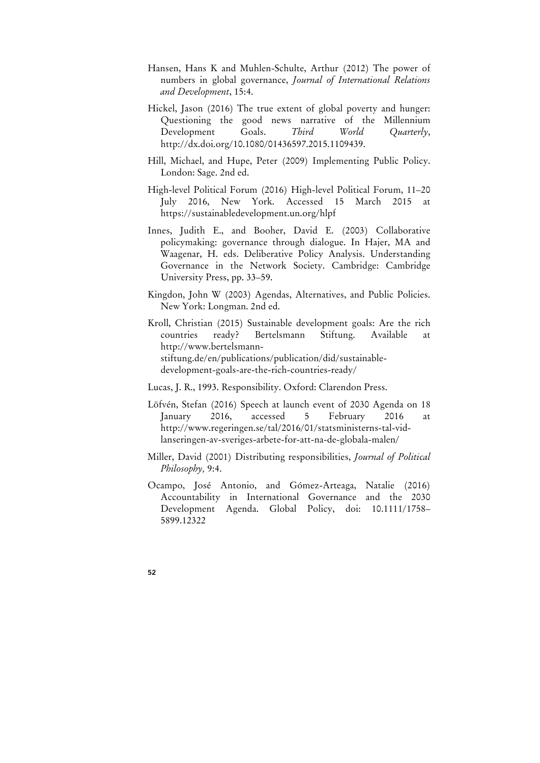Hansen, Hans K and Muhlen-Schulte, Arthur (2012) The power of numbers in global governance, *Journal of International Relations and Development*, 15:4.

Hickel, Jason (2016) The true extent of global poverty and hunger: Questioning the good news narrative of the Millennium Development Goals. *Third World Quarterly*, http://dx.doi.org/10.1080/01436597.2015.1109439.

Hill, Michael, and Hupe, Peter (2009) Implementing Public Policy. London: Sage. 2nd ed.

High-level Political Forum (2016) High-level Political Forum, 11–20 July 2016, New York. Accessed 15 March 2015 at https://sustainabledevelopment.un.org/hlpf

Innes, Judith E., and Booher, David E. (2003) Collaborative policymaking: governance through dialogue. In Hajer, MA and Waagenar, H. eds. Deliberative Policy Analysis. Understanding Governance in the Network Society. Cambridge: Cambridge University Press, pp. 33–59.

Kingdon, John W (2003) Agendas, Alternatives, and Public Policies. New York: Longman. 2nd ed.

Kroll, Christian (2015) Sustainable development goals: Are the rich countries ready? Bertelsmann Stiftung. Available at http://www.bertelsmann-stiftung.de/en/publications/publication/did/sustainable-development-goals-are-the-rich-countries-ready/

Lucas, J. R., 1993. Responsibility. Oxford: Clarendon Press.

Löfvén, Stefan (2016) Speech at launch event of 2030 Agenda on 18 January 2016, accessed 5 February 2016 at http://www.regeringen.se/tal/2016/01/statsministerns-tal-vid-lanseringen-av-sveriges-arbete-for-att-na-de-globala-malen/

Miller, David (2001) Distributing responsibilities, *Journal of Political Philosophy,* 9:4.

Ocampo, José Antonio, and Gómez-Arteaga, Natalie (2016) Accountability in International Governance and the 2030 Development Agenda. Global Policy, doi: 10.1111/1758–5899.12322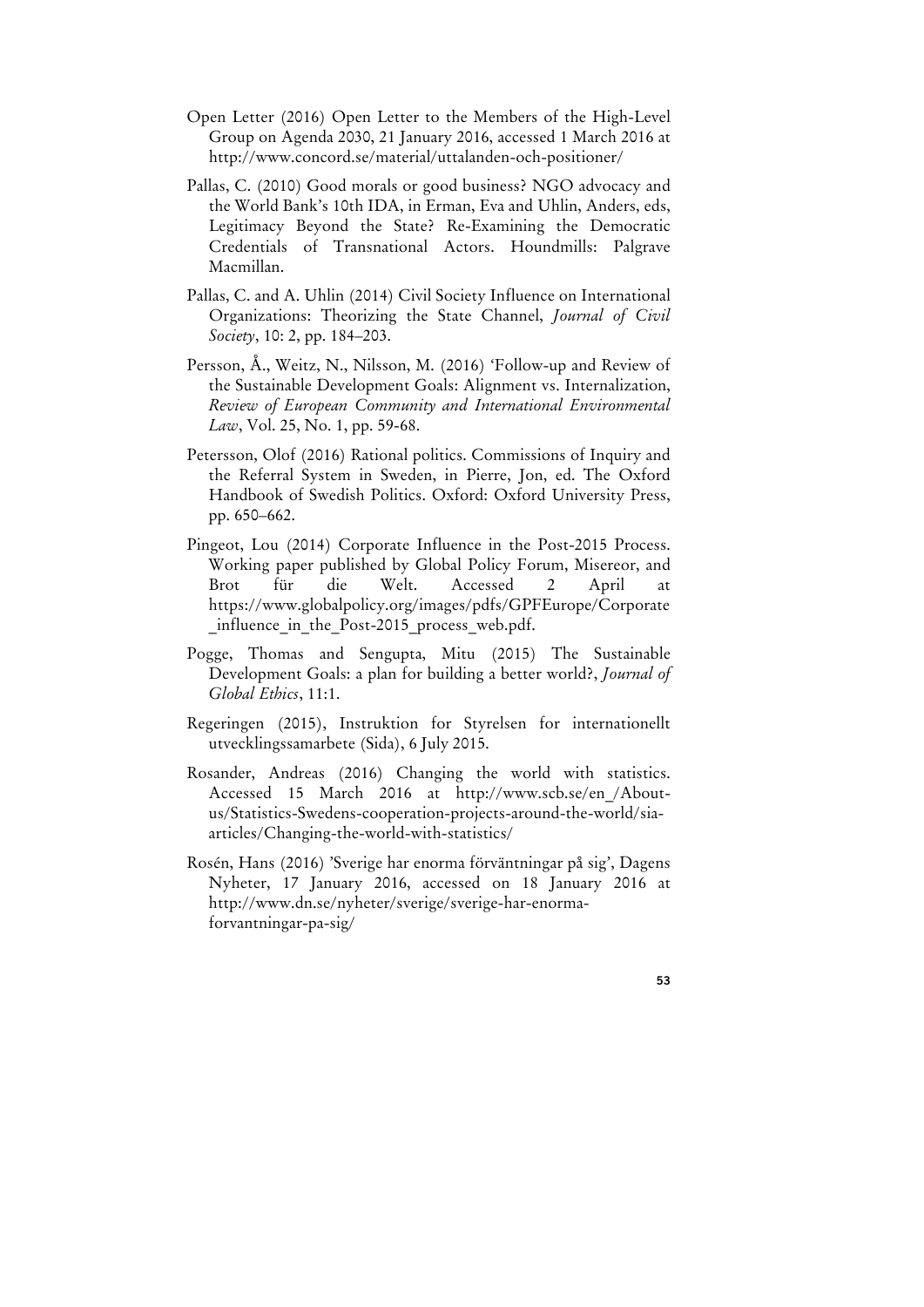Open Letter (2016) Open Letter to the Members of the High-Level Group on Agenda 2030, 21 January 2016, accessed 1 March 2016 at http://www.concord.se/material/uttalanden-och-positioner/

Pallas, C. (2010) Good morals or good business? NGO advocacy and the World Bank's 10th IDA, in Erman, Eva and Uhlin, Anders, eds, Legitimacy Beyond the State? Re-Examining the Democratic Credentials of Transnational Actors. Houndmills: Palgrave Macmillan.

Pallas, C. and A. Uhlin (2014) Civil Society Influence on International Organizations: Theorizing the State Channel, *Journal of Civil Society*, 10: 2, pp. 184–203.

Persson, Å., Weitz, N., Nilsson, M. (2016) 'Follow-up and Review of the Sustainable Development Goals: Alignment vs. Internalization, *Review of European Community and International Environmental Law*, Vol. 25, No. 1, pp. 59-68.

Petersson, Olof (2016) Rational politics. Commissions of Inquiry and the Referral System in Sweden, in Pierre, Jon, ed. The Oxford Handbook of Swedish Politics. Oxford: Oxford University Press, pp. 650–662.

Pingeot, Lou (2014) Corporate Influence in the Post-2015 Process. Working paper published by Global Policy Forum, Misereor, and Brot für die Welt. Accessed 2 April at https://www.globalpolicy.org/images/pdfs/GPFEurope/Corporate_influence_in_the_Post-2015_process_web.pdf.

Pogge, Thomas and Sengupta, Mitu (2015) The Sustainable Development Goals: a plan for building a better world?, *Journal of Global Ethics*, 11:1.

Regeringen (2015), Instruktion for Styrelsen for internationellt utvecklingssamarbete (Sida), 6 July 2015.

Rosander, Andreas (2016) Changing the world with statistics. Accessed 15 March 2016 at http://www.scb.se/en_/About-us/Statistics-Swedens-cooperation-projects-around-the-world/sia-articles/Changing-the-world-with-statistics/

Rosén, Hans (2016) 'Sverige har enorma förväntningar på sig', Dagens Nyheter, 17 January 2016, accessed on 18 January 2016 at http://www.dn.se/nyheter/sverige/sverige-har-enorma-forvantningar-pa-sig/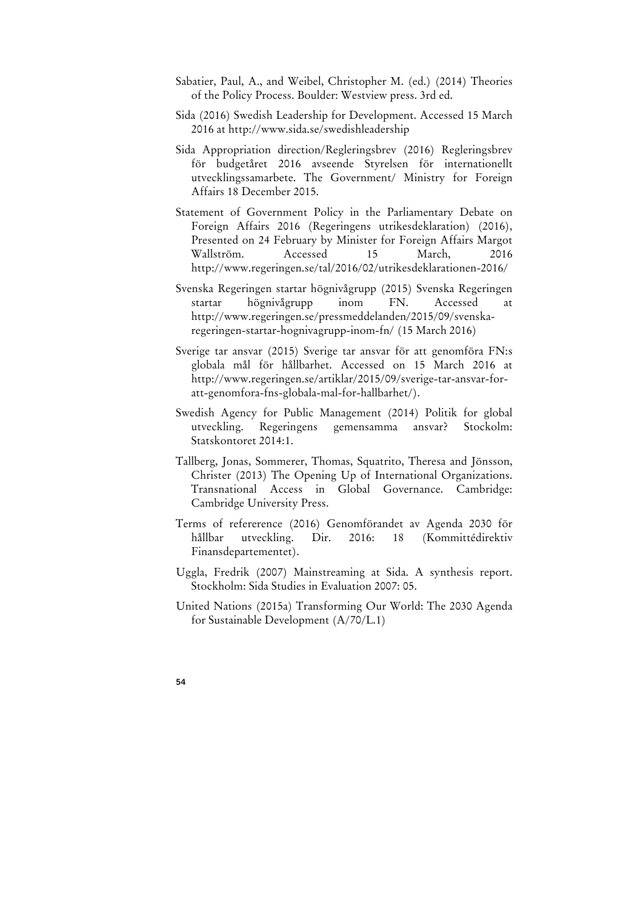Sabatier, Paul, A., and Weibel, Christopher M. (ed.) (2014) Theories of the Policy Process. Boulder: Westview press. 3rd ed.

Sida (2016) Swedish Leadership for Development. Accessed 15 March 2016 at http://www.sida.se/swedishleadership

Sida Appropriation direction/Regleringsbrev (2016) Regleringsbrev för budgetåret 2016 avseende Styrelsen för internationellt utvecklingssamarbete. The Government/ Ministry for Foreign Affairs 18 December 2015.

Statement of Government Policy in the Parliamentary Debate on Foreign Affairs 2016 (Regeringens utrikesdeklaration) (2016), Presented on 24 February by Minister for Foreign Affairs Margot Wallström. Accessed 15 March, 2016 http://www.regeringen.se/tal/2016/02/utrikesdeklarationen-2016/

Svenska Regeringen startar högnivågrupp (2015) Svenska Regeringen startar högnivågrupp inom FN. Accessed at http://www.regeringen.se/pressmeddelanden/2015/09/svenska-regeringen-startar-hognivagrupp-inom-fn/ (15 March 2016)

Sverige tar ansvar (2015) Sverige tar ansvar för att genomföra FN:s globala mål för hållbarhet. Accessed on 15 March 2016 at http://www.regeringen.se/artiklar/2015/09/sverige-tar-ansvar-for-att-genomfora-fns-globala-mal-for-hallbarhet/).

Swedish Agency for Public Management (2014) Politik for global utveckling. Regeringens gemensamma ansvar? Stockolm: Statskontoret 2014:1.

Tallberg, Jonas, Sommerer, Thomas, Squatrito, Theresa and Jönsson, Christer (2013) The Opening Up of International Organizations. Transnational Access in Global Governance. Cambridge: Cambridge University Press.

Terms of refererence (2016) Genomförandet av Agenda 2030 för hållbar utveckling. Dir. 2016: 18 (Kommittédirektiv Finansdepartementet).

Uggla, Fredrik (2007) Mainstreaming at Sida. A synthesis report. Stockholm: Sida Studies in Evaluation 2007: 05.

United Nations (2015a) Transforming Our World: The 2030 Agenda for Sustainable Development (A/70/L.1)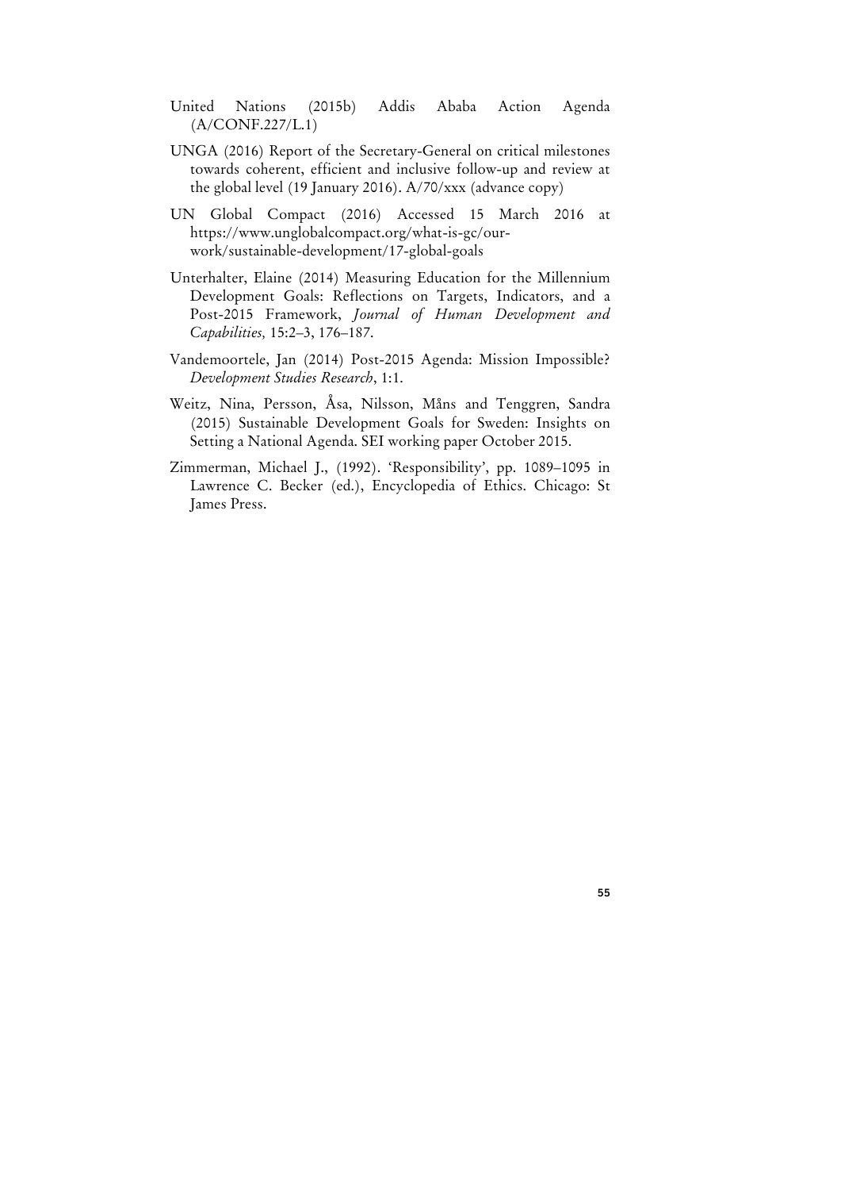United Nations (2015b) Addis Ababa Action Agenda (A/CONF.227/L.1)

UNGA (2016) Report of the Secretary-General on critical milestones towards coherent, efficient and inclusive follow-up and review at the global level (19 January 2016). A/70/xxx (advance copy)

UN Global Compact (2016) Accessed 15 March 2016 at https://www.unglobalcompact.org/what-is-gc/our-work/sustainable-development/17-global-goals

Unterhalter, Elaine (2014) Measuring Education for the Millennium Development Goals: Reflections on Targets, Indicators, and a Post-2015 Framework, *Journal of Human Development and Capabilities,* 15:2–3, 176–187.

Vandemoortele, Jan (2014) Post-2015 Agenda: Mission Impossible? *Development Studies Research*, 1:1.

Weitz, Nina, Persson, Åsa, Nilsson, Måns and Tenggren, Sandra (2015) Sustainable Development Goals for Sweden: Insights on Setting a National Agenda. SEI working paper October 2015.

Zimmerman, Michael J., (1992). 'Responsibility', pp. 1089–1095 in Lawrence C. Becker (ed.), Encyclopedia of Ethics. Chicago: St James Press.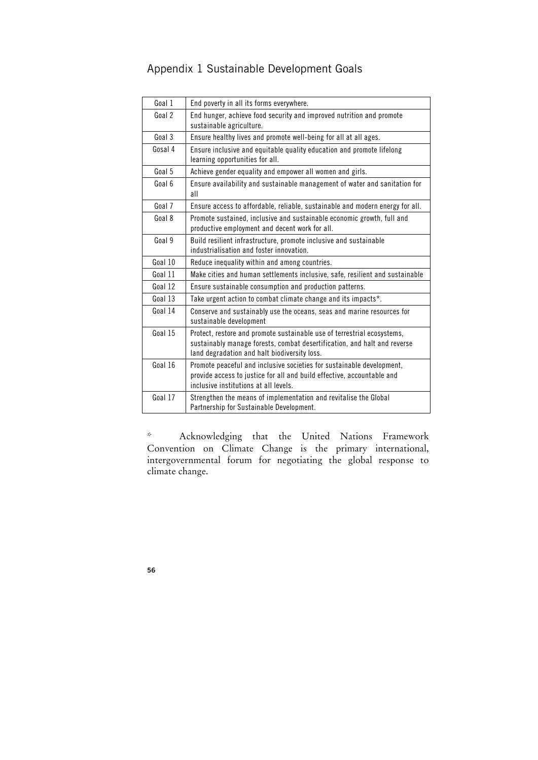# Appendix 1 Sustainable Development Goals

| | |
|---|---|
| Goal 1 | End poverty in all its forms everywhere. |
| Goal 2 | End hunger, achieve food security and improved nutrition and promote sustainable agriculture. |
| Goal 3 | Ensure healthy lives and promote well-being for all at all ages. |
| Gosal 4 | Ensure inclusive and equitable quality education and promote lifelong learning opportunities for all. |
| Goal 5 | Achieve gender equality and empower all women and girls. |
| Goal 6 | Ensure availability and sustainable management of water and sanitation for all |
| Goal 7 | Ensure access to affordable, reliable, sustainable and modern energy for all. |
| Goal 8 | Promote sustained, inclusive and sustainable economic growth, full and productive employment and decent work for all. |
| Goal 9 | Build resilient infrastructure, promote inclusive and sustainable industrialisation and foster innovation. |
| Goal 10 | Reduce inequality within and among countries. |
| Goal 11 | Make cities and human settlements inclusive, safe, resilient and sustainable |
| Goal 12 | Ensure sustainable consumption and production patterns. |
| Goal 13 | Take urgent action to combat climate change and its impacts*. |
| Goal 14 | Conserve and sustainably use the oceans, seas and marine resources for sustainable development |
| Goal 15 | Protect, restore and promote sustainable use of terrestrial ecosystems, sustainably manage forests, combat desertification, and halt and reverse land degradation and halt biodiversity loss. |
| Goal 16 | Promote peaceful and inclusive societies for sustainable development, provide access to justice for all and build effective, accountable and inclusive institutions at all levels. |
| Goal 17 | Strengthen the means of implementation and revitalise the Global Partnership for Sustainable Development. |

\* Acknowledging that the United Nations Framework Convention on Climate Change is the primary international, intergovernmental forum for negotiating the global response to climate change.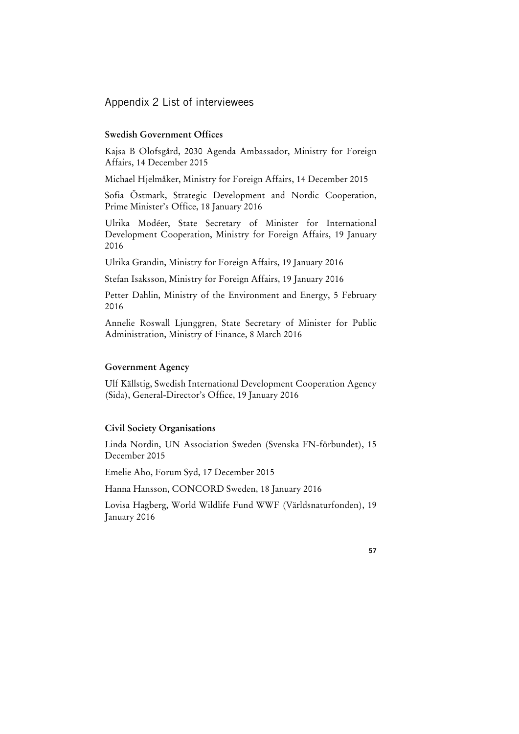# Appendix 2 List of interviewees

### Swedish Government Offices

Kajsa B Olofsgård, 2030 Agenda Ambassador, Ministry for Foreign Affairs, 14 December 2015

Michael Hjelmåker, Ministry for Foreign Affairs, 14 December 2015

Sofia Östmark, Strategic Development and Nordic Cooperation, Prime Minister's Office, 18 January 2016

Ulrika Modéer, State Secretary of Minister for International Development Cooperation, Ministry for Foreign Affairs, 19 January 2016

Ulrika Grandin, Ministry for Foreign Affairs, 19 January 2016

Stefan Isaksson, Ministry for Foreign Affairs, 19 January 2016

Petter Dahlin, Ministry of the Environment and Energy, 5 February 2016

Annelie Roswall Ljunggren, State Secretary of Minister for Public Administration, Ministry of Finance, 8 March 2016

### Government Agency

Ulf Källstig, Swedish International Development Cooperation Agency (Sida), General-Director's Office, 19 January 2016

### Civil Society Organisations

Linda Nordin, UN Association Sweden (Svenska FN-förbundet), 15 December 2015

Emelie Aho, Forum Syd, 17 December 2015

Hanna Hansson, CONCORD Sweden, 18 January 2016

Lovisa Hagberg, World Wildlife Fund WWF (Världsnaturfonden), 19 January 2016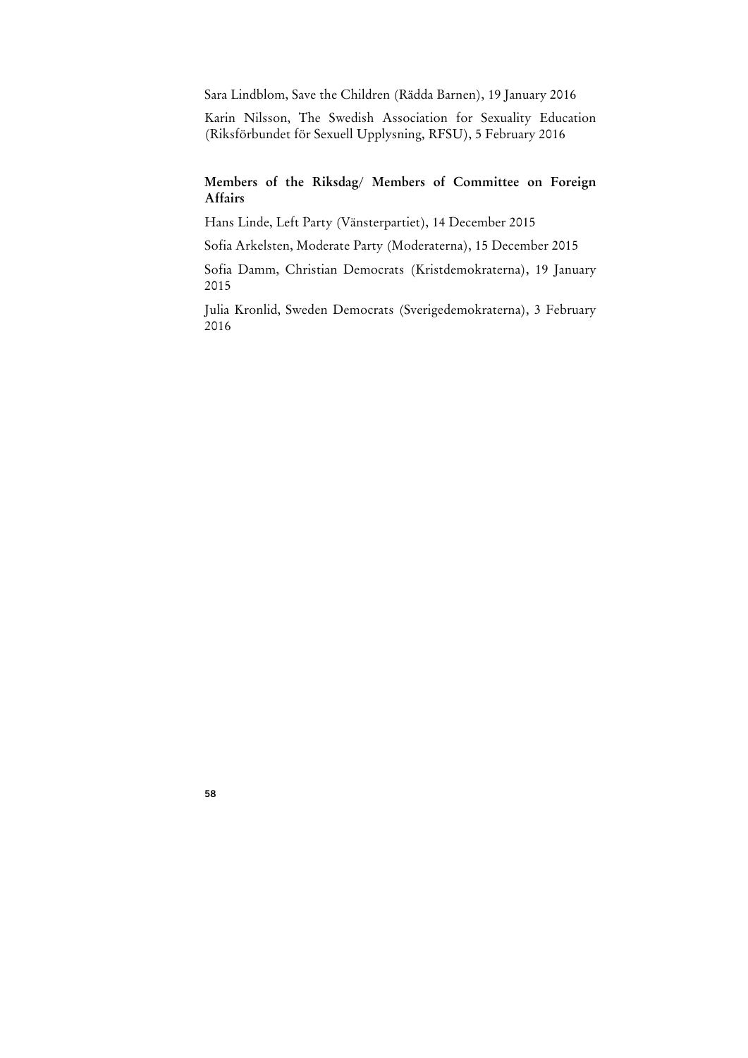Sara Lindblom, Save the Children (Rädda Barnen), 19 January 2016

Karin Nilsson, The Swedish Association for Sexuality Education (Riksförbundet för Sexuell Upplysning, RFSU), 5 February 2016

### Members of the Riksdag/ Members of Committee on Foreign Affairs

Hans Linde, Left Party (Vänsterpartiet), 14 December 2015

Sofia Arkelsten, Moderate Party (Moderaterna), 15 December 2015

Sofia Damm, Christian Democrats (Kristdemokraterna), 19 January 2015

Julia Kronlid, Sweden Democrats (Sverigedemokraterna), 3 February 2016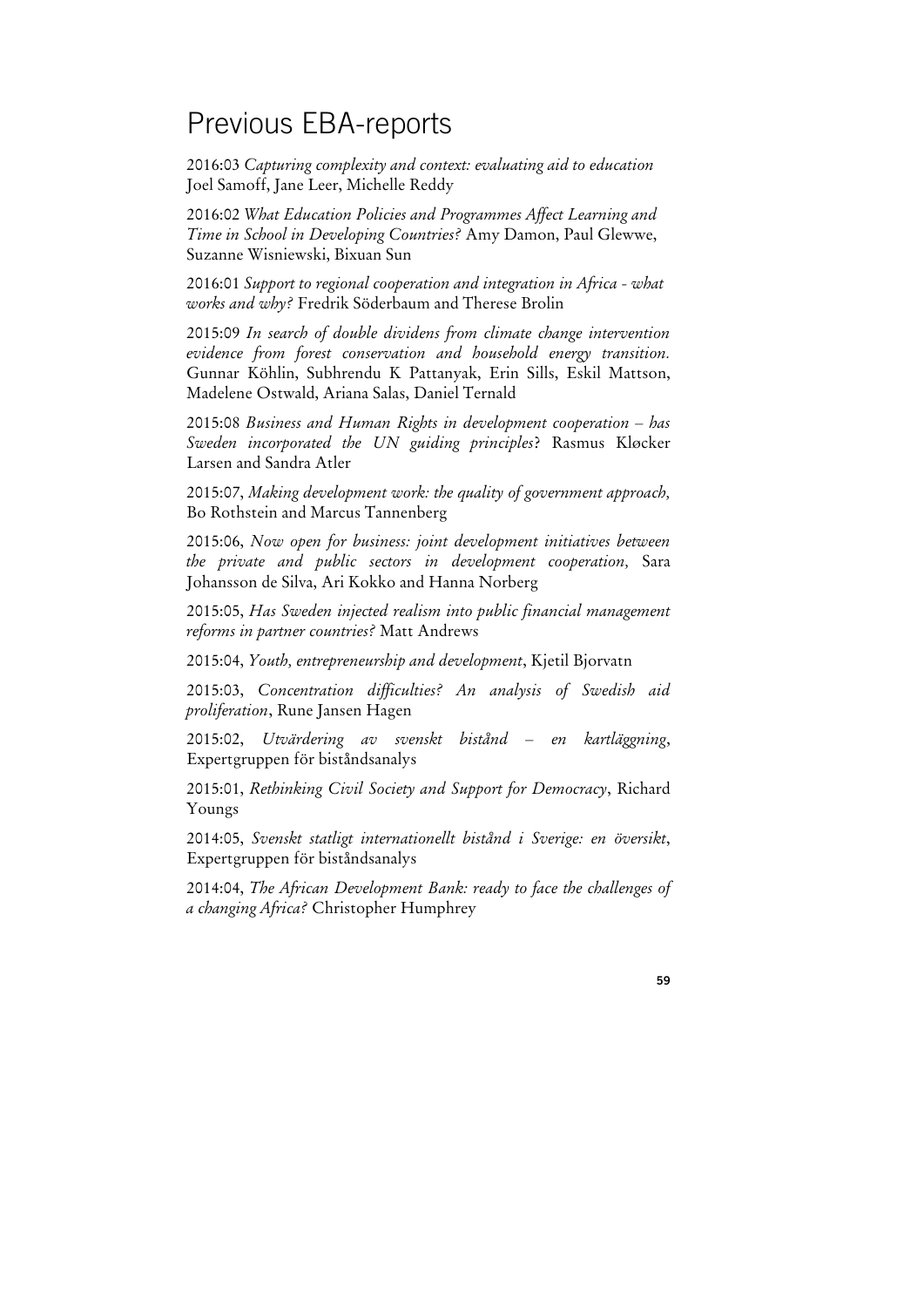# Previous EBA-reports

2016:03 *Capturing complexity and context: evaluating aid to education* Joel Samoff, Jane Leer, Michelle Reddy

2016:02 *What Education Policies and Programmes Affect Learning and Time in School in Developing Countries?* Amy Damon, Paul Glewwe, Suzanne Wisniewski, Bixuan Sun

2016:01 *Support to regional cooperation and integration in Africa - what works and why?* Fredrik Söderbaum and Therese Brolin

2015:09 *In search of double dividens from climate change intervention evidence from forest conservation and household energy transition.* Gunnar Köhlin, Subhrendu K Pattanyak, Erin Sills, Eskil Mattson, Madelene Ostwald, Ariana Salas, Daniel Ternald

2015:08 *Business and Human Rights in development cooperation – has Sweden incorporated the UN guiding principles*? Rasmus Kløcker Larsen and Sandra Atler

2015:07, *Making development work: the quality of government approach,* Bo Rothstein and Marcus Tannenberg

2015:06, *Now open for business: joint development initiatives between the private and public sectors in development cooperation,* Sara Johansson de Silva, Ari Kokko and Hanna Norberg

2015:05, *Has Sweden injected realism into public financial management reforms in partner countries?* Matt Andrews

2015:04, *Youth, entrepreneurship and development*, Kjetil Bjorvatn

2015:03, *Concentration difficulties? An analysis of Swedish aid proliferation*, Rune Jansen Hagen

2015:02, *Utvärdering av svenskt bistånd – en kartläggning*, Expertgruppen för biståndsanalys

2015:01, *Rethinking Civil Society and Support for Democracy*, Richard Youngs

2014:05, *Svenskt statligt internationellt bistånd i Sverige: en översikt*, Expertgruppen för biståndsanalys

2014:04, *The African Development Bank: ready to face the challenges of a changing Africa?* Christopher Humphrey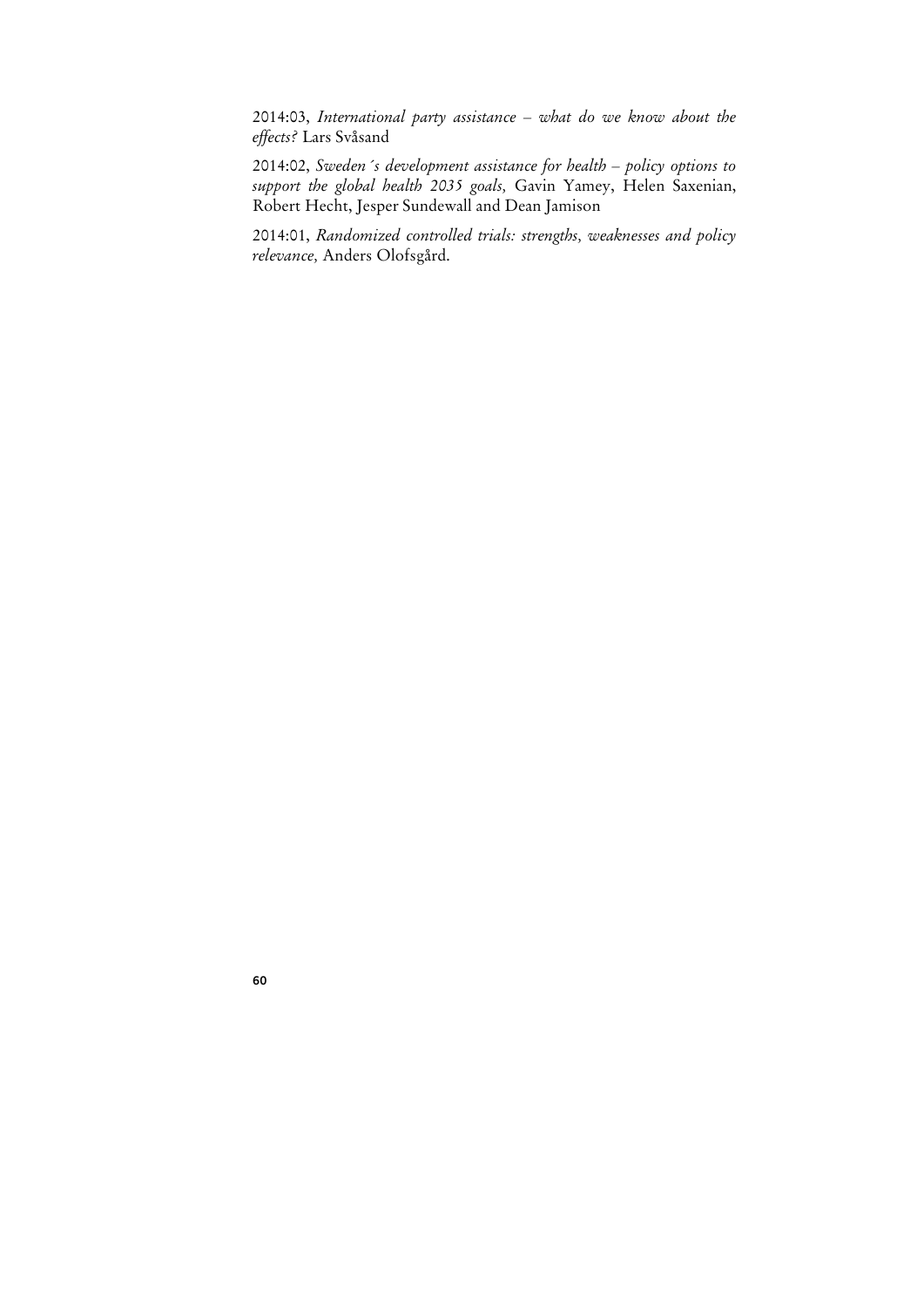2014:03, *International party assistance – what do we know about the effects?* Lars Svåsand

2014:02, *Sweden´s development assistance for health – policy options to support the global health 2035 goals,* Gavin Yamey, Helen Saxenian, Robert Hecht, Jesper Sundewall and Dean Jamison

2014:01, *Randomized controlled trials: strengths, weaknesses and policy relevance,* Anders Olofsgård.